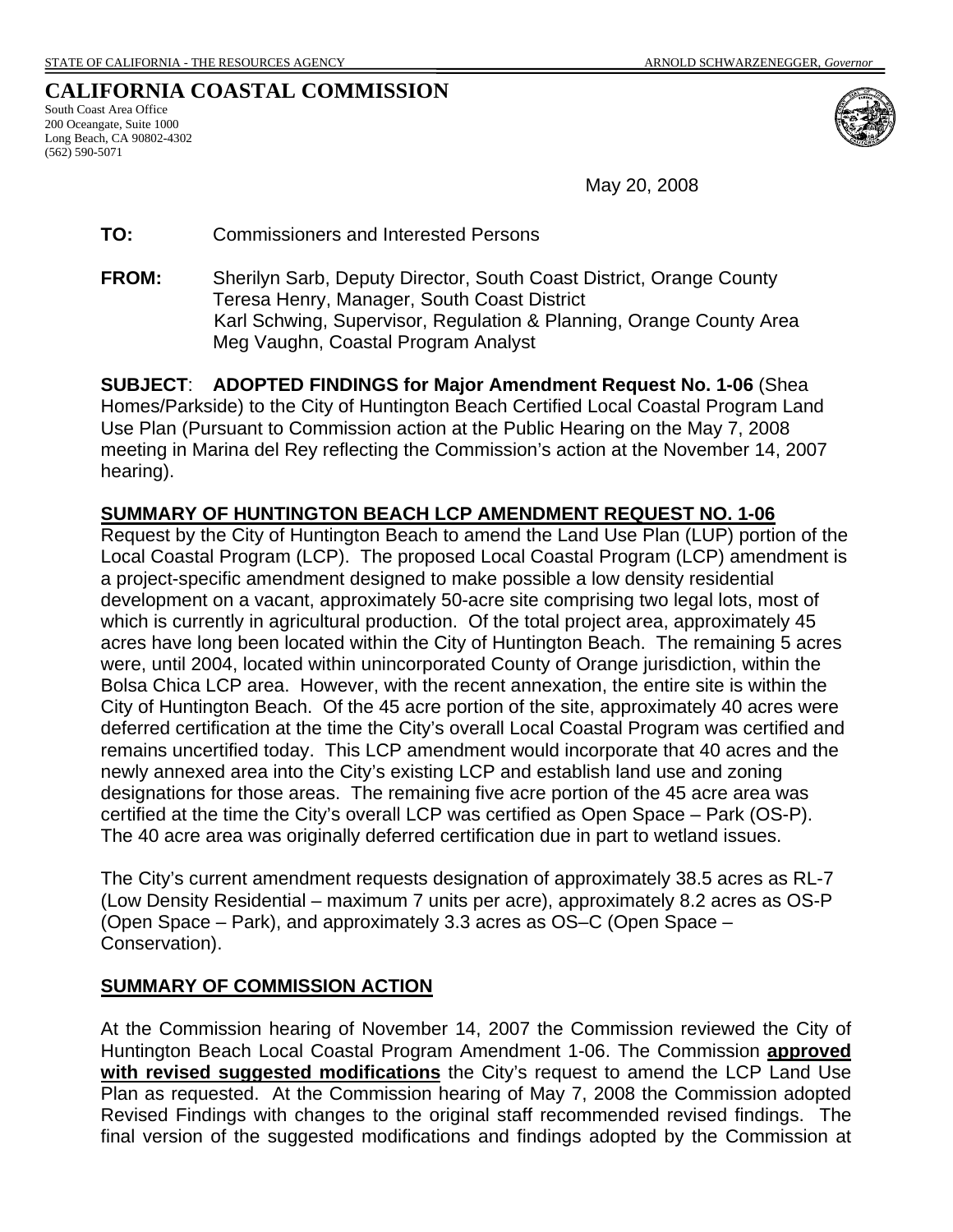STATE OF CALIFORNIA - THE RESOURCES AGENCY ARNOLD SCHWARZENEGGER, *Governor*

# CALIFORNIA COASTAL COMMISSION

South Coast Area Office
200 Oceangate, Suite 1000
Long Beach, CA 90802-4302
(562) 590-5071

May 20, 2008

**TO:** Commissioners and Interested Persons

**FROM:** Sherilyn Sarb, Deputy Director, South Coast District, Orange County
Teresa Henry, Manager, South Coast District
Karl Schwing, Supervisor, Regulation & Planning, Orange County Area
Meg Vaughn, Coastal Program Analyst

**SUBJECT**: **ADOPTED FINDINGS for Major Amendment Request No. 1-06** (Shea Homes/Parkside) to the City of Huntington Beach Certified Local Coastal Program Land Use Plan (Pursuant to Commission action at the Public Hearing on the May 7, 2008 meeting in Marina del Rey reflecting the Commission's action at the November 14, 2007 hearing).

## SUMMARY OF HUNTINGTON BEACH LCP AMENDMENT REQUEST NO. 1-06

Request by the City of Huntington Beach to amend the Land Use Plan (LUP) portion of the Local Coastal Program (LCP). The proposed Local Coastal Program (LCP) amendment is a project-specific amendment designed to make possible a low density residential development on a vacant, approximately 50-acre site comprising two legal lots, most of which is currently in agricultural production. Of the total project area, approximately 45 acres have long been located within the City of Huntington Beach. The remaining 5 acres were, until 2004, located within unincorporated County of Orange jurisdiction, within the Bolsa Chica LCP area. However, with the recent annexation, the entire site is within the City of Huntington Beach. Of the 45 acre portion of the site, approximately 40 acres were deferred certification at the time the City's overall Local Coastal Program was certified and remains uncertified today. This LCP amendment would incorporate that 40 acres and the newly annexed area into the City's existing LCP and establish land use and zoning designations for those areas. The remaining five acre portion of the 45 acre area was certified at the time the City's overall LCP was certified as Open Space – Park (OS-P). The 40 acre area was originally deferred certification due in part to wetland issues.

The City's current amendment requests designation of approximately 38.5 acres as RL-7 (Low Density Residential – maximum 7 units per acre), approximately 8.2 acres as OS-P (Open Space – Park), and approximately 3.3 acres as OS–C (Open Space – Conservation).

## SUMMARY OF COMMISSION ACTION

At the Commission hearing of November 14, 2007 the Commission reviewed the City of Huntington Beach Local Coastal Program Amendment 1-06. The Commission **approved with revised suggested modifications** the City's request to amend the LCP Land Use Plan as requested. At the Commission hearing of May 7, 2008 the Commission adopted Revised Findings with changes to the original staff recommended revised findings. The final version of the suggested modifications and findings adopted by the Commission at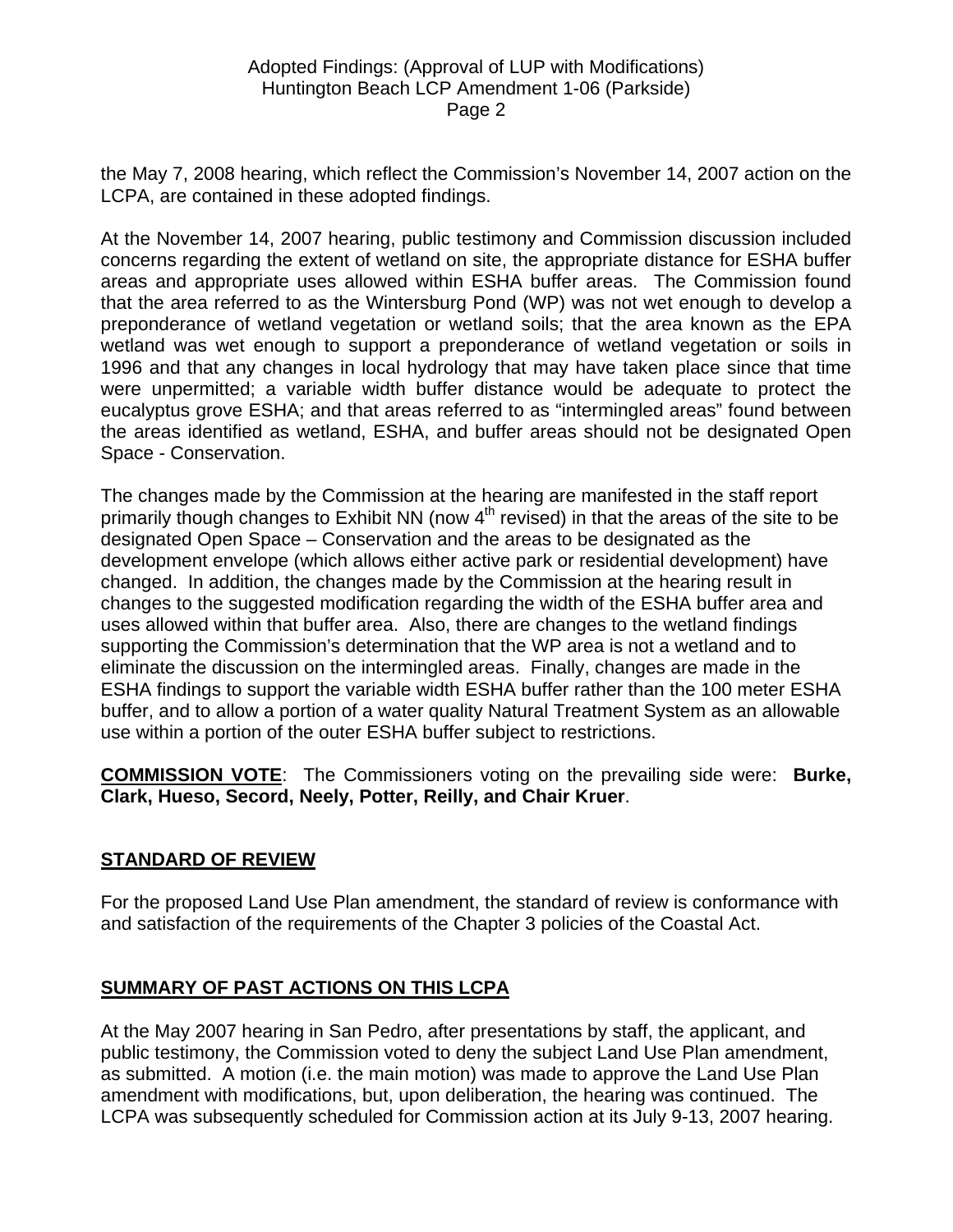the May 7, 2008 hearing, which reflect the Commission's November 14, 2007 action on the LCPA, are contained in these adopted findings.

At the November 14, 2007 hearing, public testimony and Commission discussion included concerns regarding the extent of wetland on site, the appropriate distance for ESHA buffer areas and appropriate uses allowed within ESHA buffer areas. The Commission found that the area referred to as the Wintersburg Pond (WP) was not wet enough to develop a preponderance of wetland vegetation or wetland soils; that the area known as the EPA wetland was wet enough to support a preponderance of wetland vegetation or soils in 1996 and that any changes in local hydrology that may have taken place since that time were unpermitted; a variable width buffer distance would be adequate to protect the eucalyptus grove ESHA; and that areas referred to as "intermingled areas" found between the areas identified as wetland, ESHA, and buffer areas should not be designated Open Space - Conservation.

The changes made by the Commission at the hearing are manifested in the staff report primarily though changes to Exhibit NN (now 4th revised) in that the areas of the site to be designated Open Space – Conservation and the areas to be designated as the development envelope (which allows either active park or residential development) have changed. In addition, the changes made by the Commission at the hearing result in changes to the suggested modification regarding the width of the ESHA buffer area and uses allowed within that buffer area. Also, there are changes to the wetland findings supporting the Commission's determination that the WP area is not a wetland and to eliminate the discussion on the intermingled areas. Finally, changes are made in the ESHA findings to support the variable width ESHA buffer rather than the 100 meter ESHA buffer, and to allow a portion of a water quality Natural Treatment System as an allowable use within a portion of the outer ESHA buffer subject to restrictions.

**COMMISSION VOTE**: The Commissioners voting on the prevailing side were: **Burke, Clark, Hueso, Secord, Neely, Potter, Reilly, and Chair Kruer**.

## STANDARD OF REVIEW

For the proposed Land Use Plan amendment, the standard of review is conformance with and satisfaction of the requirements of the Chapter 3 policies of the Coastal Act.

## SUMMARY OF PAST ACTIONS ON THIS LCPA

At the May 2007 hearing in San Pedro, after presentations by staff, the applicant, and public testimony, the Commission voted to deny the subject Land Use Plan amendment, as submitted. A motion (i.e. the main motion) was made to approve the Land Use Plan amendment with modifications, but, upon deliberation, the hearing was continued. The LCPA was subsequently scheduled for Commission action at its July 9-13, 2007 hearing.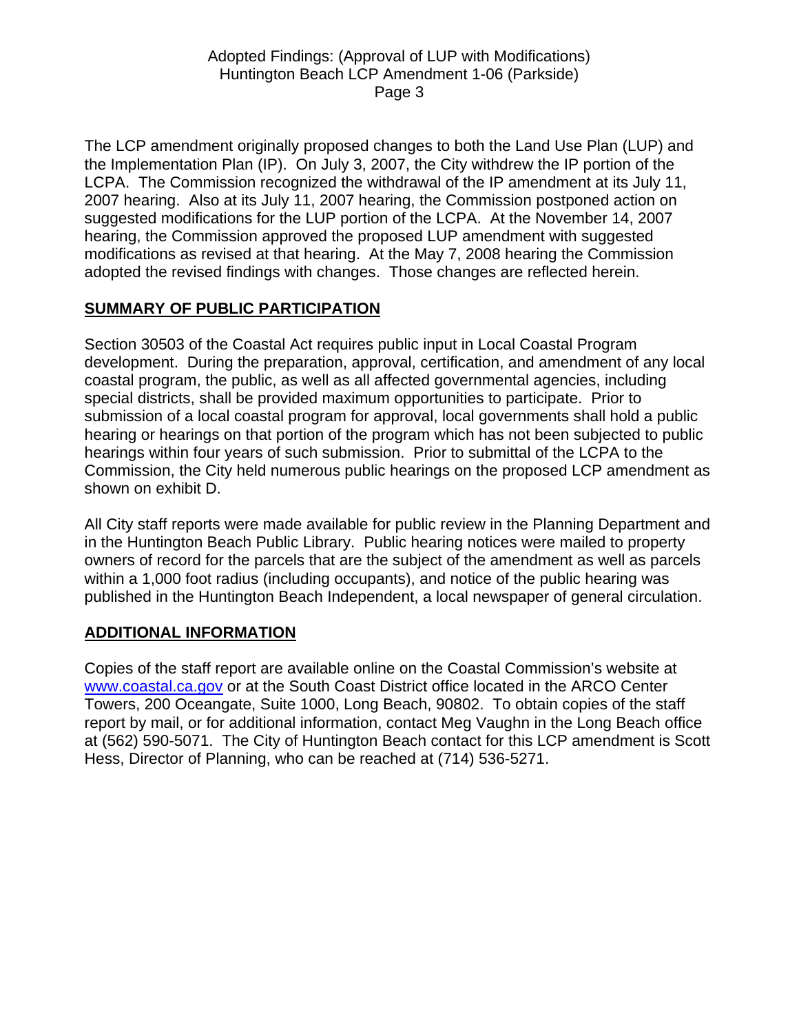The LCP amendment originally proposed changes to both the Land Use Plan (LUP) and the Implementation Plan (IP). On July 3, 2007, the City withdrew the IP portion of the LCPA. The Commission recognized the withdrawal of the IP amendment at its July 11, 2007 hearing. Also at its July 11, 2007 hearing, the Commission postponed action on suggested modifications for the LUP portion of the LCPA. At the November 14, 2007 hearing, the Commission approved the proposed LUP amendment with suggested modifications as revised at that hearing. At the May 7, 2008 hearing the Commission adopted the revised findings with changes. Those changes are reflected herein.

## SUMMARY OF PUBLIC PARTICIPATION

Section 30503 of the Coastal Act requires public input in Local Coastal Program development. During the preparation, approval, certification, and amendment of any local coastal program, the public, as well as all affected governmental agencies, including special districts, shall be provided maximum opportunities to participate. Prior to submission of a local coastal program for approval, local governments shall hold a public hearing or hearings on that portion of the program which has not been subjected to public hearings within four years of such submission. Prior to submittal of the LCPA to the Commission, the City held numerous public hearings on the proposed LCP amendment as shown on exhibit D.

All City staff reports were made available for public review in the Planning Department and in the Huntington Beach Public Library. Public hearing notices were mailed to property owners of record for the parcels that are the subject of the amendment as well as parcels within a 1,000 foot radius (including occupants), and notice of the public hearing was published in the Huntington Beach Independent, a local newspaper of general circulation.

## ADDITIONAL INFORMATION

Copies of the staff report are available online on the Coastal Commission's website at www.coastal.ca.gov or at the South Coast District office located in the ARCO Center Towers, 200 Oceangate, Suite 1000, Long Beach, 90802. To obtain copies of the staff report by mail, or for additional information, contact Meg Vaughn in the Long Beach office at (562) 590-5071. The City of Huntington Beach contact for this LCP amendment is Scott Hess, Director of Planning, who can be reached at (714) 536-5271.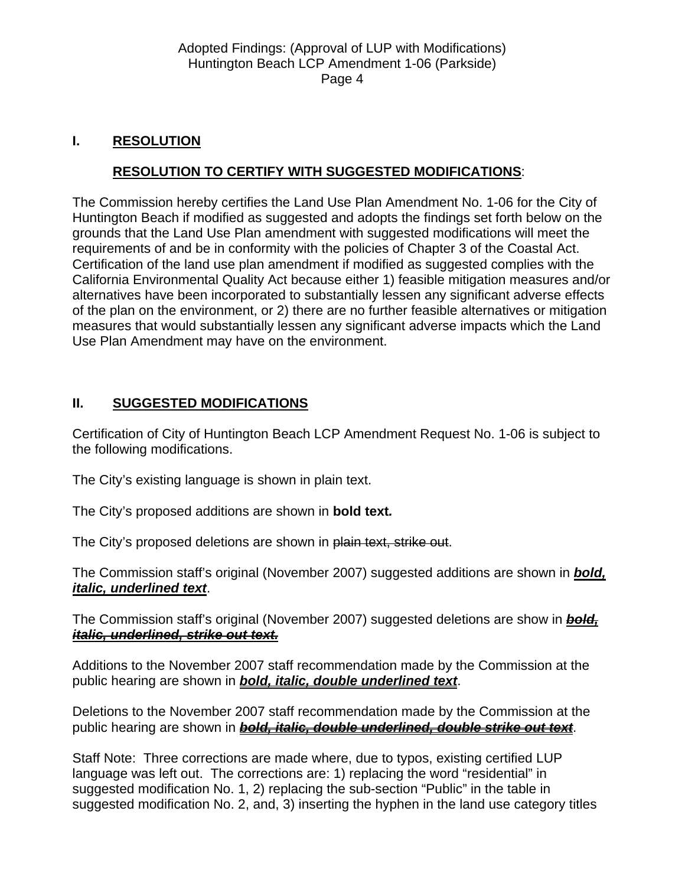## I. RESOLUTION

### RESOLUTION TO CERTIFY WITH SUGGESTED MODIFICATIONS:

The Commission hereby certifies the Land Use Plan Amendment No. 1-06 for the City of Huntington Beach if modified as suggested and adopts the findings set forth below on the grounds that the Land Use Plan amendment with suggested modifications will meet the requirements of and be in conformity with the policies of Chapter 3 of the Coastal Act. Certification of the land use plan amendment if modified as suggested complies with the California Environmental Quality Act because either 1) feasible mitigation measures and/or alternatives have been incorporated to substantially lessen any significant adverse effects of the plan on the environment, or 2) there are no further feasible alternatives or mitigation measures that would substantially lessen any significant adverse impacts which the Land Use Plan Amendment may have on the environment.

## II. SUGGESTED MODIFICATIONS

Certification of City of Huntington Beach LCP Amendment Request No. 1-06 is subject to the following modifications.

The City's existing language is shown in plain text.

The City's proposed additions are shown in **bold text.**

The City's proposed deletions are shown in ~~plain text, strike out~~.

The Commission staff's original (November 2007) suggested additions are shown in ***<u>bold, italic, underlined text</u>***.

The Commission staff's original (November 2007) suggested deletions are show in ***<u>~~bold, italic, underlined, strike out text.~~</u>***

Additions to the November 2007 staff recommendation made by the Commission at the public hearing are shown in ***<u>bold, italic, double underlined text</u>***.

Deletions to the November 2007 staff recommendation made by the Commission at the public hearing are shown in ***<u>~~bold, italic, double underlined, double strike out text~~</u>***.

Staff Note: Three corrections are made where, due to typos, existing certified LUP language was left out. The corrections are: 1) replacing the word "residential" in suggested modification No. 1, 2) replacing the sub-section "Public" in the table in suggested modification No. 2, and, 3) inserting the hyphen in the land use category titles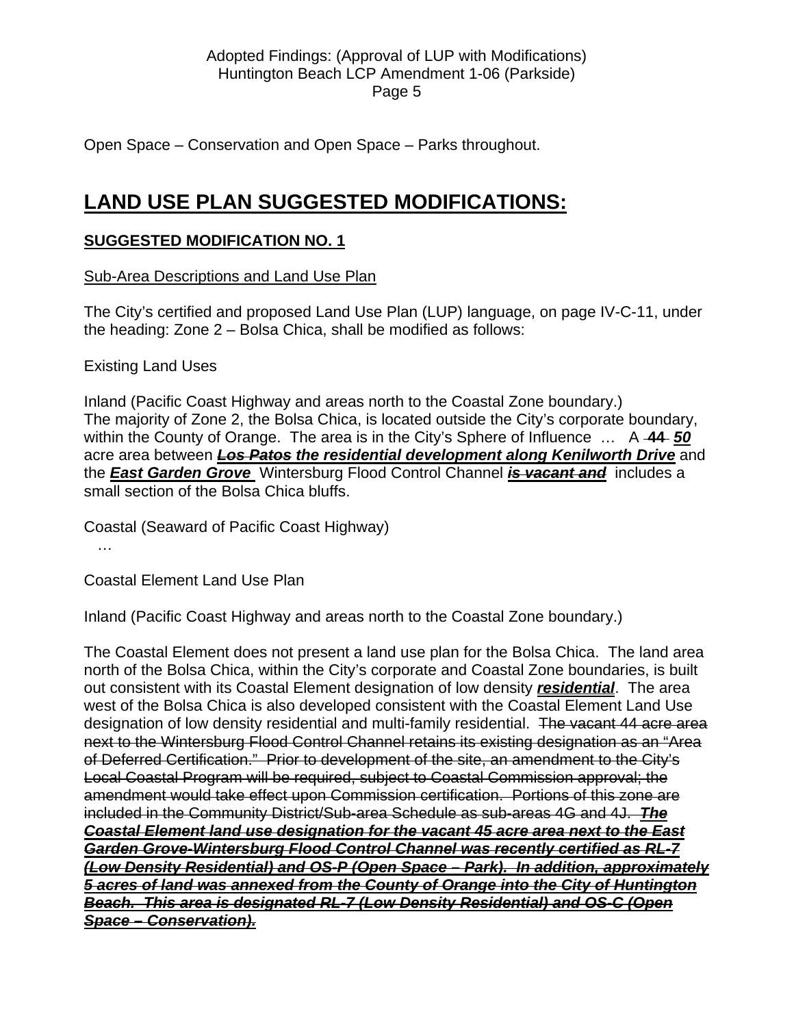Open Space – Conservation and Open Space – Parks throughout.

# LAND USE PLAN SUGGESTED MODIFICATIONS:

## SUGGESTED MODIFICATION NO. 1

Sub-Area Descriptions and Land Use Plan

The City's certified and proposed Land Use Plan (LUP) language, on page IV-C-11, under the heading: Zone 2 – Bolsa Chica, shall be modified as follows:

Existing Land Uses

Inland (Pacific Coast Highway and areas north to the Coastal Zone boundary.)
The majority of Zone 2, the Bolsa Chica, is located outside the City's corporate boundary, within the County of Orange. The area is in the City's Sphere of Influence … A ~~44~~ ***50*** acre area between ~~***Los Patos***~~ ***the residential development along Kenilworth Drive*** and the ***East Garden Grove*** Wintersburg Flood Control Channel ~~***is vacant and***~~ includes a small section of the Bolsa Chica bluffs.

Coastal (Seaward of Pacific Coast Highway)

…

Coastal Element Land Use Plan

Inland (Pacific Coast Highway and areas north to the Coastal Zone boundary.)

The Coastal Element does not present a land use plan for the Bolsa Chica. The land area north of the Bolsa Chica, within the City's corporate and Coastal Zone boundaries, is built out consistent with its Coastal Element designation of low density ***residential***. The area west of the Bolsa Chica is also developed consistent with the Coastal Element Land Use designation of low density residential and multi-family residential. ~~The vacant 44 acre area next to the Wintersburg Flood Control Channel retains its existing designation as an "Area of Deferred Certification." Prior to development of the site, an amendment to the City's Local Coastal Program will be required, subject to Coastal Commission approval; the amendment would take effect upon Commission certification. Portions of this zone are included in the Community District/Sub-area Schedule as sub-areas 4G and 4J.~~ ~~***The Coastal Element land use designation for the vacant 45 acre area next to the East Garden Grove-Wintersburg Flood Control Channel was recently certified as RL-7 (Low Density Residential) and OS-P (Open Space – Park). In addition, approximately 5 acres of land was annexed from the County of Orange into the City of Huntington Beach. This area is designated RL-7 (Low Density Residential) and OS-C (Open Space – Conservation).***~~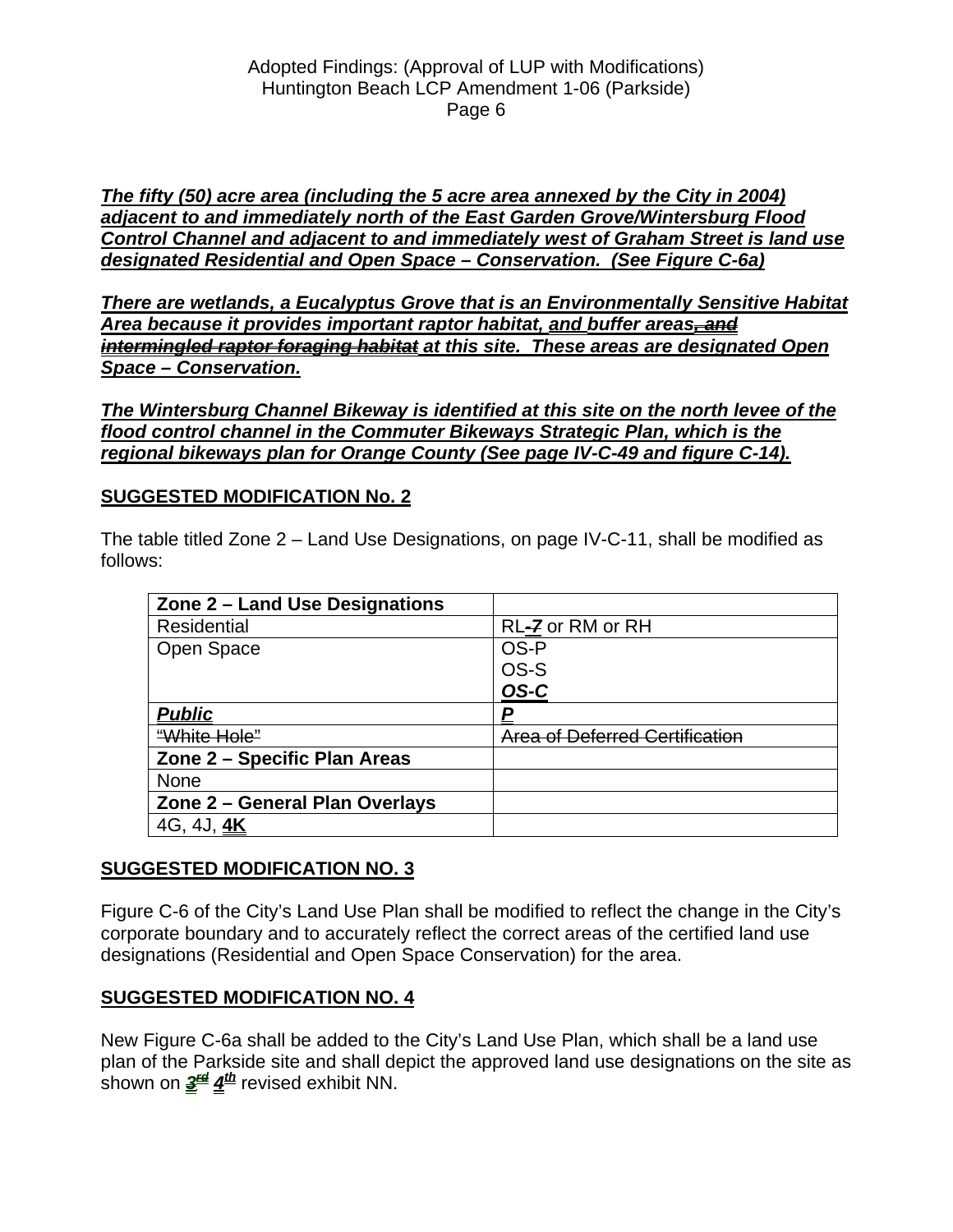***<u>The fifty (50) acre area (including the 5 acre area annexed by the City in 2004) adjacent to and immediately north of the East Garden Grove/Wintersburg Flood Control Channel and adjacent to and immediately west of Graham Street is land use designated Residential and Open Space – Conservation. (See Figure C-6a)</u>***

***<u>There are wetlands, a Eucalyptus Grove that is an Environmentally Sensitive Habitat Area because it provides important raptor habitat, and buffer areas~~, and intermingled raptor foraging habitat~~ at this site. These areas are designated Open Space – Conservation.</u>***

***<u>The Wintersburg Channel Bikeway is identified at this site on the north levee of the flood control channel in the Commuter Bikeways Strategic Plan, which is the regional bikeways plan for Orange County (See page IV-C-49 and figure C-14).</u>***

**<u>SUGGESTED MODIFICATION No. 2</u>**

The table titled Zone 2 – Land Use Designations, on page IV-C-11, shall be modified as follows:

| **Zone 2 – Land Use Designations** | |
|---|---|
| Residential | RL~~-7~~ or RM or RH |
| Open Space | OS-P<br>OS-S<br>***<u>OS-C</u>*** |
| ***<u>Public</u>*** | ***<u>P</u>*** |
| ~~"White Hole"~~ | ~~Area of Deferred Certification~~ |
| **Zone 2 – Specific Plan Areas** | |
| None | |
| **Zone 2 – General Plan Overlays** | |
| 4G, 4J, **<u>4K</u>** | |

**<u>SUGGESTED MODIFICATION NO. 3</u>**

Figure C-6 of the City's Land Use Plan shall be modified to reflect the change in the City's corporate boundary and to accurately reflect the correct areas of the certified land use designations (Residential and Open Space Conservation) for the area.

**<u>SUGGESTED MODIFICATION NO. 4</u>**

New Figure C-6a shall be added to the City's Land Use Plan, which shall be a land use plan of the Parkside site and shall depict the approved land use designations on the site as shown on ~~3rd~~ ***<u>4th</u>*** revised exhibit NN.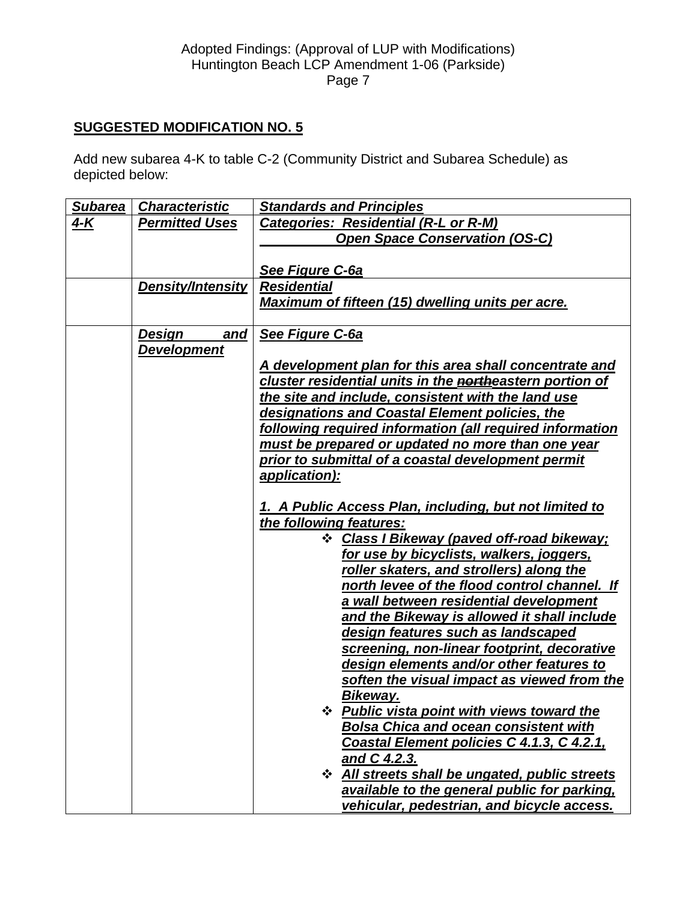## SUGGESTED MODIFICATION NO. 5

Add new subarea 4-K to table C-2 (Community District and Subarea Schedule) as depicted below:

| Subarea | Characteristic | Standards and Principles |
|---|---|---|
| ***4-K*** | ***Permitted Uses*** | ***Categories: Residential (R-L or R-M)***<br>***Open Space Conservation (OS-C)***<br><br>***See Figure C-6a*** |
| | ***Density/Intensity*** | ***Residential***<br>***Maximum of fifteen (15) dwelling units per acre.*** |
| | ***Design and Development*** | ***See Figure C-6a***<br><br>***A development plan for this area shall concentrate and cluster residential units in the ~~north~~eastern portion of the site and include, consistent with the land use designations and Coastal Element policies, the following required information (all required information must be prepared or updated no more than one year prior to submittal of a coastal development permit application):***<br><br>***1. A Public Access Plan, including, but not limited to the following features:***<br>❖ ***Class I Bikeway (paved off-road bikeway; for use by bicyclists, walkers, joggers, roller skaters, and strollers) along the north levee of the flood control channel. If a wall between residential development and the Bikeway is allowed it shall include design features such as landscaped screening, non-linear footprint, decorative design elements and/or other features to soften the visual impact as viewed from the Bikeway.***<br>❖ ***Public vista point with views toward the Bolsa Chica and ocean consistent with Coastal Element policies C 4.1.3, C 4.2.1, and C 4.2.3.***<br>❖ ***All streets shall be ungated, public streets available to the general public for parking, vehicular, pedestrian, and bicycle access.*** |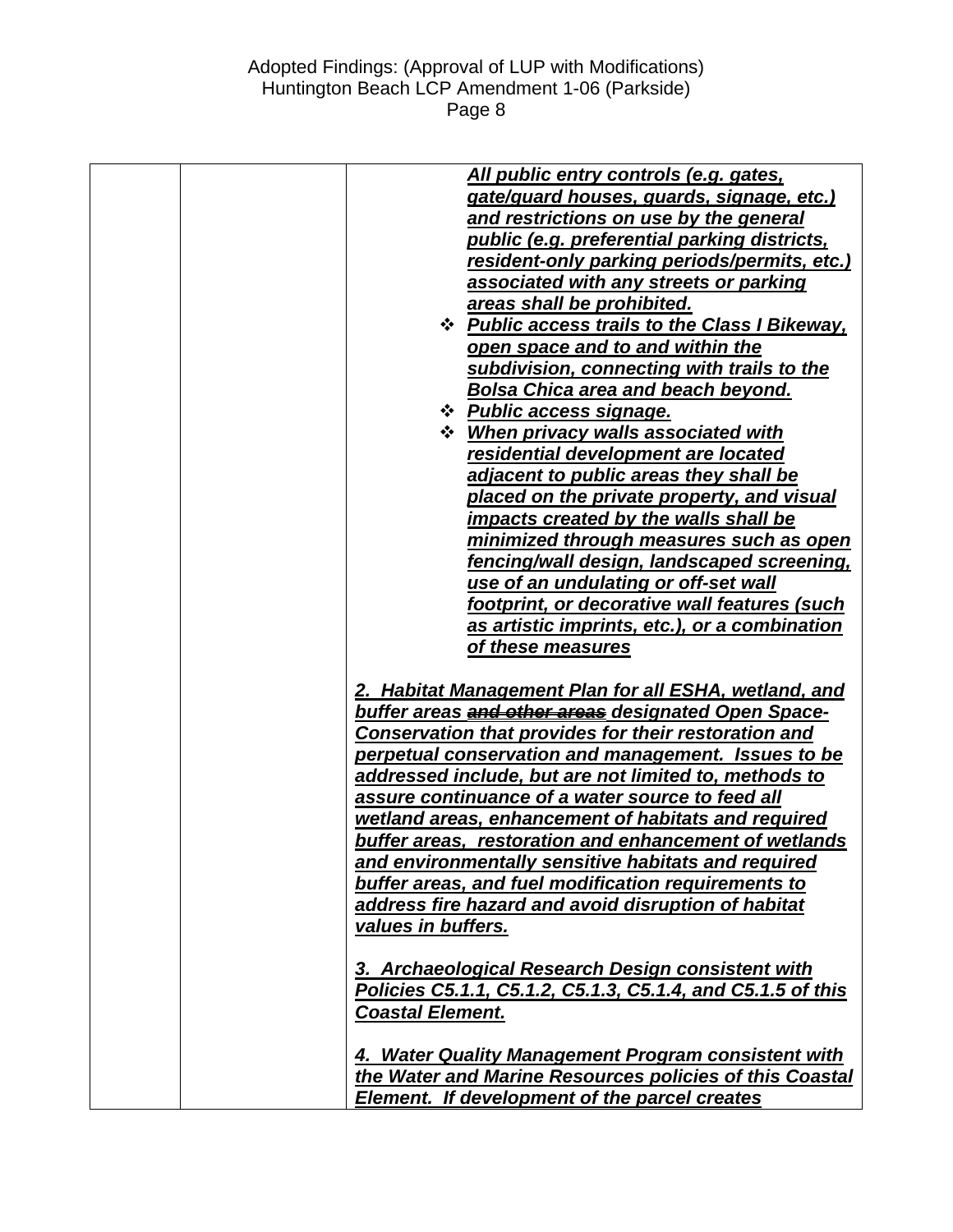Adopted Findings: (Approval of LUP with Modifications)
Huntington Beach LCP Amendment 1-06 (Parkside)

| | | |
|---|---|---|
| | | ***<u>All public entry controls (e.g. gates, gate/guard houses, guards, signage, etc.) and restrictions on use by the general public (e.g. preferential parking districts, resident-only parking periods/permits, etc.) associated with any streets or parking areas shall be prohibited.</u>***<br>❖ ***<u>Public access trails to the Class I Bikeway, open space and to and within the subdivision, connecting with trails to the Bolsa Chica area and beach beyond.</u>***<br>❖ ***<u>Public access signage.</u>***<br>❖ ***<u>When privacy walls associated with residential development are located adjacent to public areas they shall be placed on the private property, and visual impacts created by the walls shall be minimized through measures such as open fencing/wall design, landscaped screening, use of an undulating or off-set wall footprint, or decorative wall features (such as artistic imprints, etc.), or a combination of these measures</u>***<br><br>***<u>2. Habitat Management Plan for all ESHA, wetland, and buffer areas ~~and other areas~~ designated Open Space-Conservation that provides for their restoration and perpetual conservation and management. Issues to be addressed include, but are not limited to, methods to assure continuance of a water source to feed all wetland areas, enhancement of habitats and required buffer areas, restoration and enhancement of wetlands and environmentally sensitive habitats and required buffer areas, and fuel modification requirements to address fire hazard and avoid disruption of habitat values in buffers.</u>***<br><br>***<u>3. Archaeological Research Design consistent with Policies C5.1.1, C5.1.2, C5.1.3, C5.1.4, and C5.1.5 of this Coastal Element.</u>***<br><br>***<u>4. Water Quality Management Program consistent with the Water and Marine Resources policies of this Coastal Element. If development of the parcel creates</u>*** |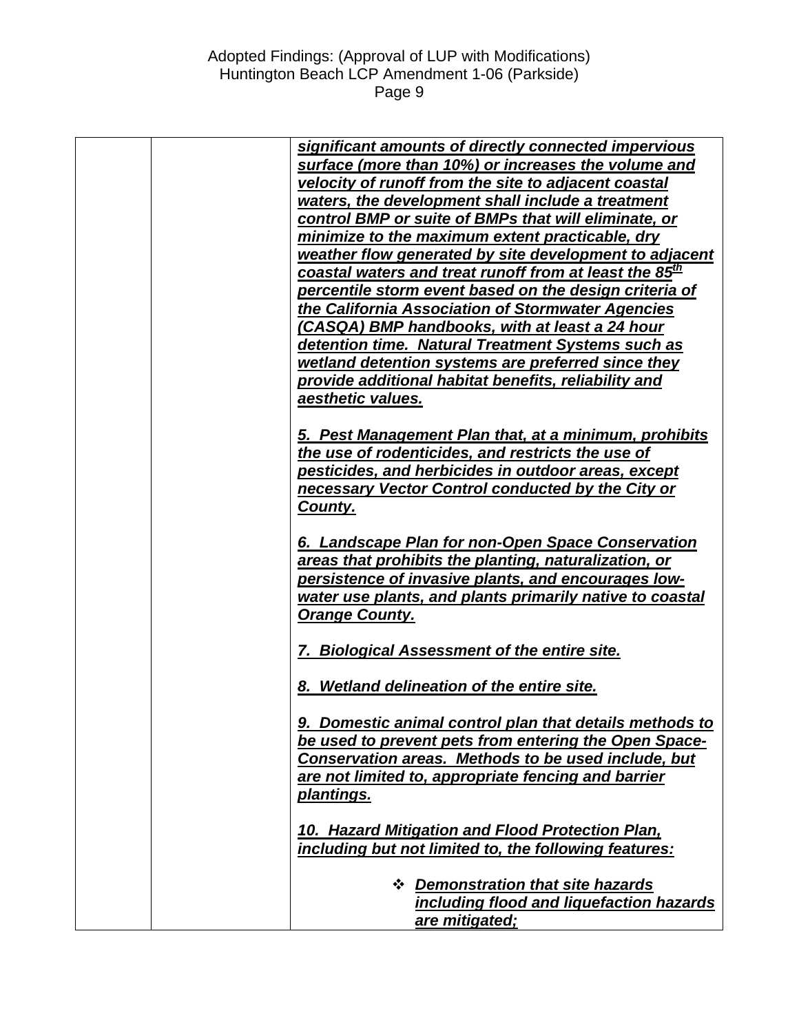| | | ***significant amounts of directly connected impervious surface (more than 10%) or increases the volume and velocity of runoff from the site to adjacent coastal waters, the development shall include a treatment control BMP or suite of BMPs that will eliminate, or minimize to the maximum extent practicable, dry weather flow generated by site development to adjacent coastal waters and treat runoff from at least the 85th percentile storm event based on the design criteria of the California Association of Stormwater Agencies (CASQA) BMP handbooks, with at least a 24 hour detention time. Natural Treatment Systems such as wetland detention systems are preferred since they provide additional habitat benefits, reliability and aesthetic values.***<br><br>***5. Pest Management Plan that, at a minimum, prohibits the use of rodenticides, and restricts the use of pesticides, and herbicides in outdoor areas, except necessary Vector Control conducted by the City or County.***<br><br>***6. Landscape Plan for non-Open Space Conservation areas that prohibits the planting, naturalization, or persistence of invasive plants, and encourages low-water use plants, and plants primarily native to coastal Orange County.***<br><br>***7. Biological Assessment of the entire site.***<br><br>***8. Wetland delineation of the entire site.***<br><br>***9. Domestic animal control plan that details methods to be used to prevent pets from entering the Open Space-Conservation areas. Methods to be used include, but are not limited to, appropriate fencing and barrier plantings.***<br><br>***10. Hazard Mitigation and Flood Protection Plan, including but not limited to, the following features:***<br><br>❖ ***Demonstration that site hazards including flood and liquefaction hazards are mitigated;*** |
|---|---|---|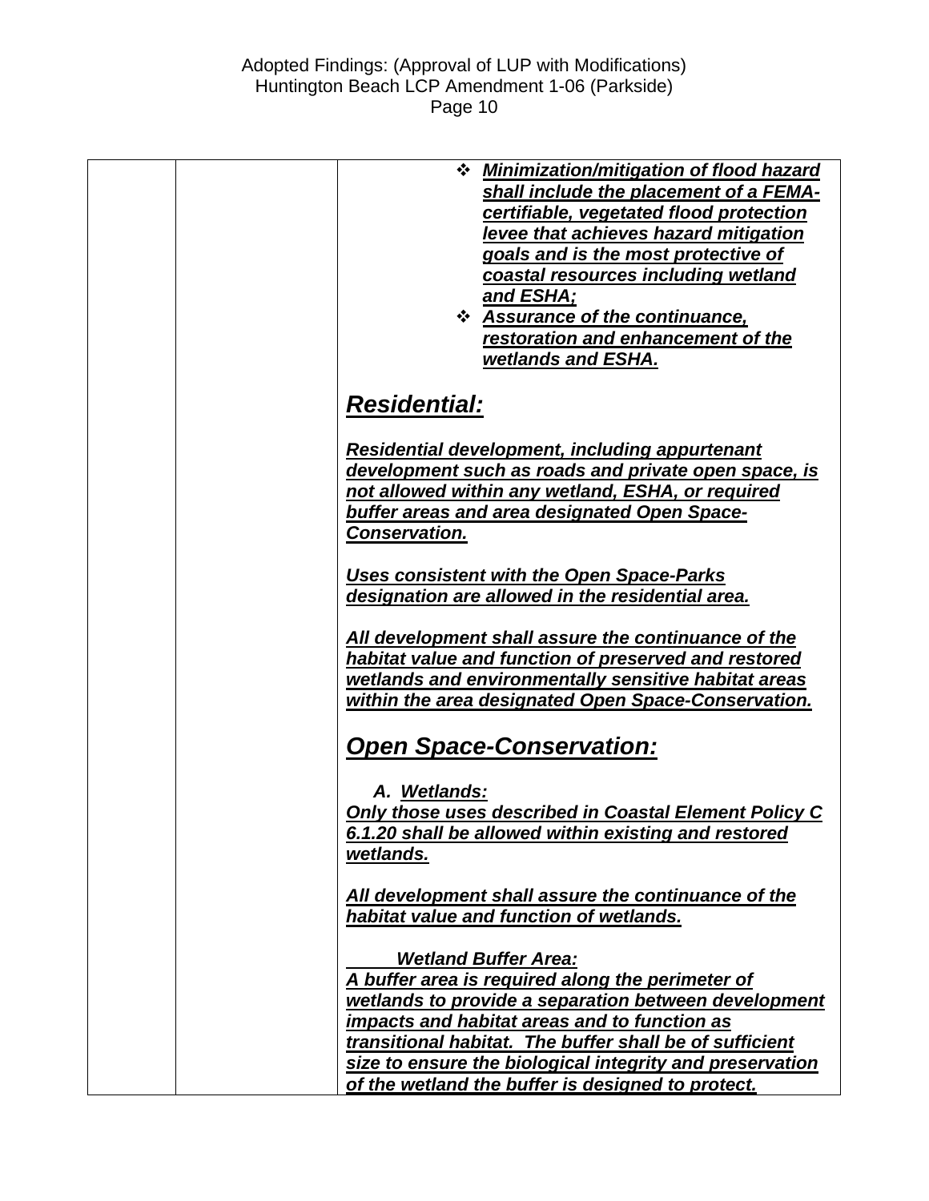| | | |
|---|---|---|
| | | ❖ ***Minimization/mitigation of flood hazard shall include the placement of a FEMA-certifiable, vegetated flood protection levee that achieves hazard mitigation goals and is the most protective of coastal resources including wetland and ESHA;***<br>❖ ***Assurance of the continuance, restoration and enhancement of the wetlands and ESHA.***<br><br>***Residential:***<br><br>***Residential development, including appurtenant development such as roads and private open space, is not allowed within any wetland, ESHA, or required buffer areas and area designated Open Space-Conservation.***<br><br>***Uses consistent with the Open Space-Parks designation are allowed in the residential area.***<br><br>***All development shall assure the continuance of the habitat value and function of preserved and restored wetlands and environmentally sensitive habitat areas within the area designated Open Space-Conservation.***<br><br>***Open Space-Conservation:***<br><br>***A. Wetlands:***<br>***Only those uses described in Coastal Element Policy C 6.1.20 shall be allowed within existing and restored wetlands.***<br><br>***All development shall assure the continuance of the habitat value and function of wetlands.***<br><br>***Wetland Buffer Area:***<br>***A buffer area is required along the perimeter of wetlands to provide a separation between development impacts and habitat areas and to function as transitional habitat. The buffer shall be of sufficient size to ensure the biological integrity and preservation of the wetland the buffer is designed to protect.*** |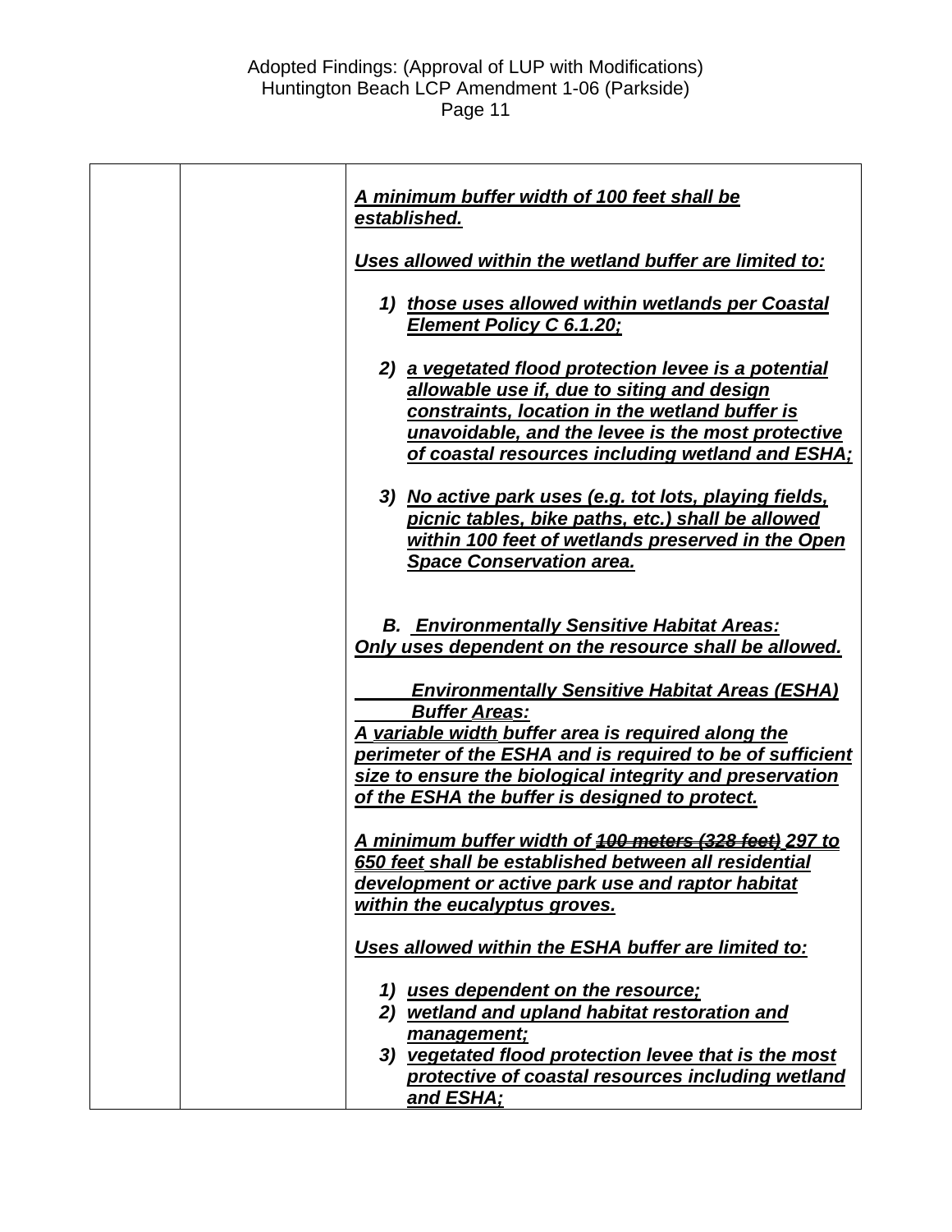| | | ***A minimum buffer width of 100 feet shall be established.***<br><br>***Uses allowed within the wetland buffer are limited to:***<br><br>***1) those uses allowed within wetlands per Coastal Element Policy C 6.1.20;***<br><br>***2) a vegetated flood protection levee is a potential allowable use if, due to siting and design constraints, location in the wetland buffer is unavoidable, and the levee is the most protective of coastal resources including wetland and ESHA;***<br><br>***3) No active park uses (e.g. tot lots, playing fields, picnic tables, bike paths, etc.) shall be allowed within 100 feet of wetlands preserved in the Open Space Conservation area.***<br><br>***B. Environmentally Sensitive Habitat Areas:***<br>***Only uses dependent on the resource shall be allowed.***<br><br>***Environmentally Sensitive Habitat Areas (ESHA) Buffer Areas:***<br>***A variable width buffer area is required along the perimeter of the ESHA and is required to be of sufficient size to ensure the biological integrity and preservation of the ESHA the buffer is designed to protect.***<br><br>***A minimum buffer width of ~~100 meters (328 feet)~~ 297 to 650 feet shall be established between all residential development or active park use and raptor habitat within the eucalyptus groves.***<br><br>***Uses allowed within the ESHA buffer are limited to:***<br><br>***1) uses dependent on the resource;***<br>***2) wetland and upland habitat restoration and management;***<br>***3) vegetated flood protection levee that is the most protective of coastal resources including wetland and ESHA;*** |
|---|---|---|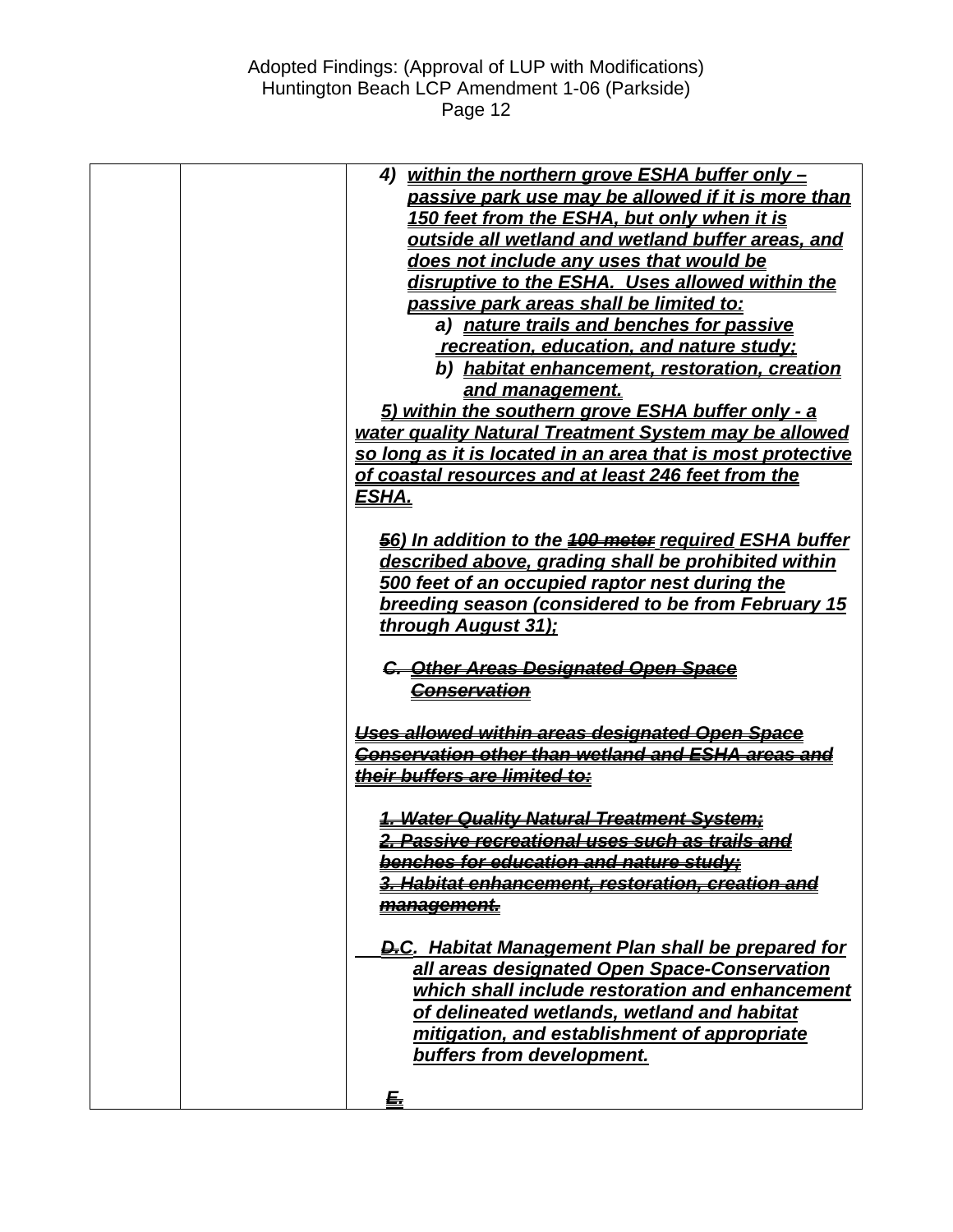| | | 4) ***within the northern grove ESHA buffer only – passive park use may be allowed if it is more than 150 feet from the ESHA, but only when it is outside all wetland and wetland buffer areas, and does not include any uses that would be disruptive to the ESHA. Uses allowed within the passive park areas shall be limited to:***<br>a) ***nature trails and benches for passive recreation, education, and nature study;***<br>b) ***habitat enhancement, restoration, creation and management.***<br>***5) within the southern grove ESHA buffer only - a water quality Natural Treatment System may be allowed so long as it is located in an area that is most protective of coastal resources and at least 246 feet from the ESHA.***<br><br>~~***5***~~***6) In addition to the*** ~~***100 meter***~~ ***required ESHA buffer described above, grading shall be prohibited within 500 feet of an occupied raptor nest during the breeding season (considered to be from February 15 through August 31);***<br><br>~~***C. Other Areas Designated Open Space Conservation***~~<br><br>~~***Uses allowed within areas designated Open Space Conservation other than wetland and ESHA areas and their buffers are limited to:***~~<br><br>~~***1. Water Quality Natural Treatment System;***~~<br>~~***2. Passive recreational uses such as trails and benches for education and nature study;***~~<br>~~***3. Habitat enhancement, restoration, creation and management.***~~<br><br>~~***D.***~~***C. Habitat Management Plan shall be prepared for all areas designated Open Space-Conservation which shall include restoration and enhancement of delineated wetlands, wetland and habitat mitigation, and establishment of appropriate buffers from development.***<br><br>~~***E.***~~ |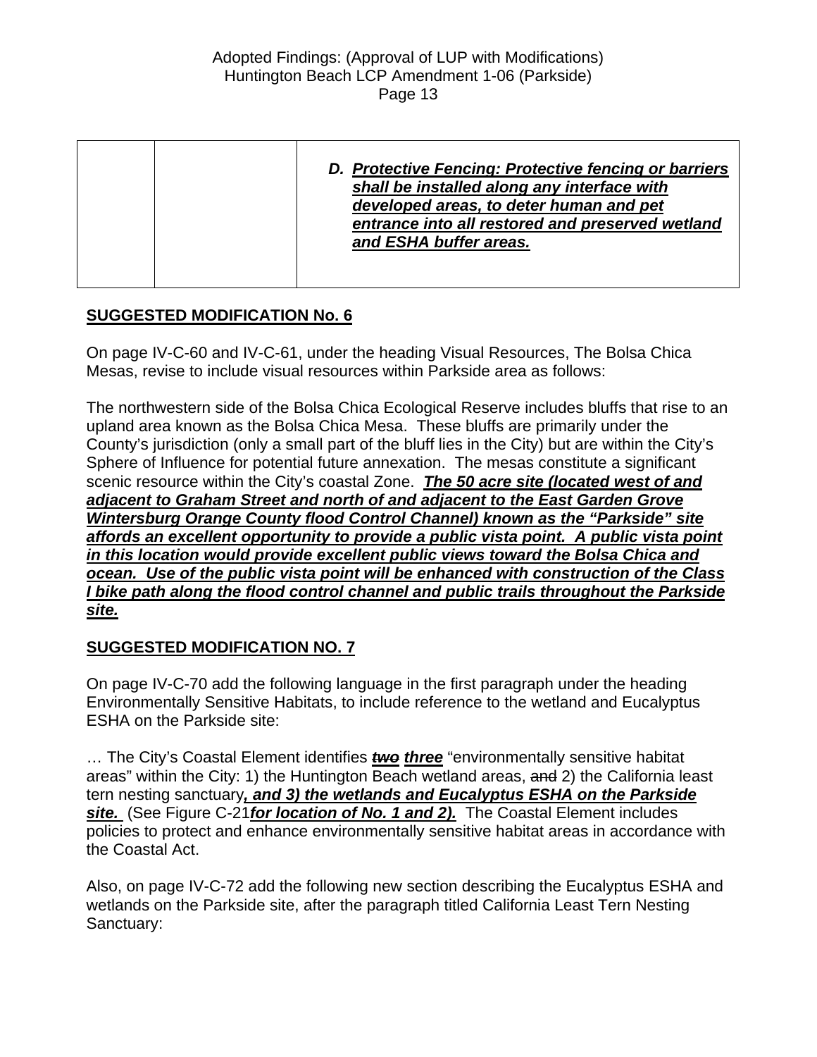| | | ***D. Protective Fencing: Protective fencing or barriers shall be installed along any interface with developed areas, to deter human and pet entrance into all restored and preserved wetland and ESHA buffer areas.*** |
|---|---|---|

**SUGGESTED MODIFICATION No. 6**

On page IV-C-60 and IV-C-61, under the heading Visual Resources, The Bolsa Chica Mesas, revise to include visual resources within Parkside area as follows:

The northwestern side of the Bolsa Chica Ecological Reserve includes bluffs that rise to an upland area known as the Bolsa Chica Mesa. These bluffs are primarily under the County's jurisdiction (only a small part of the bluff lies in the City) but are within the City's Sphere of Influence for potential future annexation. The mesas constitute a significant scenic resource within the City's coastal Zone. ***The 50 acre site (located west of and adjacent to Graham Street and north of and adjacent to the East Garden Grove Wintersburg Orange County flood Control Channel) known as the "Parkside" site affords an excellent opportunity to provide a public vista point. A public vista point in this location would provide excellent public views toward the Bolsa Chica and ocean. Use of the public vista point will be enhanced with construction of the Class I bike path along the flood control channel and public trails throughout the Parkside site.***

**SUGGESTED MODIFICATION NO. 7**

On page IV-C-70 add the following language in the first paragraph under the heading Environmentally Sensitive Habitats, to include reference to the wetland and Eucalyptus ESHA on the Parkside site:

… The City's Coastal Element identifies ~~two~~ ***three*** "environmentally sensitive habitat areas" within the City: 1) the Huntington Beach wetland areas, ~~and~~ 2) the California least tern nesting sanctuary***, and 3) the wetlands and Eucalyptus ESHA on the Parkside site.*** (See Figure C-21***for location of No. 1 and 2).*** The Coastal Element includes policies to protect and enhance environmentally sensitive habitat areas in accordance with the Coastal Act.

Also, on page IV-C-72 add the following new section describing the Eucalyptus ESHA and wetlands on the Parkside site, after the paragraph titled California Least Tern Nesting Sanctuary: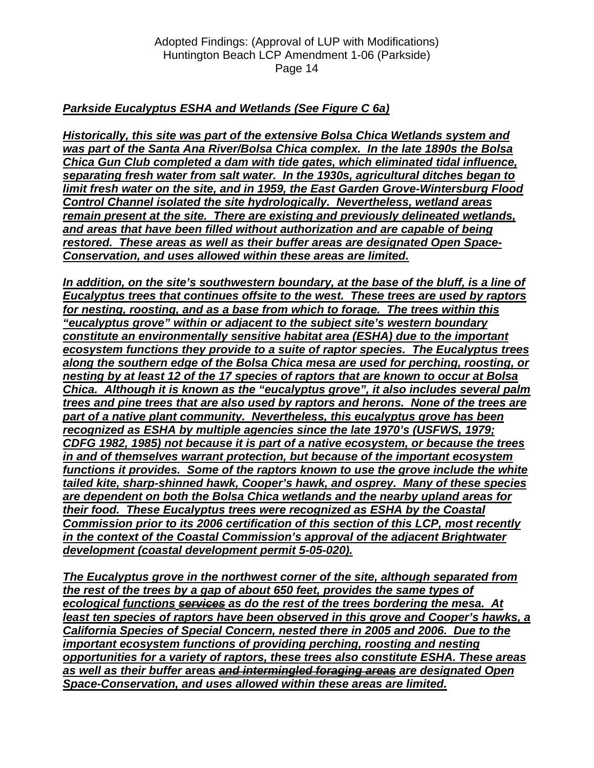***Parkside Eucalyptus ESHA and Wetlands (See Figure C 6a)***

***Historically, this site was part of the extensive Bolsa Chica Wetlands system and was part of the Santa Ana River/Bolsa Chica complex. In the late 1890s the Bolsa Chica Gun Club completed a dam with tide gates, which eliminated tidal influence, separating fresh water from salt water. In the 1930s, agricultural ditches began to limit fresh water on the site, and in 1959, the East Garden Grove-Wintersburg Flood Control Channel isolated the site hydrologically. Nevertheless, wetland areas remain present at the site. There are existing and previously delineated wetlands, and areas that have been filled without authorization and are capable of being restored. These areas as well as their buffer areas are designated Open Space-Conservation, and uses allowed within these areas are limited.***

***In addition, on the site's southwestern boundary, at the base of the bluff, is a line of Eucalyptus trees that continues offsite to the west. These trees are used by raptors for nesting, roosting, and as a base from which to forage. The trees within this "eucalyptus grove" within or adjacent to the subject site's western boundary constitute an environmentally sensitive habitat area (ESHA) due to the important ecosystem functions they provide to a suite of raptor species. The Eucalyptus trees along the southern edge of the Bolsa Chica mesa are used for perching, roosting, or nesting by at least 12 of the 17 species of raptors that are known to occur at Bolsa Chica. Although it is known as the "eucalyptus grove", it also includes several palm trees and pine trees that are also used by raptors and herons. None of the trees are part of a native plant community. Nevertheless, this eucalyptus grove has been recognized as ESHA by multiple agencies since the late 1970's (USFWS, 1979; CDFG 1982, 1985) not because it is part of a native ecosystem, or because the trees in and of themselves warrant protection, but because of the important ecosystem functions it provides. Some of the raptors known to use the grove include the white tailed kite, sharp-shinned hawk, Cooper's hawk, and osprey. Many of these species are dependent on both the Bolsa Chica wetlands and the nearby upland areas for their food. These Eucalyptus trees were recognized as ESHA by the Coastal Commission prior to its 2006 certification of this section of this LCP, most recently in the context of the Coastal Commission's approval of the adjacent Brightwater development (coastal development permit 5-05-020).***

***The Eucalyptus grove in the northwest corner of the site, although separated from the rest of the trees by a gap of about 650 feet, provides the same types of ecological functions ~~services~~ as do the rest of the trees bordering the mesa. At least ten species of raptors have been observed in this grove and Cooper's hawks, a California Species of Special Concern, nested there in 2005 and 2006. Due to the important ecosystem functions of providing perching, roosting and nesting opportunities for a variety of raptors, these trees also constitute ESHA. These areas as well as their buffer* areas *~~and intermingled foraging areas~~ are designated Open Space-Conservation, and uses allowed within these areas are limited.***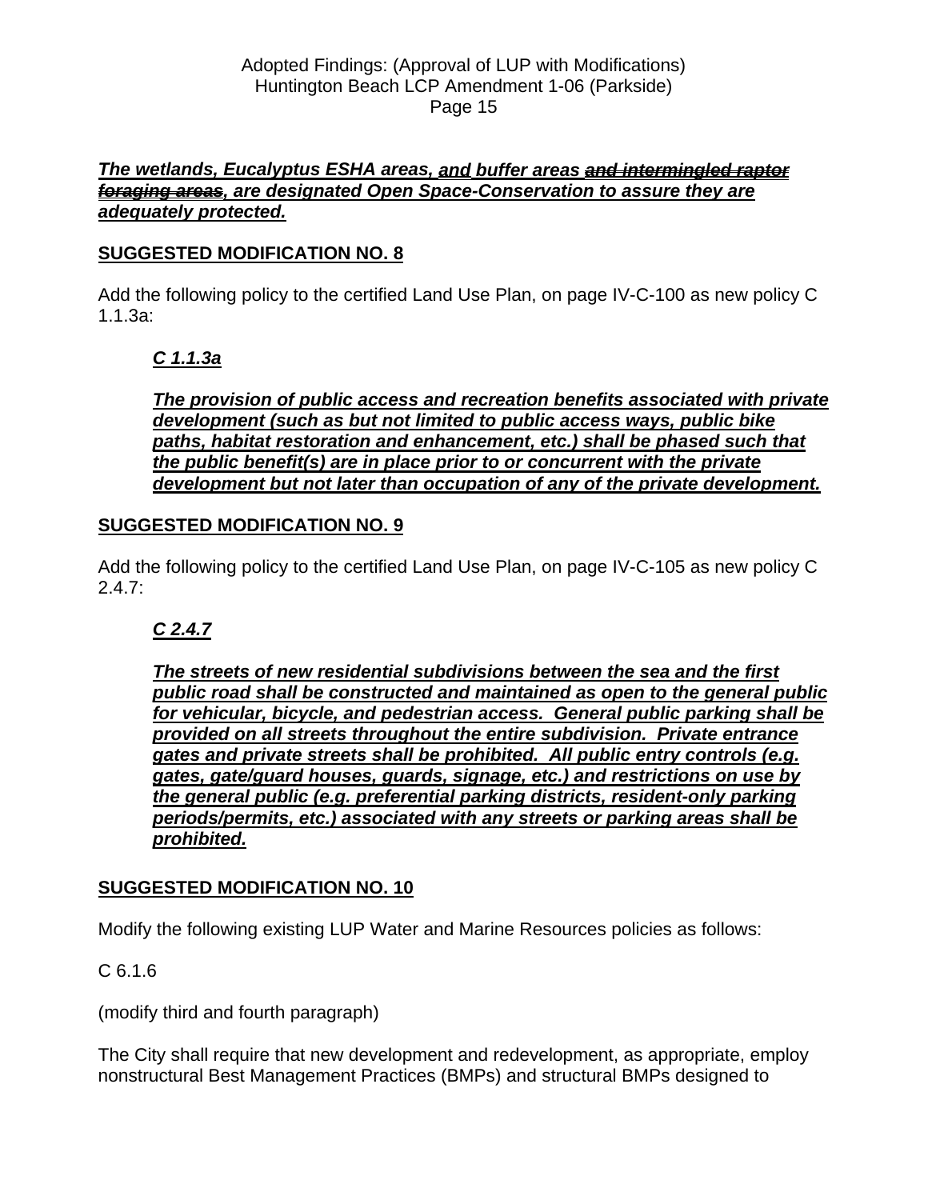***<u>The wetlands, Eucalyptus ESHA areas, and buffer areas ~~and intermingled raptor foraging areas~~, are designated Open Space-Conservation to assure they are adequately protected.</u>***

## <u>SUGGESTED MODIFICATION NO. 8</u>

Add the following policy to the certified Land Use Plan, on page IV-C-100 as new policy C 1.1.3a:

> ***<u>C 1.1.3a</u>***
>
> ***<u>The provision of public access and recreation benefits associated with private development (such as but not limited to public access ways, public bike paths, habitat restoration and enhancement, etc.) shall be phased such that the public benefit(s) are in place prior to or concurrent with the private development but not later than occupation of any of the private development.</u>***

## <u>SUGGESTED MODIFICATION NO. 9</u>

Add the following policy to the certified Land Use Plan, on page IV-C-105 as new policy C 2.4.7:

> ***<u>C 2.4.7</u>***
>
> ***<u>The streets of new residential subdivisions between the sea and the first public road shall be constructed and maintained as open to the general public for vehicular, bicycle, and pedestrian access. General public parking shall be provided on all streets throughout the entire subdivision. Private entrance gates and private streets shall be prohibited. All public entry controls (e.g. gates, gate/guard houses, guards, signage, etc.) and restrictions on use by the general public (e.g. preferential parking districts, resident-only parking periods/permits, etc.) associated with any streets or parking areas shall be prohibited.</u>***

## <u>SUGGESTED MODIFICATION NO. 10</u>

Modify the following existing LUP Water and Marine Resources policies as follows:

C 6.1.6

(modify third and fourth paragraph)

The City shall require that new development and redevelopment, as appropriate, employ nonstructural Best Management Practices (BMPs) and structural BMPs designed to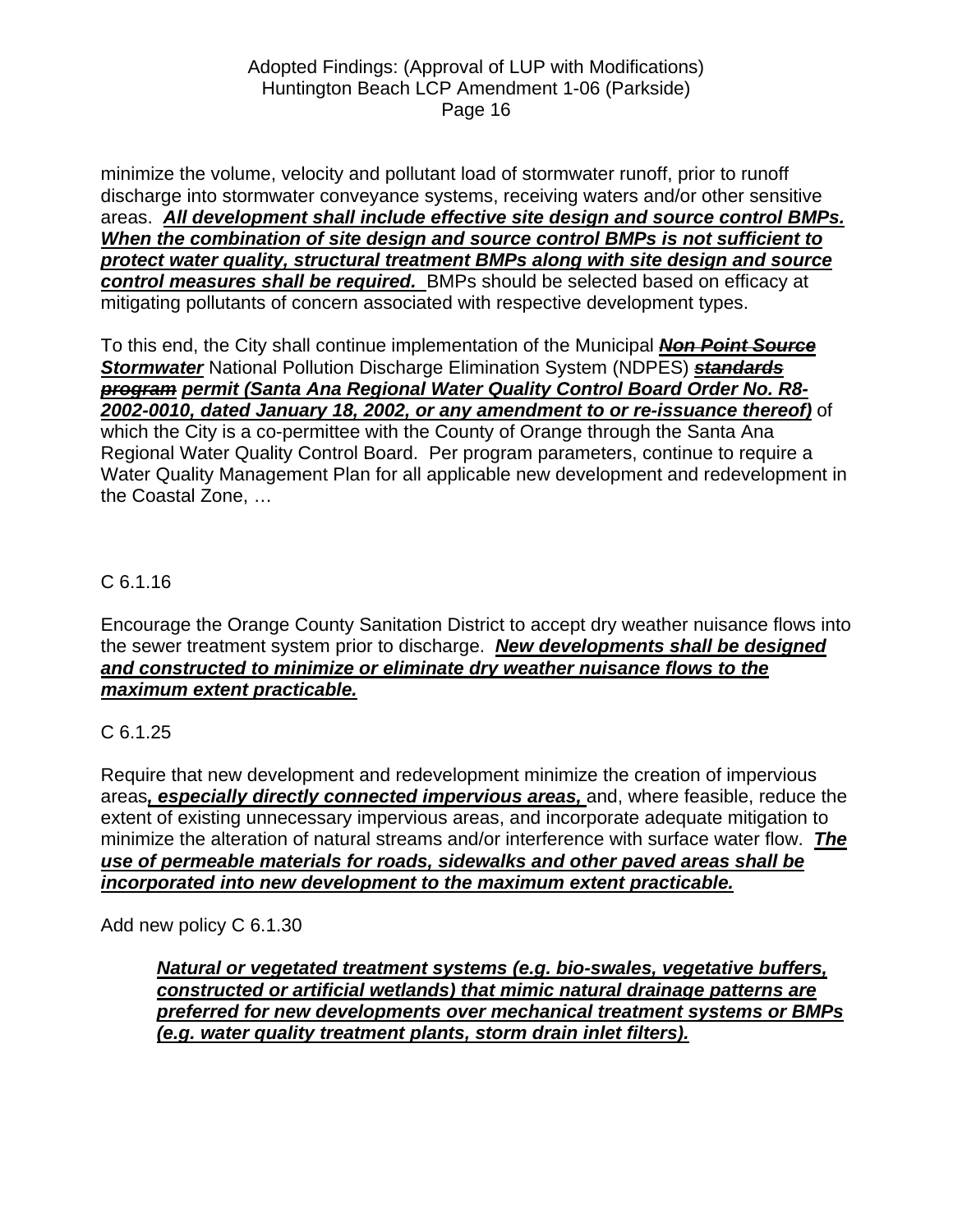minimize the volume, velocity and pollutant load of stormwater runoff, prior to runoff discharge into stormwater conveyance systems, receiving waters and/or other sensitive areas. ***<u>All development shall include effective site design and source control BMPs. When the combination of site design and source control BMPs is not sufficient to protect water quality, structural treatment BMPs along with site design and source control measures shall be required.</u>*** BMPs should be selected based on efficacy at mitigating pollutants of concern associated with respective development types.

To this end, the City shall continue implementation of the Municipal ***<u>~~Non Point Source Stormwater~~</u>*** National Pollution Discharge Elimination System (NDPES) ***<u>~~standards program~~</u>*** ***<u>permit (Santa Ana Regional Water Quality Control Board Order No. R8-2002-0010, dated January 18, 2002, or any amendment to or re-issuance thereof)</u>*** of which the City is a co-permittee with the County of Orange through the Santa Ana Regional Water Quality Control Board. Per program parameters, continue to require a Water Quality Management Plan for all applicable new development and redevelopment in the Coastal Zone, …

C 6.1.16

Encourage the Orange County Sanitation District to accept dry weather nuisance flows into the sewer treatment system prior to discharge. ***<u>New developments shall be designed and constructed to minimize or eliminate dry weather nuisance flows to the maximum extent practicable.</u>***

C 6.1.25

Require that new development and redevelopment minimize the creation of impervious areas***<u>, especially directly connected impervious areas,</u>*** and, where feasible, reduce the extent of existing unnecessary impervious areas, and incorporate adequate mitigation to minimize the alteration of natural streams and/or interference with surface water flow. ***<u>The use of permeable materials for roads, sidewalks and other paved areas shall be incorporated into new development to the maximum extent practicable.</u>***

Add new policy C 6.1.30

> ***<u>Natural or vegetated treatment systems (e.g. bio-swales, vegetative buffers, constructed or artificial wetlands) that mimic natural drainage patterns are preferred for new developments over mechanical treatment systems or BMPs (e.g. water quality treatment plants, storm drain inlet filters).</u>***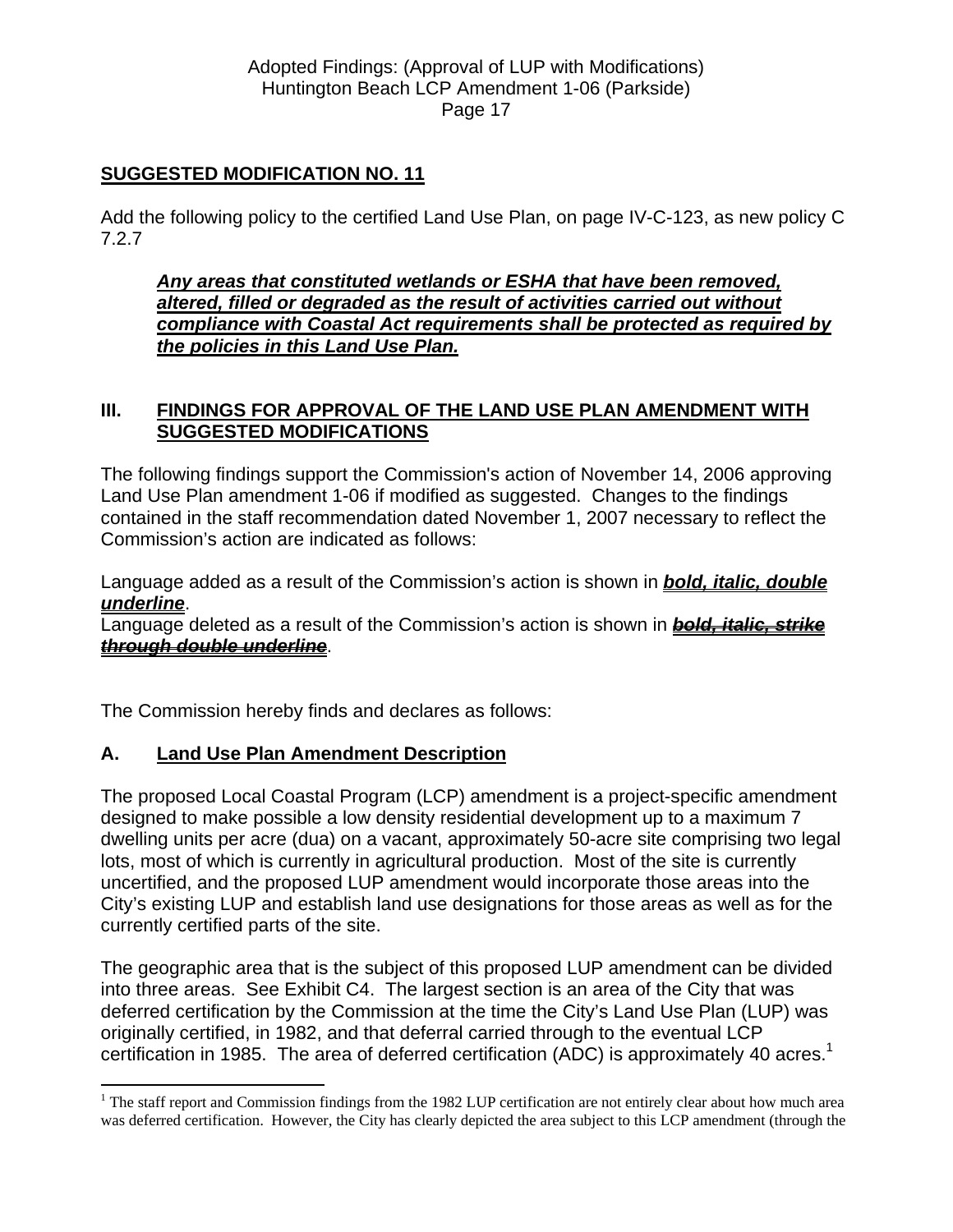## SUGGESTED MODIFICATION NO. 11

Add the following policy to the certified Land Use Plan, on page IV-C-123, as new policy C 7.2.7

> ***Any areas that constituted wetlands or ESHA that have been removed, altered, filled or degraded as the result of activities carried out without compliance with Coastal Act requirements shall be protected as required by the policies in this Land Use Plan.***

## III. FINDINGS FOR APPROVAL OF THE LAND USE PLAN AMENDMENT WITH SUGGESTED MODIFICATIONS

The following findings support the Commission's action of November 14, 2006 approving Land Use Plan amendment 1-06 if modified as suggested. Changes to the findings contained in the staff recommendation dated November 1, 2007 necessary to reflect the Commission's action are indicated as follows:

Language added as a result of the Commission's action is shown in ***bold, italic, double underline***.
Language deleted as a result of the Commission's action is shown in ***~~bold, italic, strike through double underline~~***.

The Commission hereby finds and declares as follows:

### A. Land Use Plan Amendment Description

The proposed Local Coastal Program (LCP) amendment is a project-specific amendment designed to make possible a low density residential development up to a maximum 7 dwelling units per acre (dua) on a vacant, approximately 50-acre site comprising two legal lots, most of which is currently in agricultural production. Most of the site is currently uncertified, and the proposed LUP amendment would incorporate those areas into the City's existing LUP and establish land use designations for those areas as well as for the currently certified parts of the site.

The geographic area that is the subject of this proposed LUP amendment can be divided into three areas. See Exhibit C4. The largest section is an area of the City that was deferred certification by the Commission at the time the City's Land Use Plan (LUP) was originally certified, in 1982, and that deferral carried through to the eventual LCP certification in 1985. The area of deferred certification (ADC) is approximately 40 acres.[1]

---

[1] The staff report and Commission findings from the 1982 LUP certification are not entirely clear about how much area was deferred certification. However, the City has clearly depicted the area subject to this LCP amendment (through the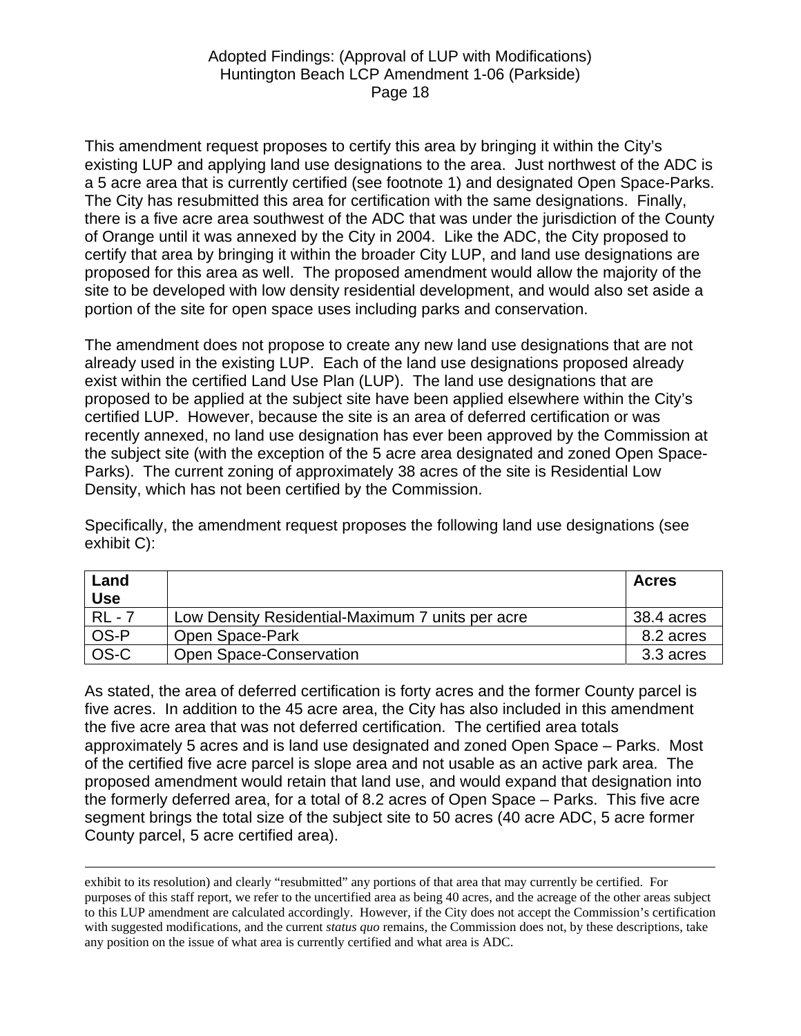This amendment request proposes to certify this area by bringing it within the City's existing LUP and applying land use designations to the area. Just northwest of the ADC is a 5 acre area that is currently certified (see footnote 1) and designated Open Space-Parks. The City has resubmitted this area for certification with the same designations. Finally, there is a five acre area southwest of the ADC that was under the jurisdiction of the County of Orange until it was annexed by the City in 2004. Like the ADC, the City proposed to certify that area by bringing it within the broader City LUP, and land use designations are proposed for this area as well. The proposed amendment would allow the majority of the site to be developed with low density residential development, and would also set aside a portion of the site for open space uses including parks and conservation.

The amendment does not propose to create any new land use designations that are not already used in the existing LUP. Each of the land use designations proposed already exist within the certified Land Use Plan (LUP). The land use designations that are proposed to be applied at the subject site have been applied elsewhere within the City's certified LUP. However, because the site is an area of deferred certification or was recently annexed, no land use designation has ever been approved by the Commission at the subject site (with the exception of the 5 acre area designated and zoned Open Space-Parks). The current zoning of approximately 38 acres of the site is Residential Low Density, which has not been certified by the Commission.

Specifically, the amendment request proposes the following land use designations (see exhibit C):

| Land Use | | Acres |
|---|---|---|
| RL - 7 | Low Density Residential-Maximum 7 units per acre | 38.4 acres |
| OS-P | Open Space-Park | 8.2 acres |
| OS-C | Open Space-Conservation | 3.3 acres |

As stated, the area of deferred certification is forty acres and the former County parcel is five acres. In addition to the 45 acre area, the City has also included in this amendment the five acre area that was not deferred certification. The certified area totals approximately 5 acres and is land use designated and zoned Open Space – Parks. Most of the certified five acre parcel is slope area and not usable as an active park area. The proposed amendment would retain that land use, and would expand that designation into the formerly deferred area, for a total of 8.2 acres of Open Space – Parks. This five acre segment brings the total size of the subject site to 50 acres (40 acre ADC, 5 acre former County parcel, 5 acre certified area).

---

exhibit to its resolution) and clearly "resubmitted" any portions of that area that may currently be certified. For purposes of this staff report, we refer to the uncertified area as being 40 acres, and the acreage of the other areas subject to this LUP amendment are calculated accordingly. However, if the City does not accept the Commission's certification with suggested modifications, and the current *status quo* remains, the Commission does not, by these descriptions, take any position on the issue of what area is currently certified and what area is ADC.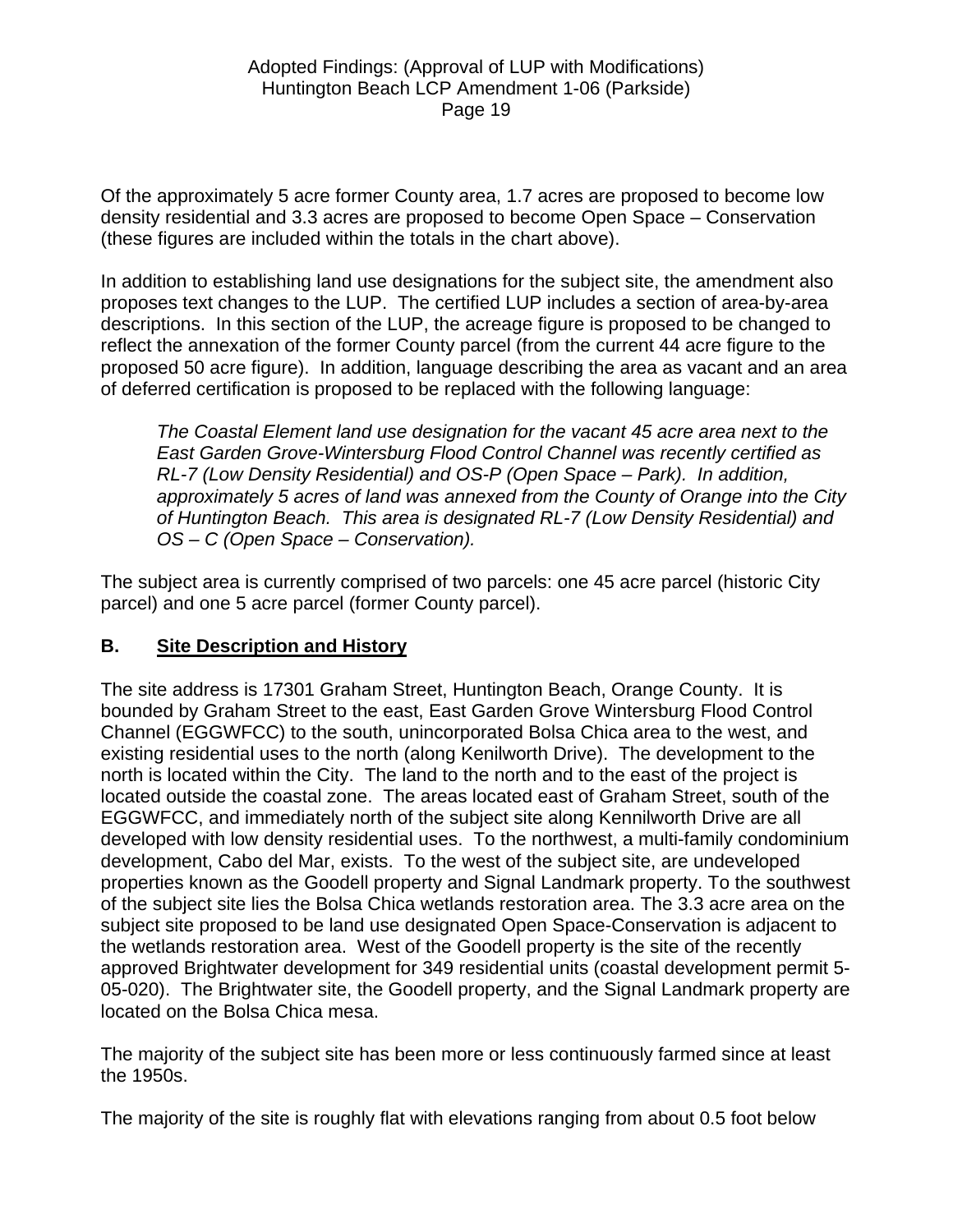Of the approximately 5 acre former County area, 1.7 acres are proposed to become low density residential and 3.3 acres are proposed to become Open Space – Conservation (these figures are included within the totals in the chart above).

In addition to establishing land use designations for the subject site, the amendment also proposes text changes to the LUP. The certified LUP includes a section of area-by-area descriptions. In this section of the LUP, the acreage figure is proposed to be changed to reflect the annexation of the former County parcel (from the current 44 acre figure to the proposed 50 acre figure). In addition, language describing the area as vacant and an area of deferred certification is proposed to be replaced with the following language:

> *The Coastal Element land use designation for the vacant 45 acre area next to the East Garden Grove-Wintersburg Flood Control Channel was recently certified as RL-7 (Low Density Residential) and OS-P (Open Space – Park). In addition, approximately 5 acres of land was annexed from the County of Orange into the City of Huntington Beach. This area is designated RL-7 (Low Density Residential) and OS – C (Open Space – Conservation).*

The subject area is currently comprised of two parcels: one 45 acre parcel (historic City parcel) and one 5 acre parcel (former County parcel).

## B. Site Description and History

The site address is 17301 Graham Street, Huntington Beach, Orange County. It is bounded by Graham Street to the east, East Garden Grove Wintersburg Flood Control Channel (EGGWFCC) to the south, unincorporated Bolsa Chica area to the west, and existing residential uses to the north (along Kenilworth Drive). The development to the north is located within the City. The land to the north and to the east of the project is located outside the coastal zone. The areas located east of Graham Street, south of the EGGWFCC, and immediately north of the subject site along Kennilworth Drive are all developed with low density residential uses. To the northwest, a multi-family condominium development, Cabo del Mar, exists. To the west of the subject site, are undeveloped properties known as the Goodell property and Signal Landmark property. To the southwest of the subject site lies the Bolsa Chica wetlands restoration area. The 3.3 acre area on the subject site proposed to be land use designated Open Space-Conservation is adjacent to the wetlands restoration area. West of the Goodell property is the site of the recently approved Brightwater development for 349 residential units (coastal development permit 5-05-020). The Brightwater site, the Goodell property, and the Signal Landmark property are located on the Bolsa Chica mesa.

The majority of the subject site has been more or less continuously farmed since at least the 1950s.

The majority of the site is roughly flat with elevations ranging from about 0.5 foot below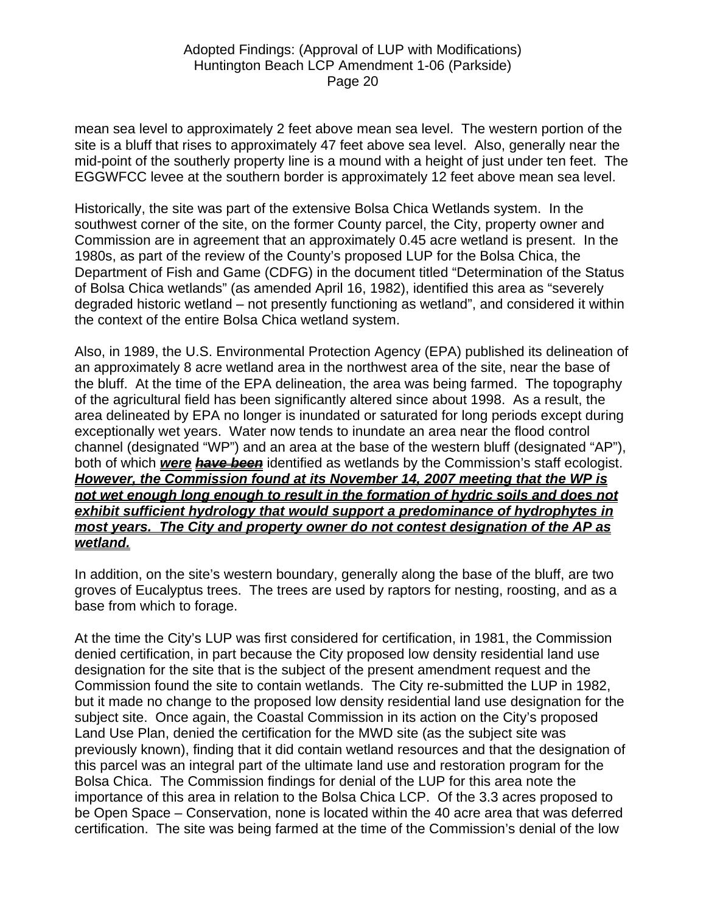mean sea level to approximately 2 feet above mean sea level. The western portion of the site is a bluff that rises to approximately 47 feet above sea level. Also, generally near the mid-point of the southerly property line is a mound with a height of just under ten feet. The EGGWFCC levee at the southern border is approximately 12 feet above mean sea level.

Historically, the site was part of the extensive Bolsa Chica Wetlands system. In the southwest corner of the site, on the former County parcel, the City, property owner and Commission are in agreement that an approximately 0.45 acre wetland is present. In the 1980s, as part of the review of the County's proposed LUP for the Bolsa Chica, the Department of Fish and Game (CDFG) in the document titled "Determination of the Status of Bolsa Chica wetlands" (as amended April 16, 1982), identified this area as "severely degraded historic wetland – not presently functioning as wetland", and considered it within the context of the entire Bolsa Chica wetland system.

Also, in 1989, the U.S. Environmental Protection Agency (EPA) published its delineation of an approximately 8 acre wetland area in the northwest area of the site, near the base of the bluff. At the time of the EPA delineation, the area was being farmed. The topography of the agricultural field has been significantly altered since about 1998. As a result, the area delineated by EPA no longer is inundated or saturated for long periods except during exceptionally wet years. Water now tends to inundate an area near the flood control channel (designated "WP") and an area at the base of the western bluff (designated "AP"), both of which <u>***were***</u> ~~***have been***~~ identified as wetlands by the Commission's staff ecologist. <u>***However, the Commission found at its November 14, 2007 meeting that the WP is not wet enough long enough to result in the formation of hydric soils and does not exhibit sufficient hydrology that would support a predominance of hydrophytes in most years. The City and property owner do not contest designation of the AP as wetland.***</u>

In addition, on the site's western boundary, generally along the base of the bluff, are two groves of Eucalyptus trees. The trees are used by raptors for nesting, roosting, and as a base from which to forage.

At the time the City's LUP was first considered for certification, in 1981, the Commission denied certification, in part because the City proposed low density residential land use designation for the site that is the subject of the present amendment request and the Commission found the site to contain wetlands. The City re-submitted the LUP in 1982, but it made no change to the proposed low density residential land use designation for the subject site. Once again, the Coastal Commission in its action on the City's proposed Land Use Plan, denied the certification for the MWD site (as the subject site was previously known), finding that it did contain wetland resources and that the designation of this parcel was an integral part of the ultimate land use and restoration program for the Bolsa Chica. The Commission findings for denial of the LUP for this area note the importance of this area in relation to the Bolsa Chica LCP. Of the 3.3 acres proposed to be Open Space – Conservation, none is located within the 40 acre area that was deferred certification. The site was being farmed at the time of the Commission's denial of the low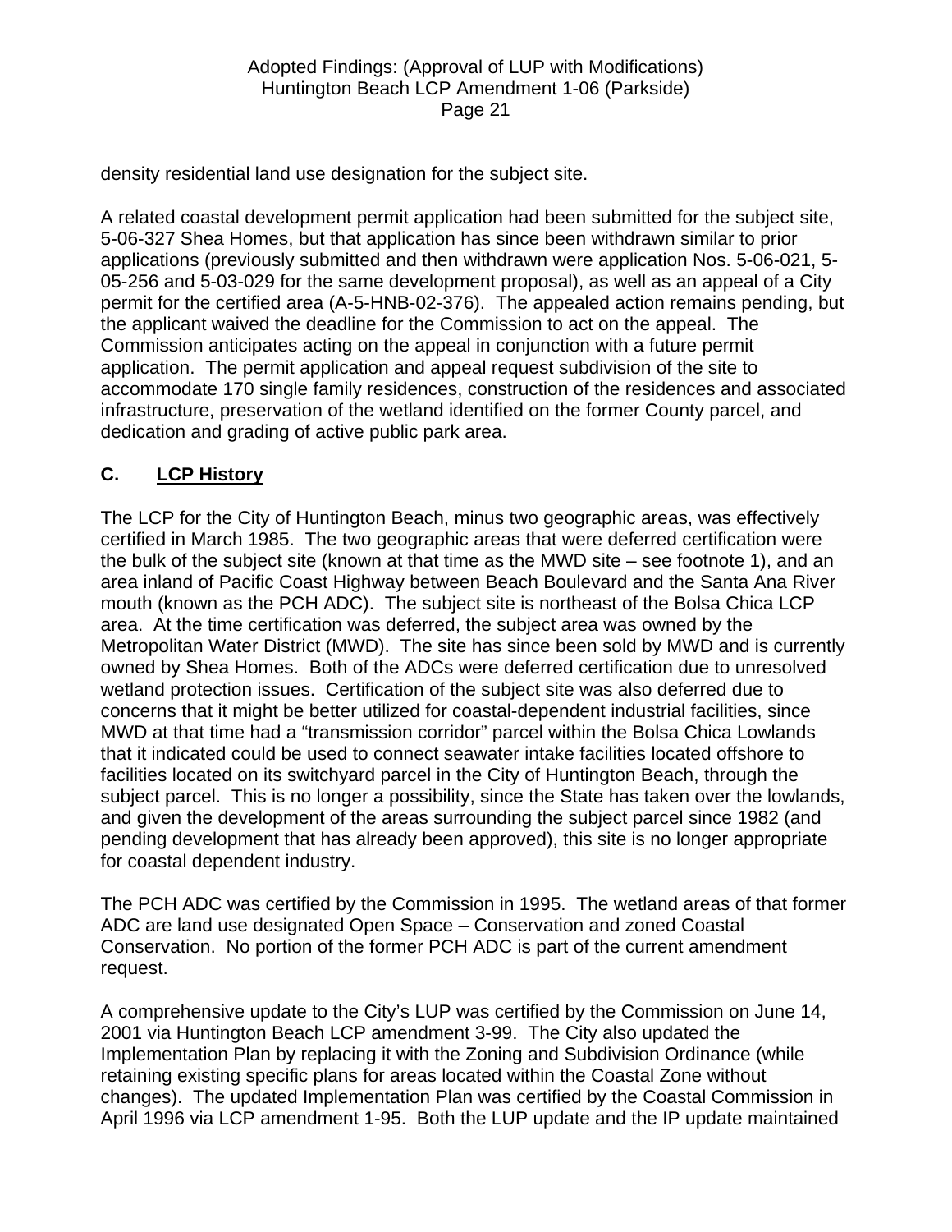density residential land use designation for the subject site.

A related coastal development permit application had been submitted for the subject site, 5-06-327 Shea Homes, but that application has since been withdrawn similar to prior applications (previously submitted and then withdrawn were application Nos. 5-06-021, 5-05-256 and 5-03-029 for the same development proposal), as well as an appeal of a City permit for the certified area (A-5-HNB-02-376). The appealed action remains pending, but the applicant waived the deadline for the Commission to act on the appeal. The Commission anticipates acting on the appeal in conjunction with a future permit application. The permit application and appeal request subdivision of the site to accommodate 170 single family residences, construction of the residences and associated infrastructure, preservation of the wetland identified on the former County parcel, and dedication and grading of active public park area.

## C. LCP History

The LCP for the City of Huntington Beach, minus two geographic areas, was effectively certified in March 1985. The two geographic areas that were deferred certification were the bulk of the subject site (known at that time as the MWD site – see footnote 1), and an area inland of Pacific Coast Highway between Beach Boulevard and the Santa Ana River mouth (known as the PCH ADC). The subject site is northeast of the Bolsa Chica LCP area. At the time certification was deferred, the subject area was owned by the Metropolitan Water District (MWD). The site has since been sold by MWD and is currently owned by Shea Homes. Both of the ADCs were deferred certification due to unresolved wetland protection issues. Certification of the subject site was also deferred due to concerns that it might be better utilized for coastal-dependent industrial facilities, since MWD at that time had a "transmission corridor" parcel within the Bolsa Chica Lowlands that it indicated could be used to connect seawater intake facilities located offshore to facilities located on its switchyard parcel in the City of Huntington Beach, through the subject parcel. This is no longer a possibility, since the State has taken over the lowlands, and given the development of the areas surrounding the subject parcel since 1982 (and pending development that has already been approved), this site is no longer appropriate for coastal dependent industry.

The PCH ADC was certified by the Commission in 1995. The wetland areas of that former ADC are land use designated Open Space – Conservation and zoned Coastal Conservation. No portion of the former PCH ADC is part of the current amendment request.

A comprehensive update to the City's LUP was certified by the Commission on June 14, 2001 via Huntington Beach LCP amendment 3-99. The City also updated the Implementation Plan by replacing it with the Zoning and Subdivision Ordinance (while retaining existing specific plans for areas located within the Coastal Zone without changes). The updated Implementation Plan was certified by the Coastal Commission in April 1996 via LCP amendment 1-95. Both the LUP update and the IP update maintained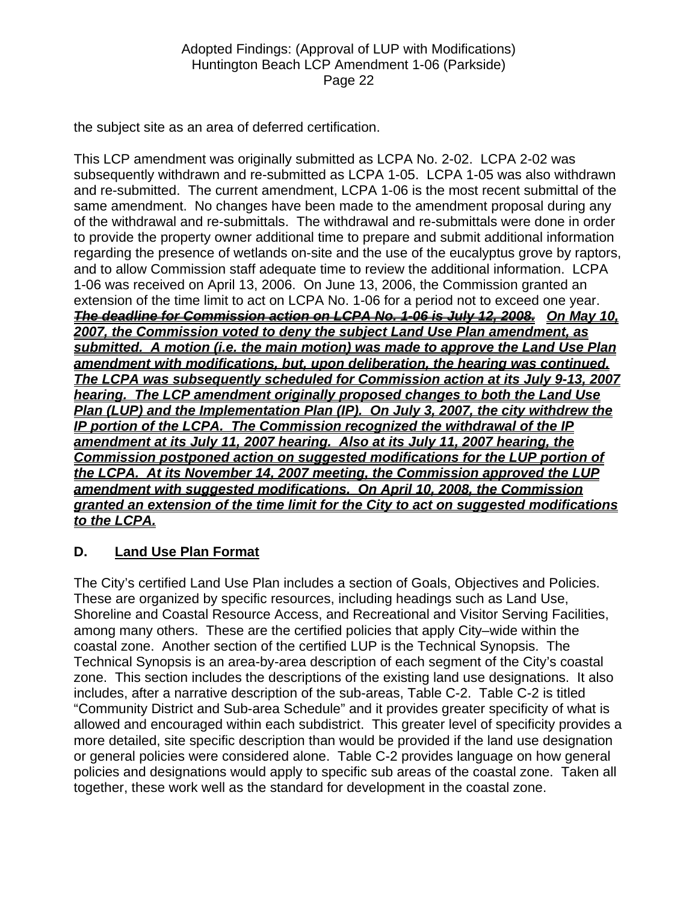the subject site as an area of deferred certification.

This LCP amendment was originally submitted as LCPA No. 2-02. LCPA 2-02 was subsequently withdrawn and re-submitted as LCPA 1-05. LCPA 1-05 was also withdrawn and re-submitted. The current amendment, LCPA 1-06 is the most recent submittal of the same amendment. No changes have been made to the amendment proposal during any of the withdrawal and re-submittals. The withdrawal and re-submittals were done in order to provide the property owner additional time to prepare and submit additional information regarding the presence of wetlands on-site and the use of the eucalyptus grove by raptors, and to allow Commission staff adequate time to review the additional information. LCPA 1-06 was received on April 13, 2006. On June 13, 2006, the Commission granted an extension of the time limit to act on LCPA No. 1-06 for a period not to exceed one year. ***~~The deadline for Commission action on LCPA No. 1-06 is July 12, 2008.~~*** ***<u>On May 10, 2007, the Commission voted to deny the subject Land Use Plan amendment, as submitted. A motion (i.e. the main motion) was made to approve the Land Use Plan amendment with modifications, but, upon deliberation, the hearing was continued. The LCPA was subsequently scheduled for Commission action at its July 9-13, 2007 hearing. The LCP amendment originally proposed changes to both the Land Use Plan (LUP) and the Implementation Plan (IP). On July 3, 2007, the city withdrew the IP portion of the LCPA. The Commission recognized the withdrawal of the IP amendment at its July 11, 2007 hearing. Also at its July 11, 2007 hearing, the Commission postponed action on suggested modifications for the LUP portion of the LCPA. At its November 14, 2007 meeting, the Commission approved the LUP amendment with suggested modifications. On April 10, 2008, the Commission granted an extension of the time limit for the City to act on suggested modifications to the LCPA.</u>***

## D. Land Use Plan Format

The City's certified Land Use Plan includes a section of Goals, Objectives and Policies. These are organized by specific resources, including headings such as Land Use, Shoreline and Coastal Resource Access, and Recreational and Visitor Serving Facilities, among many others. These are the certified policies that apply City–wide within the coastal zone. Another section of the certified LUP is the Technical Synopsis. The Technical Synopsis is an area-by-area description of each segment of the City's coastal zone. This section includes the descriptions of the existing land use designations. It also includes, after a narrative description of the sub-areas, Table C-2. Table C-2 is titled "Community District and Sub-area Schedule" and it provides greater specificity of what is allowed and encouraged within each subdistrict. This greater level of specificity provides a more detailed, site specific description than would be provided if the land use designation or general policies were considered alone. Table C-2 provides language on how general policies and designations would apply to specific sub areas of the coastal zone. Taken all together, these work well as the standard for development in the coastal zone.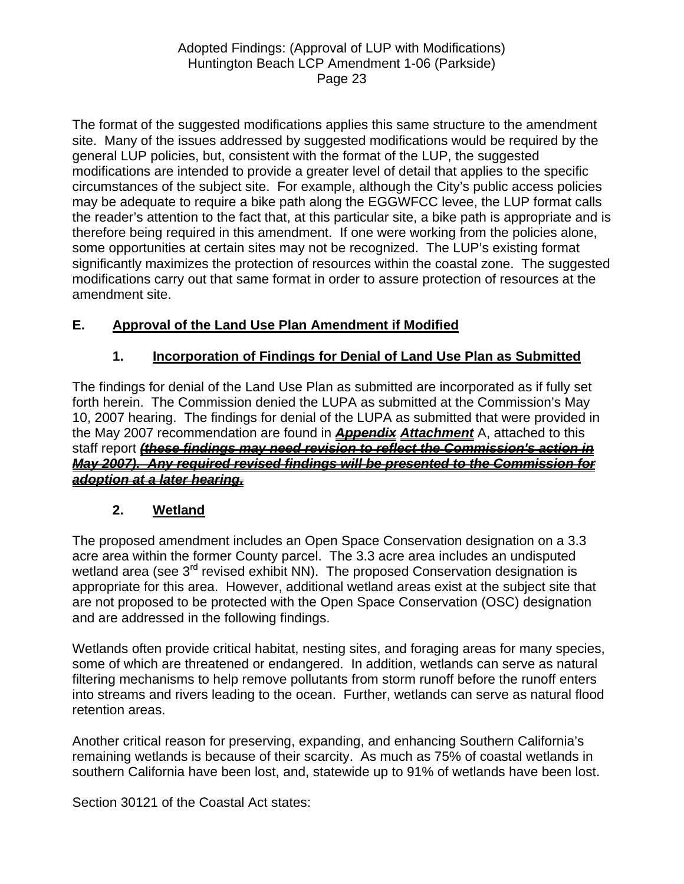The format of the suggested modifications applies this same structure to the amendment site. Many of the issues addressed by suggested modifications would be required by the general LUP policies, but, consistent with the format of the LUP, the suggested modifications are intended to provide a greater level of detail that applies to the specific circumstances of the subject site. For example, although the City's public access policies may be adequate to require a bike path along the EGGWFCC levee, the LUP format calls the reader's attention to the fact that, at this particular site, a bike path is appropriate and is therefore being required in this amendment. If one were working from the policies alone, some opportunities at certain sites may not be recognized. The LUP's existing format significantly maximizes the protection of resources within the coastal zone. The suggested modifications carry out that same format in order to assure protection of resources at the amendment site.

## E. Approval of the Land Use Plan Amendment if Modified

### 1. Incorporation of Findings for Denial of Land Use Plan as Submitted

The findings for denial of the Land Use Plan as submitted are incorporated as if fully set forth herein. The Commission denied the LUPA as submitted at the Commission's May 10, 2007 hearing. The findings for denial of the LUPA as submitted that were provided in the May 2007 recommendation are found in ~~***Appendix***~~ ***Attachment*** A, attached to this staff report ~~***(these findings may need revision to reflect the Commission's action in May 2007). Any required revised findings will be presented to the Commission for adoption at a later hearing.***~~

### 2. Wetland

The proposed amendment includes an Open Space Conservation designation on a 3.3 acre area within the former County parcel. The 3.3 acre area includes an undisputed wetland area (see 3rd revised exhibit NN). The proposed Conservation designation is appropriate for this area. However, additional wetland areas exist at the subject site that are not proposed to be protected with the Open Space Conservation (OSC) designation and are addressed in the following findings.

Wetlands often provide critical habitat, nesting sites, and foraging areas for many species, some of which are threatened or endangered. In addition, wetlands can serve as natural filtering mechanisms to help remove pollutants from storm runoff before the runoff enters into streams and rivers leading to the ocean. Further, wetlands can serve as natural flood retention areas.

Another critical reason for preserving, expanding, and enhancing Southern California's remaining wetlands is because of their scarcity. As much as 75% of coastal wetlands in southern California have been lost, and, statewide up to 91% of wetlands have been lost.

Section 30121 of the Coastal Act states: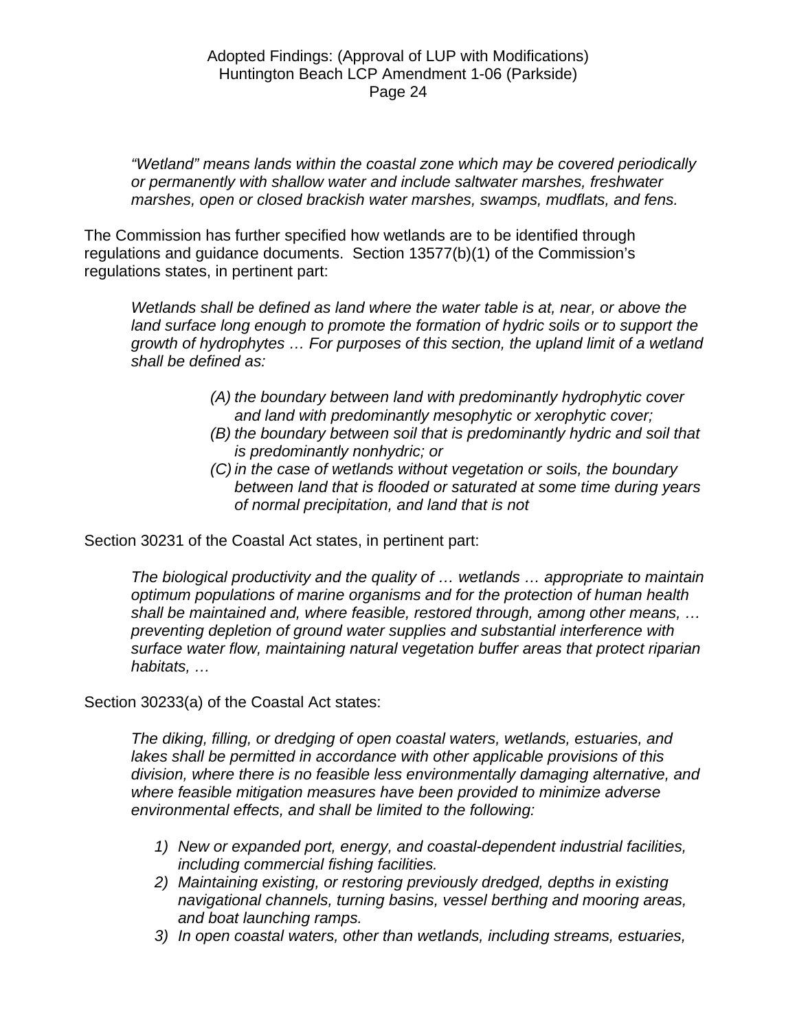*"Wetland" means lands within the coastal zone which may be covered periodically or permanently with shallow water and include saltwater marshes, freshwater marshes, open or closed brackish water marshes, swamps, mudflats, and fens.*

The Commission has further specified how wetlands are to be identified through regulations and guidance documents. Section 13577(b)(1) of the Commission's regulations states, in pertinent part:

> *Wetlands shall be defined as land where the water table is at, near, or above the land surface long enough to promote the formation of hydric soils or to support the growth of hydrophytes … For purposes of this section, the upland limit of a wetland shall be defined as:*
>
> *(A) the boundary between land with predominantly hydrophytic cover and land with predominantly mesophytic or xerophytic cover;*
> *(B) the boundary between soil that is predominantly hydric and soil that is predominantly nonhydric; or*
> *(C) in the case of wetlands without vegetation or soils, the boundary between land that is flooded or saturated at some time during years of normal precipitation, and land that is not*

Section 30231 of the Coastal Act states, in pertinent part:

> *The biological productivity and the quality of … wetlands … appropriate to maintain optimum populations of marine organisms and for the protection of human health shall be maintained and, where feasible, restored through, among other means, … preventing depletion of ground water supplies and substantial interference with surface water flow, maintaining natural vegetation buffer areas that protect riparian habitats, …*

Section 30233(a) of the Coastal Act states:

> *The diking, filling, or dredging of open coastal waters, wetlands, estuaries, and lakes shall be permitted in accordance with other applicable provisions of this division, where there is no feasible less environmentally damaging alternative, and where feasible mitigation measures have been provided to minimize adverse environmental effects, and shall be limited to the following:*
>
> *1) New or expanded port, energy, and coastal-dependent industrial facilities, including commercial fishing facilities.*
> *2) Maintaining existing, or restoring previously dredged, depths in existing navigational channels, turning basins, vessel berthing and mooring areas, and boat launching ramps.*
> *3) In open coastal waters, other than wetlands, including streams, estuaries,*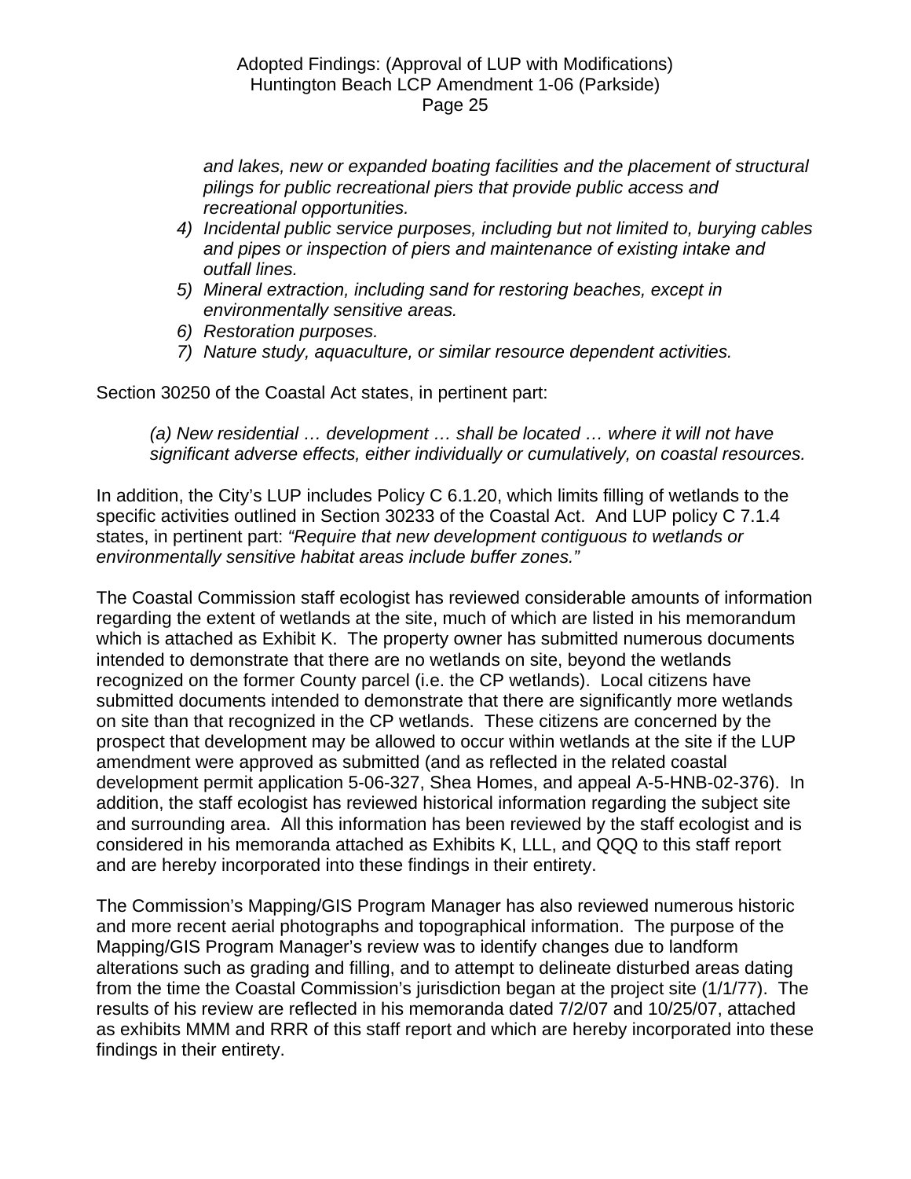*and lakes, new or expanded boating facilities and the placement of structural pilings for public recreational piers that provide public access and recreational opportunities.*

4) *Incidental public service purposes, including but not limited to, burying cables and pipes or inspection of piers and maintenance of existing intake and outfall lines.*
5) *Mineral extraction, including sand for restoring beaches, except in environmentally sensitive areas.*
6) *Restoration purposes.*
7) *Nature study, aquaculture, or similar resource dependent activities.*

Section 30250 of the Coastal Act states, in pertinent part:

> *(a) New residential … development … shall be located … where it will not have significant adverse effects, either individually or cumulatively, on coastal resources.*

In addition, the City's LUP includes Policy C 6.1.20, which limits filling of wetlands to the specific activities outlined in Section 30233 of the Coastal Act. And LUP policy C 7.1.4 states, in pertinent part: *"Require that new development contiguous to wetlands or environmentally sensitive habitat areas include buffer zones."*

The Coastal Commission staff ecologist has reviewed considerable amounts of information regarding the extent of wetlands at the site, much of which are listed in his memorandum which is attached as Exhibit K. The property owner has submitted numerous documents intended to demonstrate that there are no wetlands on site, beyond the wetlands recognized on the former County parcel (i.e. the CP wetlands). Local citizens have submitted documents intended to demonstrate that there are significantly more wetlands on site than that recognized in the CP wetlands. These citizens are concerned by the prospect that development may be allowed to occur within wetlands at the site if the LUP amendment were approved as submitted (and as reflected in the related coastal development permit application 5-06-327, Shea Homes, and appeal A-5-HNB-02-376). In addition, the staff ecologist has reviewed historical information regarding the subject site and surrounding area. All this information has been reviewed by the staff ecologist and is considered in his memoranda attached as Exhibits K, LLL, and QQQ to this staff report and are hereby incorporated into these findings in their entirety.

The Commission's Mapping/GIS Program Manager has also reviewed numerous historic and more recent aerial photographs and topographical information. The purpose of the Mapping/GIS Program Manager's review was to identify changes due to landform alterations such as grading and filling, and to attempt to delineate disturbed areas dating from the time the Coastal Commission's jurisdiction began at the project site (1/1/77). The results of his review are reflected in his memoranda dated 7/2/07 and 10/25/07, attached as exhibits MMM and RRR of this staff report and which are hereby incorporated into these findings in their entirety.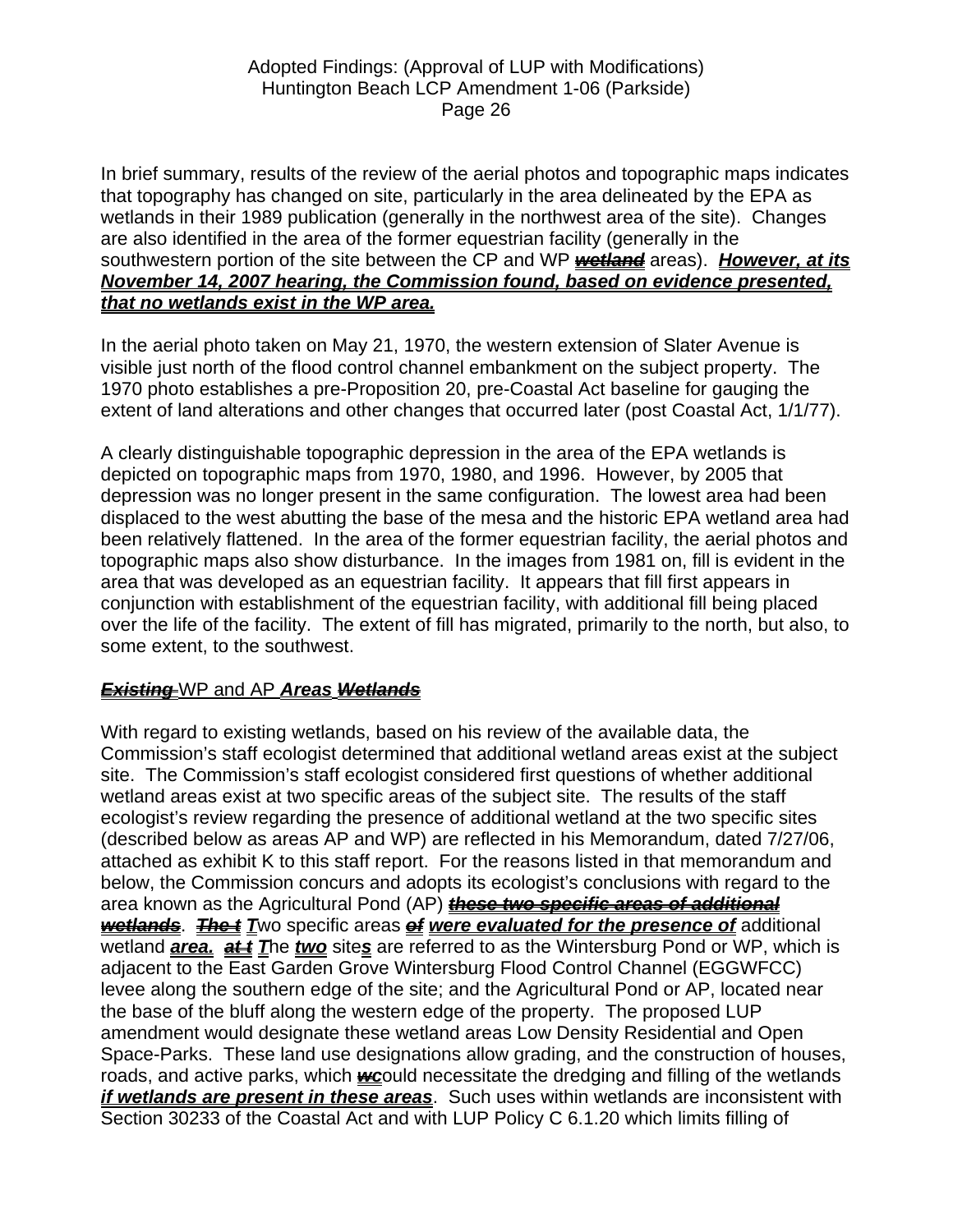In brief summary, results of the review of the aerial photos and topographic maps indicates that topography has changed on site, particularly in the area delineated by the EPA as wetlands in their 1989 publication (generally in the northwest area of the site). Changes are also identified in the area of the former equestrian facility (generally in the southwestern portion of the site between the CP and WP ~~***wetland***~~ areas). ***However, at its November 14, 2007 hearing, the Commission found, based on evidence presented, that no wetlands exist in the WP area.***

In the aerial photo taken on May 21, 1970, the western extension of Slater Avenue is visible just north of the flood control channel embankment on the subject property. The 1970 photo establishes a pre-Proposition 20, pre-Coastal Act baseline for gauging the extent of land alterations and other changes that occurred later (post Coastal Act, 1/1/77).

A clearly distinguishable topographic depression in the area of the EPA wetlands is depicted on topographic maps from 1970, 1980, and 1996. However, by 2005 that depression was no longer present in the same configuration. The lowest area had been displaced to the west abutting the base of the mesa and the historic EPA wetland area had been relatively flattened. In the area of the former equestrian facility, the aerial photos and topographic maps also show disturbance. In the images from 1981 on, fill is evident in the area that was developed as an equestrian facility. It appears that fill first appears in conjunction with establishment of the equestrian facility, with additional fill being placed over the life of the facility. The extent of fill has migrated, primarily to the north, but also, to some extent, to the southwest.

## ~~***Existing***~~ WP and AP ***Areas*** ~~***Wetlands***~~

With regard to existing wetlands, based on his review of the available data, the Commission's staff ecologist determined that additional wetland areas exist at the subject site. The Commission's staff ecologist considered first questions of whether additional wetland areas exist at two specific areas of the subject site. The results of the staff ecologist's review regarding the presence of additional wetland at the two specific sites (described below as areas AP and WP) are reflected in his Memorandum, dated 7/27/06, attached as exhibit K to this staff report. For the reasons listed in that memorandum and below, the Commission concurs and adopts its ecologist's conclusions with regard to the area known as the Agricultural Pond (AP) ~~***these two specific areas of additional wetlands***~~. ~~***The t***~~ ***T***wo specific areas ~~***of***~~ ***were evaluated for the presence of*** additional wetland ***area.*** ~~***at t***~~ ***T***he ***two*** site***s*** are referred to as the Wintersburg Pond or WP, which is adjacent to the East Garden Grove Wintersburg Flood Control Channel (EGGWFCC) levee along the southern edge of the site; and the Agricultural Pond or AP, located near the base of the bluff along the western edge of the property. The proposed LUP amendment would designate these wetland areas Low Density Residential and Open Space-Parks. These land use designations allow grading, and the construction of houses, roads, and active parks, which ~~***w***~~***c***ould necessitate the dredging and filling of the wetlands ***if wetlands are present in these areas***. Such uses within wetlands are inconsistent with Section 30233 of the Coastal Act and with LUP Policy C 6.1.20 which limits filling of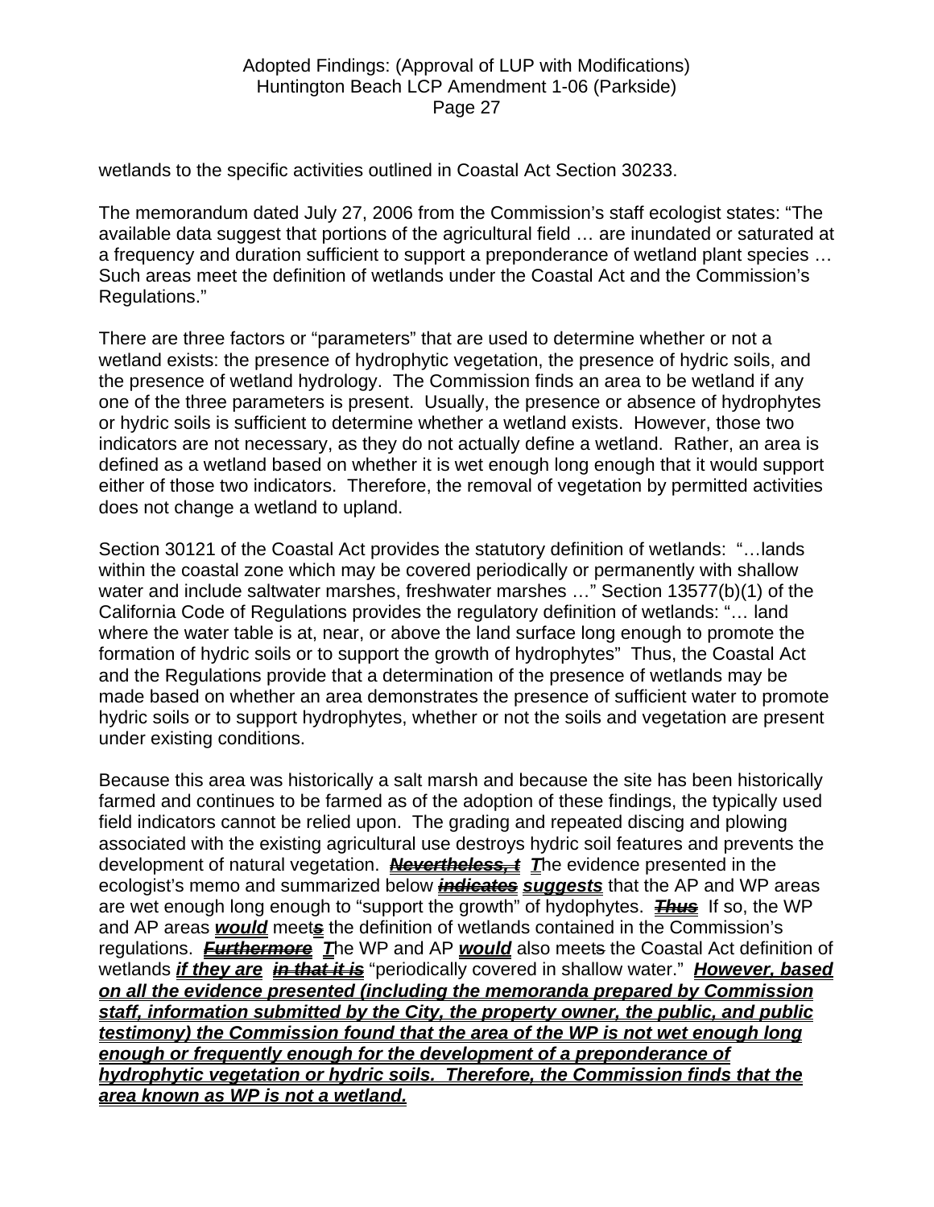wetlands to the specific activities outlined in Coastal Act Section 30233.

The memorandum dated July 27, 2006 from the Commission's staff ecologist states: "The available data suggest that portions of the agricultural field … are inundated or saturated at a frequency and duration sufficient to support a preponderance of wetland plant species … Such areas meet the definition of wetlands under the Coastal Act and the Commission's Regulations."

There are three factors or "parameters" that are used to determine whether or not a wetland exists: the presence of hydrophytic vegetation, the presence of hydric soils, and the presence of wetland hydrology. The Commission finds an area to be wetland if any one of the three parameters is present. Usually, the presence or absence of hydrophytes or hydric soils is sufficient to determine whether a wetland exists. However, those two indicators are not necessary, as they do not actually define a wetland. Rather, an area is defined as a wetland based on whether it is wet enough long enough that it would support either of those two indicators. Therefore, the removal of vegetation by permitted activities does not change a wetland to upland.

Section 30121 of the Coastal Act provides the statutory definition of wetlands: "…lands within the coastal zone which may be covered periodically or permanently with shallow water and include saltwater marshes, freshwater marshes …" Section 13577(b)(1) of the California Code of Regulations provides the regulatory definition of wetlands: "… land where the water table is at, near, or above the land surface long enough to promote the formation of hydric soils or to support the growth of hydrophytes" Thus, the Coastal Act and the Regulations provide that a determination of the presence of wetlands may be made based on whether an area demonstrates the presence of sufficient water to promote hydric soils or to support hydrophytes, whether or not the soils and vegetation are present under existing conditions.

Because this area was historically a salt marsh and because the site has been historically farmed and continues to be farmed as of the adoption of these findings, the typically used field indicators cannot be relied upon. The grading and repeated discing and plowing associated with the existing agricultural use destroys hydric soil features and prevents the development of natural vegetation. ~~***Nevertheless, t***~~ ***T***he evidence presented in the ecologist's memo and summarized below ~~***indicates***~~ ***suggests*** that the AP and WP areas are wet enough long enough to "support the growth" of hydophytes. ~~***Thus***~~ ***If so,*** the WP and AP areas ***would*** meet~~***s***~~ the definition of wetlands contained in the Commission's regulations. ~~***Furthermore***~~ ***T***he WP and AP ***would*** also meet~~s~~ the Coastal Act definition of wetlands ***if they are*** ~~***in that it is***~~ "periodically covered in shallow water." ***However, based on all the evidence presented (including the memoranda prepared by Commission staff, information submitted by the City, the property owner, the public, and public testimony) the Commission found that the area of the WP is not wet enough long enough or frequently enough for the development of a preponderance of hydrophytic vegetation or hydric soils. Therefore, the Commission finds that the area known as WP is not a wetland.***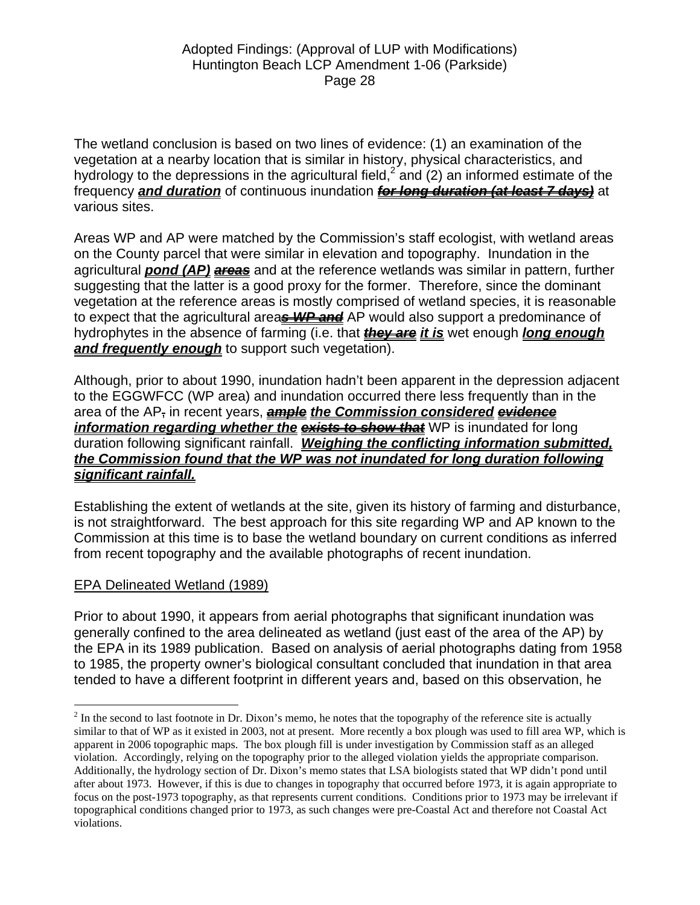The wetland conclusion is based on two lines of evidence: (1) an examination of the vegetation at a nearby location that is similar in history, physical characteristics, and hydrology to the depressions in the agricultural field,[2] and (2) an informed estimate of the frequency ***and duration*** of continuous inundation ~~***for long duration (at least 7 days)***~~ at various sites.

Areas WP and AP were matched by the Commission's staff ecologist, with wetland areas on the County parcel that were similar in elevation and topography. Inundation in the agricultural ***pond (AP)*** ~~***areas***~~ and at the reference wetlands was similar in pattern, further suggesting that the latter is a good proxy for the former. Therefore, since the dominant vegetation at the reference areas is mostly comprised of wetland species, it is reasonable to expect that the agricultural area~~***s WP and***~~ AP would also support a predominance of hydrophytes in the absence of farming (i.e. that ~~***they are***~~ ***it is*** wet enough ***long enough and frequently enough*** to support such vegetation).

Although, prior to about 1990, inundation hadn't been apparent in the depression adjacent to the EGGWFCC (WP area) and inundation occurred there less frequently than in the area of the AP~~,~~ in recent years, ~~***ample***~~ ***the Commission considered*** ~~***evidence***~~ ***information regarding whether the*** ~~***exists to show that***~~ WP is inundated for long duration following significant rainfall. ***Weighing the conflicting information submitted, the Commission found that the WP was not inundated for long duration following significant rainfall.***

Establishing the extent of wetlands at the site, given its history of farming and disturbance, is not straightforward. The best approach for this site regarding WP and AP known to the Commission at this time is to base the wetland boundary on current conditions as inferred from recent topography and the available photographs of recent inundation.

EPA Delineated Wetland (1989)

Prior to about 1990, it appears from aerial photographs that significant inundation was generally confined to the area delineated as wetland (just east of the area of the AP) by the EPA in its 1989 publication. Based on analysis of aerial photographs dating from 1958 to 1985, the property owner's biological consultant concluded that inundation in that area tended to have a different footprint in different years and, based on this observation, he

---

[2] In the second to last footnote in Dr. Dixon's memo, he notes that the topography of the reference site is actually similar to that of WP as it existed in 2003, not at present. More recently a box plough was used to fill area WP, which is apparent in 2006 topographic maps. The box plough fill is under investigation by Commission staff as an alleged violation. Accordingly, relying on the topography prior to the alleged violation yields the appropriate comparison. Additionally, the hydrology section of Dr. Dixon's memo states that LSA biologists stated that WP didn't pond until after about 1973. However, if this is due to changes in topography that occurred before 1973, it is again appropriate to focus on the post-1973 topography, as that represents current conditions. Conditions prior to 1973 may be irrelevant if topographical conditions changed prior to 1973, as such changes were pre-Coastal Act and therefore not Coastal Act violations.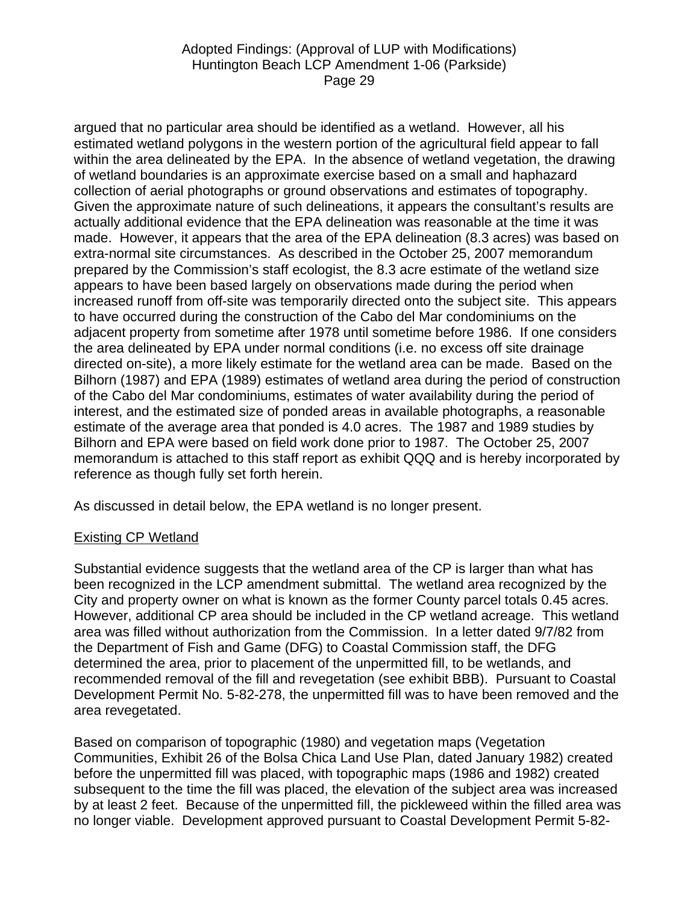argued that no particular area should be identified as a wetland. However, all his estimated wetland polygons in the western portion of the agricultural field appear to fall within the area delineated by the EPA. In the absence of wetland vegetation, the drawing of wetland boundaries is an approximate exercise based on a small and haphazard collection of aerial photographs or ground observations and estimates of topography. Given the approximate nature of such delineations, it appears the consultant's results are actually additional evidence that the EPA delineation was reasonable at the time it was made. However, it appears that the area of the EPA delineation (8.3 acres) was based on extra-normal site circumstances. As described in the October 25, 2007 memorandum prepared by the Commission's staff ecologist, the 8.3 acre estimate of the wetland size appears to have been based largely on observations made during the period when increased runoff from off-site was temporarily directed onto the subject site. This appears to have occurred during the construction of the Cabo del Mar condominiums on the adjacent property from sometime after 1978 until sometime before 1986. If one considers the area delineated by EPA under normal conditions (i.e. no excess off site drainage directed on-site), a more likely estimate for the wetland area can be made. Based on the Bilhorn (1987) and EPA (1989) estimates of wetland area during the period of construction of the Cabo del Mar condominiums, estimates of water availability during the period of interest, and the estimated size of ponded areas in available photographs, a reasonable estimate of the average area that ponded is 4.0 acres. The 1987 and 1989 studies by Bilhorn and EPA were based on field work done prior to 1987. The October 25, 2007 memorandum is attached to this staff report as exhibit QQQ and is hereby incorporated by reference as though fully set forth herein.

As discussed in detail below, the EPA wetland is no longer present.

<u>Existing CP Wetland</u>

Substantial evidence suggests that the wetland area of the CP is larger than what has been recognized in the LCP amendment submittal. The wetland area recognized by the City and property owner on what is known as the former County parcel totals 0.45 acres. However, additional CP area should be included in the CP wetland acreage. This wetland area was filled without authorization from the Commission. In a letter dated 9/7/82 from the Department of Fish and Game (DFG) to Coastal Commission staff, the DFG determined the area, prior to placement of the unpermitted fill, to be wetlands, and recommended removal of the fill and revegetation (see exhibit BBB). Pursuant to Coastal Development Permit No. 5-82-278, the unpermitted fill was to have been removed and the area revegetated.

Based on comparison of topographic (1980) and vegetation maps (Vegetation Communities, Exhibit 26 of the Bolsa Chica Land Use Plan, dated January 1982) created before the unpermitted fill was placed, with topographic maps (1986 and 1982) created subsequent to the time the fill was placed, the elevation of the subject area was increased by at least 2 feet. Because of the unpermitted fill, the pickleweed within the filled area was no longer viable. Development approved pursuant to Coastal Development Permit 5-82-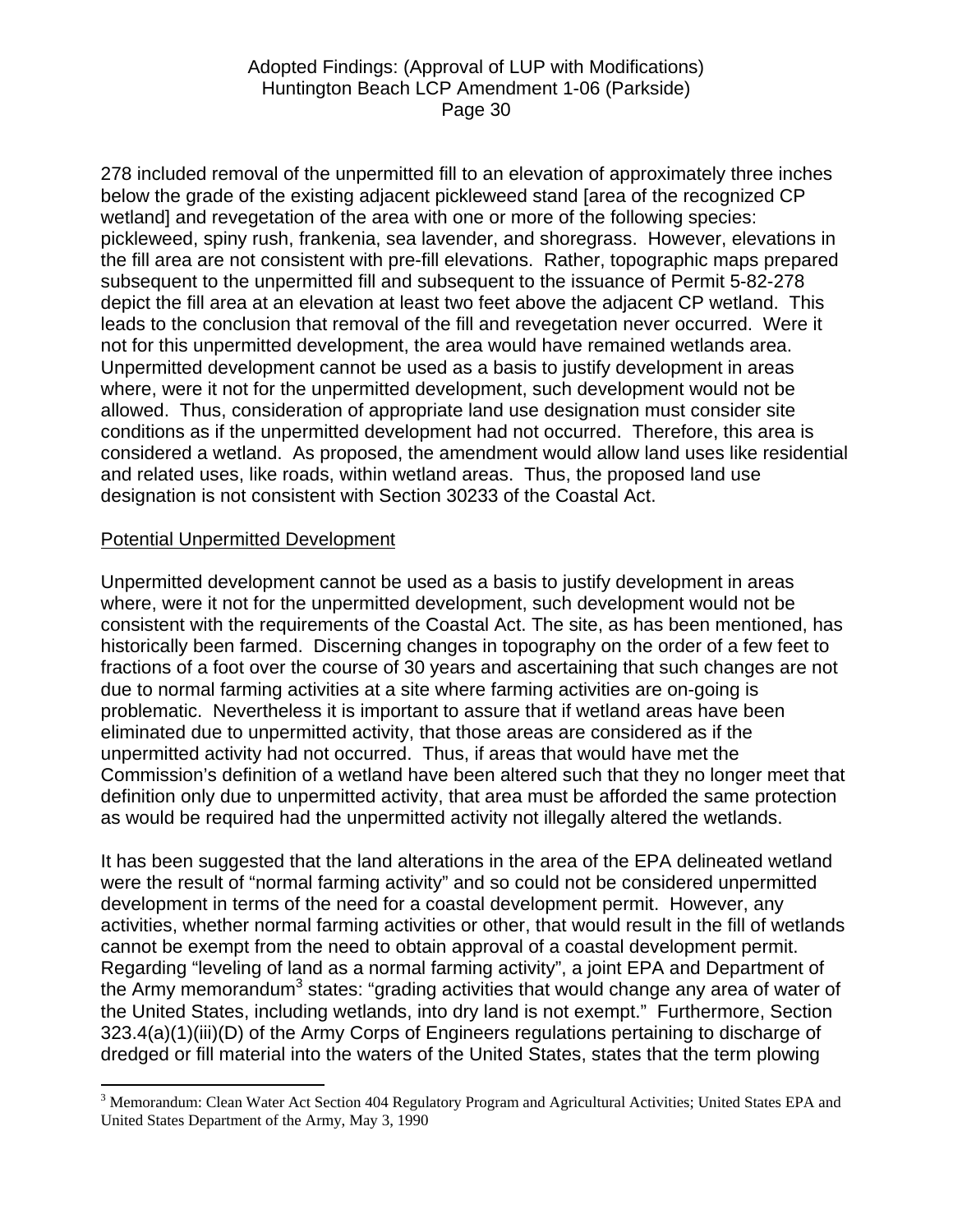278 included removal of the unpermitted fill to an elevation of approximately three inches below the grade of the existing adjacent pickleweed stand [area of the recognized CP wetland] and revegetation of the area with one or more of the following species: pickleweed, spiny rush, frankenia, sea lavender, and shoregrass. However, elevations in the fill area are not consistent with pre-fill elevations. Rather, topographic maps prepared subsequent to the unpermitted fill and subsequent to the issuance of Permit 5-82-278 depict the fill area at an elevation at least two feet above the adjacent CP wetland. This leads to the conclusion that removal of the fill and revegetation never occurred. Were it not for this unpermitted development, the area would have remained wetlands area. Unpermitted development cannot be used as a basis to justify development in areas where, were it not for the unpermitted development, such development would not be allowed. Thus, consideration of appropriate land use designation must consider site conditions as if the unpermitted development had not occurred. Therefore, this area is considered a wetland. As proposed, the amendment would allow land uses like residential and related uses, like roads, within wetland areas. Thus, the proposed land use designation is not consistent with Section 30233 of the Coastal Act.

Potential Unpermitted Development

Unpermitted development cannot be used as a basis to justify development in areas where, were it not for the unpermitted development, such development would not be consistent with the requirements of the Coastal Act. The site, as has been mentioned, has historically been farmed. Discerning changes in topography on the order of a few feet to fractions of a foot over the course of 30 years and ascertaining that such changes are not due to normal farming activities at a site where farming activities are on-going is problematic. Nevertheless it is important to assure that if wetland areas have been eliminated due to unpermitted activity, that those areas are considered as if the unpermitted activity had not occurred. Thus, if areas that would have met the Commission's definition of a wetland have been altered such that they no longer meet that definition only due to unpermitted activity, that area must be afforded the same protection as would be required had the unpermitted activity not illegally altered the wetlands.

It has been suggested that the land alterations in the area of the EPA delineated wetland were the result of "normal farming activity" and so could not be considered unpermitted development in terms of the need for a coastal development permit. However, any activities, whether normal farming activities or other, that would result in the fill of wetlands cannot be exempt from the need to obtain approval of a coastal development permit. Regarding "leveling of land as a normal farming activity", a joint EPA and Department of the Army memorandum[3] states: "grading activities that would change any area of water of the United States, including wetlands, into dry land is not exempt." Furthermore, Section 323.4(a)(1)(iii)(D) of the Army Corps of Engineers regulations pertaining to discharge of dredged or fill material into the waters of the United States, states that the term plowing

[3] Memorandum: Clean Water Act Section 404 Regulatory Program and Agricultural Activities; United States EPA and United States Department of the Army, May 3, 1990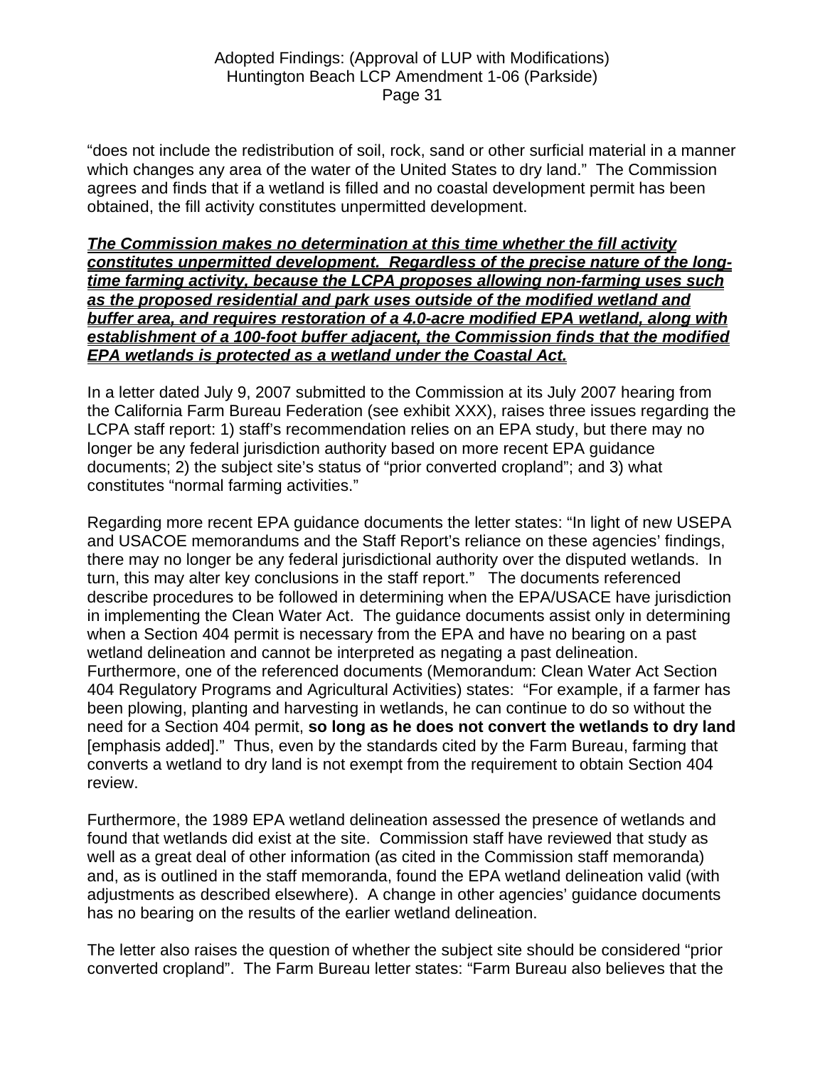"does not include the redistribution of soil, rock, sand or other surficial material in a manner which changes any area of the water of the United States to dry land." The Commission agrees and finds that if a wetland is filled and no coastal development permit has been obtained, the fill activity constitutes unpermitted development.

***<u>The Commission makes no determination at this time whether the fill activity constitutes unpermitted development. Regardless of the precise nature of the long-time farming activity, because the LCPA proposes allowing non-farming uses such as the proposed residential and park uses outside of the modified wetland and buffer area, and requires restoration of a 4.0-acre modified EPA wetland, along with establishment of a 100-foot buffer adjacent, the Commission finds that the modified EPA wetlands is protected as a wetland under the Coastal Act.</u>***

In a letter dated July 9, 2007 submitted to the Commission at its July 2007 hearing from the California Farm Bureau Federation (see exhibit XXX), raises three issues regarding the LCPA staff report: 1) staff's recommendation relies on an EPA study, but there may no longer be any federal jurisdiction authority based on more recent EPA guidance documents; 2) the subject site's status of "prior converted cropland"; and 3) what constitutes "normal farming activities."

Regarding more recent EPA guidance documents the letter states: "In light of new USEPA and USACOE memorandums and the Staff Report's reliance on these agencies' findings, there may no longer be any federal jurisdictional authority over the disputed wetlands. In turn, this may alter key conclusions in the staff report." The documents referenced describe procedures to be followed in determining when the EPA/USACE have jurisdiction in implementing the Clean Water Act. The guidance documents assist only in determining when a Section 404 permit is necessary from the EPA and have no bearing on a past wetland delineation and cannot be interpreted as negating a past delineation. Furthermore, one of the referenced documents (Memorandum: Clean Water Act Section 404 Regulatory Programs and Agricultural Activities) states: "For example, if a farmer has been plowing, planting and harvesting in wetlands, he can continue to do so without the need for a Section 404 permit, **so long as he does not convert the wetlands to dry land** [emphasis added]." Thus, even by the standards cited by the Farm Bureau, farming that converts a wetland to dry land is not exempt from the requirement to obtain Section 404 review.

Furthermore, the 1989 EPA wetland delineation assessed the presence of wetlands and found that wetlands did exist at the site. Commission staff have reviewed that study as well as a great deal of other information (as cited in the Commission staff memoranda) and, as is outlined in the staff memoranda, found the EPA wetland delineation valid (with adjustments as described elsewhere). A change in other agencies' guidance documents has no bearing on the results of the earlier wetland delineation.

The letter also raises the question of whether the subject site should be considered "prior converted cropland". The Farm Bureau letter states: "Farm Bureau also believes that the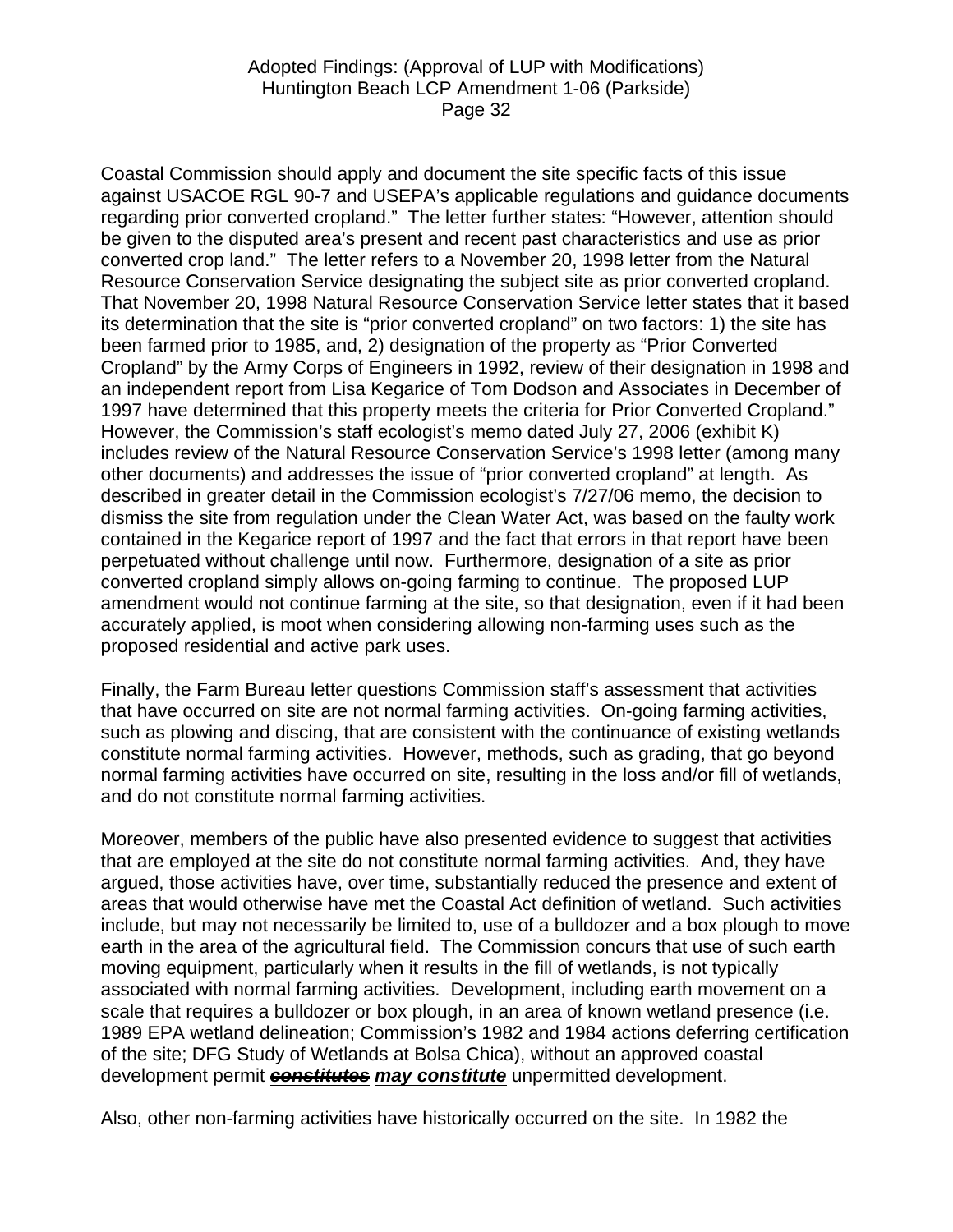Coastal Commission should apply and document the site specific facts of this issue against USACOE RGL 90-7 and USEPA's applicable regulations and guidance documents regarding prior converted cropland." The letter further states: "However, attention should be given to the disputed area's present and recent past characteristics and use as prior converted crop land." The letter refers to a November 20, 1998 letter from the Natural Resource Conservation Service designating the subject site as prior converted cropland. That November 20, 1998 Natural Resource Conservation Service letter states that it based its determination that the site is "prior converted cropland" on two factors: 1) the site has been farmed prior to 1985, and, 2) designation of the property as "Prior Converted Cropland" by the Army Corps of Engineers in 1992, review of their designation in 1998 and an independent report from Lisa Kegarice of Tom Dodson and Associates in December of 1997 have determined that this property meets the criteria for Prior Converted Cropland." However, the Commission's staff ecologist's memo dated July 27, 2006 (exhibit K) includes review of the Natural Resource Conservation Service's 1998 letter (among many other documents) and addresses the issue of "prior converted cropland" at length. As described in greater detail in the Commission ecologist's 7/27/06 memo, the decision to dismiss the site from regulation under the Clean Water Act, was based on the faulty work contained in the Kegarice report of 1997 and the fact that errors in that report have been perpetuated without challenge until now. Furthermore, designation of a site as prior converted cropland simply allows on-going farming to continue. The proposed LUP amendment would not continue farming at the site, so that designation, even if it had been accurately applied, is moot when considering allowing non-farming uses such as the proposed residential and active park uses.

Finally, the Farm Bureau letter questions Commission staff's assessment that activities that have occurred on site are not normal farming activities. On-going farming activities, such as plowing and discing, that are consistent with the continuance of existing wetlands constitute normal farming activities. However, methods, such as grading, that go beyond normal farming activities have occurred on site, resulting in the loss and/or fill of wetlands, and do not constitute normal farming activities.

Moreover, members of the public have also presented evidence to suggest that activities that are employed at the site do not constitute normal farming activities. And, they have argued, those activities have, over time, substantially reduced the presence and extent of areas that would otherwise have met the Coastal Act definition of wetland. Such activities include, but may not necessarily be limited to, use of a bulldozer and a box plough to move earth in the area of the agricultural field. The Commission concurs that use of such earth moving equipment, particularly when it results in the fill of wetlands, is not typically associated with normal farming activities. Development, including earth movement on a scale that requires a bulldozer or box plough, in an area of known wetland presence (i.e. 1989 EPA wetland delineation; Commission's 1982 and 1984 actions deferring certification of the site; DFG Study of Wetlands at Bolsa Chica), without an approved coastal development permit ~~***constitutes***~~ ***may constitute*** unpermitted development.

Also, other non-farming activities have historically occurred on the site. In 1982 the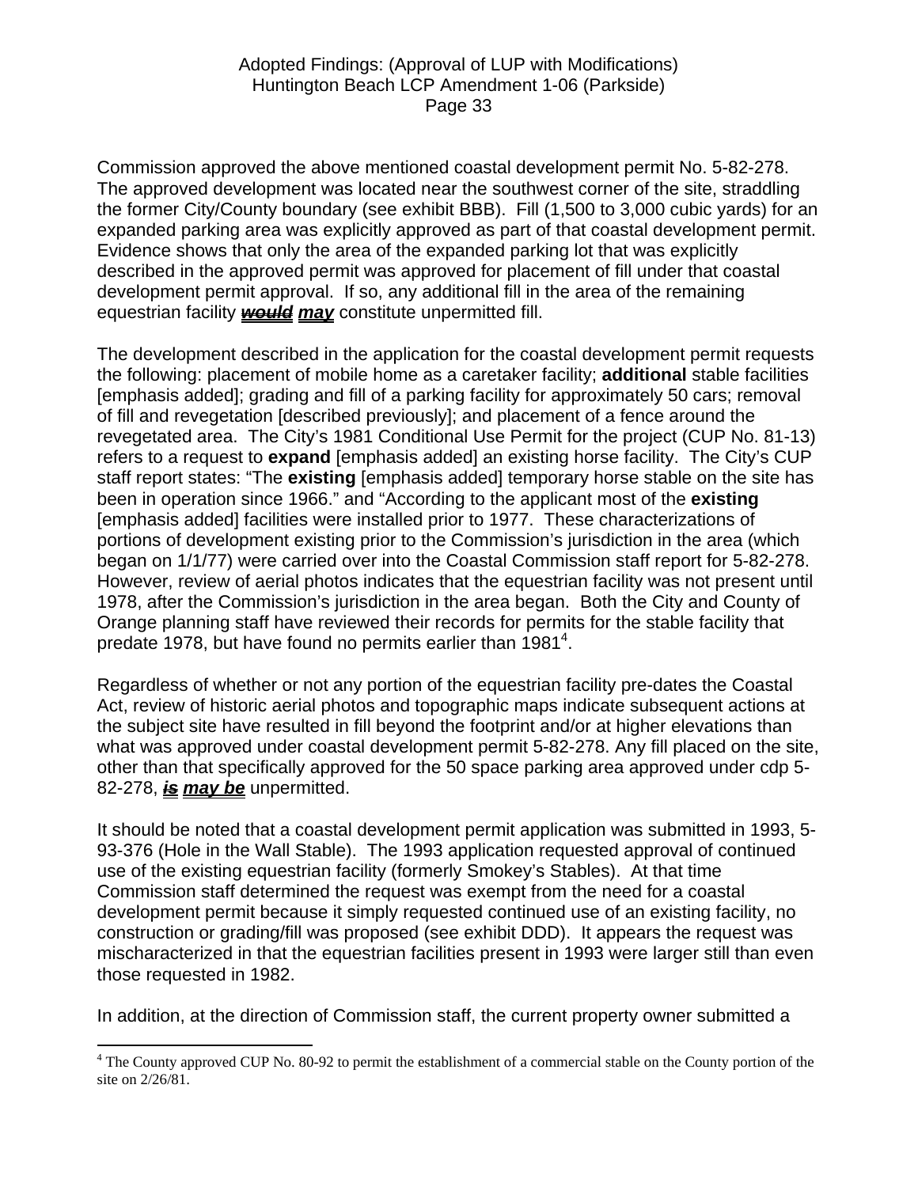Commission approved the above mentioned coastal development permit No. 5-82-278. The approved development was located near the southwest corner of the site, straddling the former City/County boundary (see exhibit BBB). Fill (1,500 to 3,000 cubic yards) for an expanded parking area was explicitly approved as part of that coastal development permit. Evidence shows that only the area of the expanded parking lot that was explicitly described in the approved permit was approved for placement of fill under that coastal development permit approval. If so, any additional fill in the area of the remaining equestrian facility ~~***would***~~ ***may*** constitute unpermitted fill.

The development described in the application for the coastal development permit requests the following: placement of mobile home as a caretaker facility; **additional** stable facilities [emphasis added]; grading and fill of a parking facility for approximately 50 cars; removal of fill and revegetation [described previously]; and placement of a fence around the revegetated area. The City's 1981 Conditional Use Permit for the project (CUP No. 81-13) refers to a request to **expand** [emphasis added] an existing horse facility. The City's CUP staff report states: "The **existing** [emphasis added] temporary horse stable on the site has been in operation since 1966." and "According to the applicant most of the **existing** [emphasis added] facilities were installed prior to 1977. These characterizations of portions of development existing prior to the Commission's jurisdiction in the area (which began on 1/1/77) were carried over into the Coastal Commission staff report for 5-82-278. However, review of aerial photos indicates that the equestrian facility was not present until 1978, after the Commission's jurisdiction in the area began. Both the City and County of Orange planning staff have reviewed their records for permits for the stable facility that predate 1978, but have found no permits earlier than 1981[4].

Regardless of whether or not any portion of the equestrian facility pre-dates the Coastal Act, review of historic aerial photos and topographic maps indicate subsequent actions at the subject site have resulted in fill beyond the footprint and/or at higher elevations than what was approved under coastal development permit 5-82-278. Any fill placed on the site, other than that specifically approved for the 50 space parking area approved under cdp 5-82-278, ~~***is***~~ ***may be*** unpermitted.

It should be noted that a coastal development permit application was submitted in 1993, 5-93-376 (Hole in the Wall Stable). The 1993 application requested approval of continued use of the existing equestrian facility (formerly Smokey's Stables). At that time Commission staff determined the request was exempt from the need for a coastal development permit because it simply requested continued use of an existing facility, no construction or grading/fill was proposed (see exhibit DDD). It appears the request was mischaracterized in that the equestrian facilities present in 1993 were larger still than even those requested in 1982.

In addition, at the direction of Commission staff, the current property owner submitted a

[4] The County approved CUP No. 80-92 to permit the establishment of a commercial stable on the County portion of the site on 2/26/81.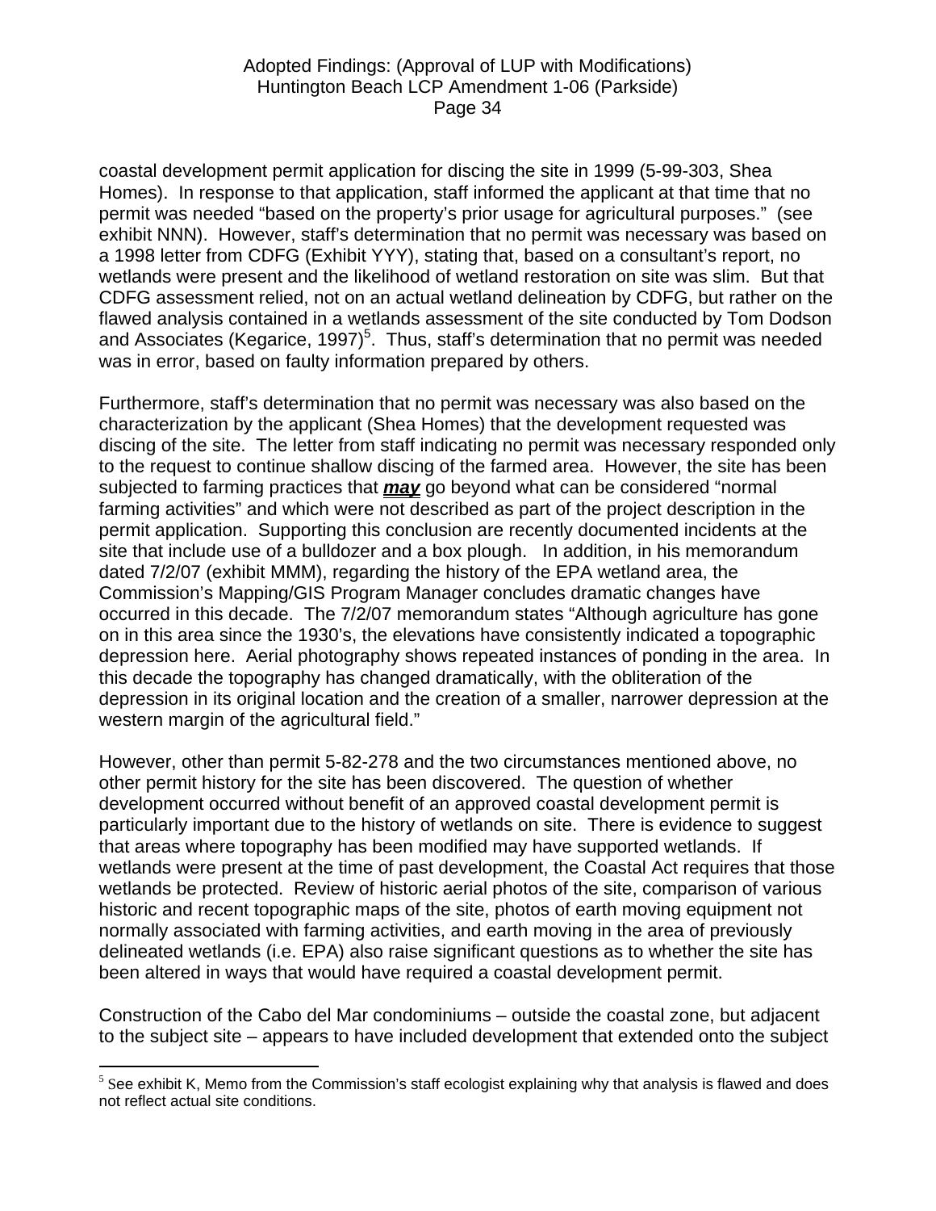coastal development permit application for discing the site in 1999 (5-99-303, Shea Homes). In response to that application, staff informed the applicant at that time that no permit was needed "based on the property's prior usage for agricultural purposes." (see exhibit NNN). However, staff's determination that no permit was necessary was based on a 1998 letter from CDFG (Exhibit YYY), stating that, based on a consultant's report, no wetlands were present and the likelihood of wetland restoration on site was slim. But that CDFG assessment relied, not on an actual wetland delineation by CDFG, but rather on the flawed analysis contained in a wetlands assessment of the site conducted by Tom Dodson and Associates (Kegarice, 1997)[5]. Thus, staff's determination that no permit was needed was in error, based on faulty information prepared by others.

Furthermore, staff's determination that no permit was necessary was also based on the characterization by the applicant (Shea Homes) that the development requested was discing of the site. The letter from staff indicating no permit was necessary responded only to the request to continue shallow discing of the farmed area. However, the site has been subjected to farming practices that ***may*** go beyond what can be considered "normal farming activities" and which were not described as part of the project description in the permit application. Supporting this conclusion are recently documented incidents at the site that include use of a bulldozer and a box plough. In addition, in his memorandum dated 7/2/07 (exhibit MMM), regarding the history of the EPA wetland area, the Commission's Mapping/GIS Program Manager concludes dramatic changes have occurred in this decade. The 7/2/07 memorandum states "Although agriculture has gone on in this area since the 1930's, the elevations have consistently indicated a topographic depression here. Aerial photography shows repeated instances of ponding in the area. In this decade the topography has changed dramatically, with the obliteration of the depression in its original location and the creation of a smaller, narrower depression at the western margin of the agricultural field."

However, other than permit 5-82-278 and the two circumstances mentioned above, no other permit history for the site has been discovered. The question of whether development occurred without benefit of an approved coastal development permit is particularly important due to the history of wetlands on site. There is evidence to suggest that areas where topography has been modified may have supported wetlands. If wetlands were present at the time of past development, the Coastal Act requires that those wetlands be protected. Review of historic aerial photos of the site, comparison of various historic and recent topographic maps of the site, photos of earth moving equipment not normally associated with farming activities, and earth moving in the area of previously delineated wetlands (i.e. EPA) also raise significant questions as to whether the site has been altered in ways that would have required a coastal development permit.

Construction of the Cabo del Mar condominiums – outside the coastal zone, but adjacent to the subject site – appears to have included development that extended onto the subject

[5] See exhibit K, Memo from the Commission's staff ecologist explaining why that analysis is flawed and does not reflect actual site conditions.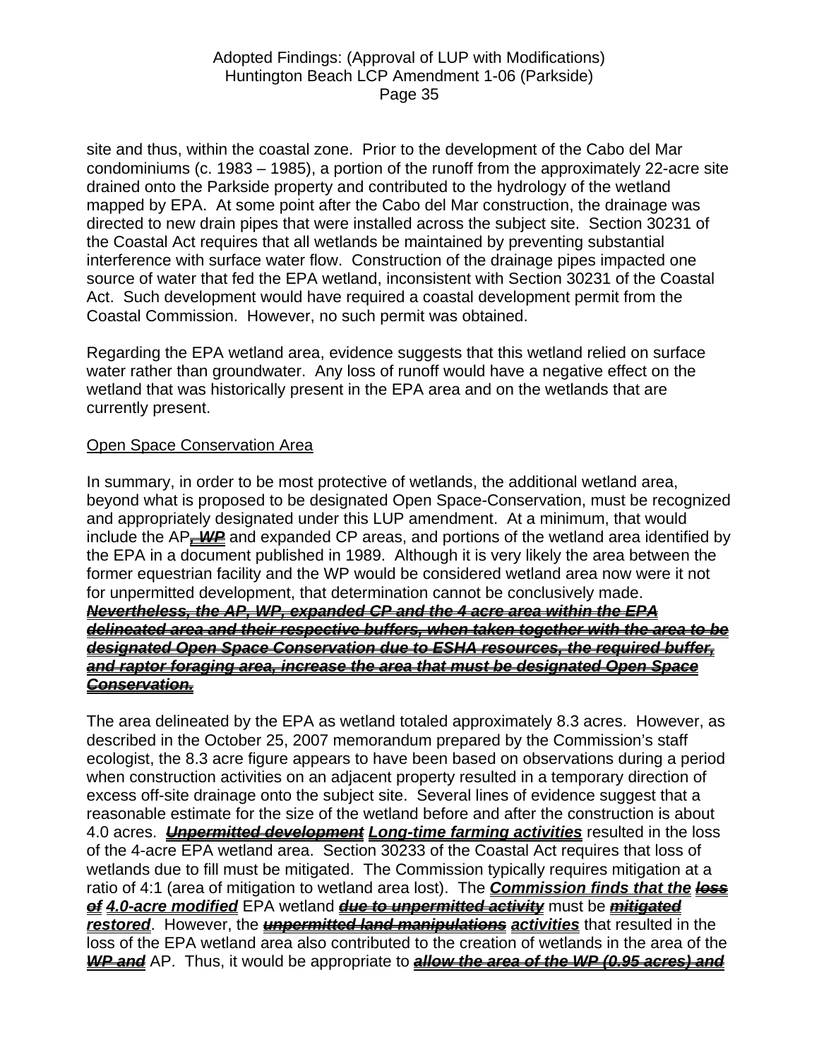site and thus, within the coastal zone. Prior to the development of the Cabo del Mar condominiums (c. 1983 – 1985), a portion of the runoff from the approximately 22-acre site drained onto the Parkside property and contributed to the hydrology of the wetland mapped by EPA. At some point after the Cabo del Mar construction, the drainage was directed to new drain pipes that were installed across the subject site. Section 30231 of the Coastal Act requires that all wetlands be maintained by preventing substantial interference with surface water flow. Construction of the drainage pipes impacted one source of water that fed the EPA wetland, inconsistent with Section 30231 of the Coastal Act. Such development would have required a coastal development permit from the Coastal Commission. However, no such permit was obtained.

Regarding the EPA wetland area, evidence suggests that this wetland relied on surface water rather than groundwater. Any loss of runoff would have a negative effect on the wetland that was historically present in the EPA area and on the wetlands that are currently present.

### Open Space Conservation Area

In summary, in order to be most protective of wetlands, the additional wetland area, beyond what is proposed to be designated Open Space-Conservation, must be recognized and appropriately designated under this LUP amendment. At a minimum, that would include the AP***~~, WP~~*** and expanded CP areas, and portions of the wetland area identified by the EPA in a document published in 1989. Although it is very likely the area between the former equestrian facility and the WP would be considered wetland area now were it not for unpermitted development, that determination cannot be conclusively made. ***~~Nevertheless, the AP, WP, expanded CP and the 4 acre area within the EPA delineated area and their respective buffers, when taken together with the area to be designated Open Space Conservation due to ESHA resources, the required buffer, and raptor foraging area, increase the area that must be designated Open Space Conservation.~~***

The area delineated by the EPA as wetland totaled approximately 8.3 acres. However, as described in the October 25, 2007 memorandum prepared by the Commission's staff ecologist, the 8.3 acre figure appears to have been based on observations during a period when construction activities on an adjacent property resulted in a temporary direction of excess off-site drainage onto the subject site. Several lines of evidence suggest that a reasonable estimate for the size of the wetland before and after the construction is about 4.0 acres. ***~~Unpermitted development~~*** ***Long-time farming activities*** resulted in the loss of the 4-acre EPA wetland area. Section 30233 of the Coastal Act requires that loss of wetlands due to fill must be mitigated. The Commission typically requires mitigation at a ratio of 4:1 (area of mitigation to wetland area lost). The ***Commission finds that the*** ***~~loss of~~*** ***4.0-acre modified*** EPA wetland ***~~due to unpermitted activity~~*** must be ***~~mitigated~~*** ***restored***. However, the ***~~unpermitted land manipulations~~*** ***activities*** that resulted in the loss of the EPA wetland area also contributed to the creation of wetlands in the area of the ***~~WP and~~*** AP. Thus, it would be appropriate to ***~~allow the area of the WP (0.95 acres) and~~***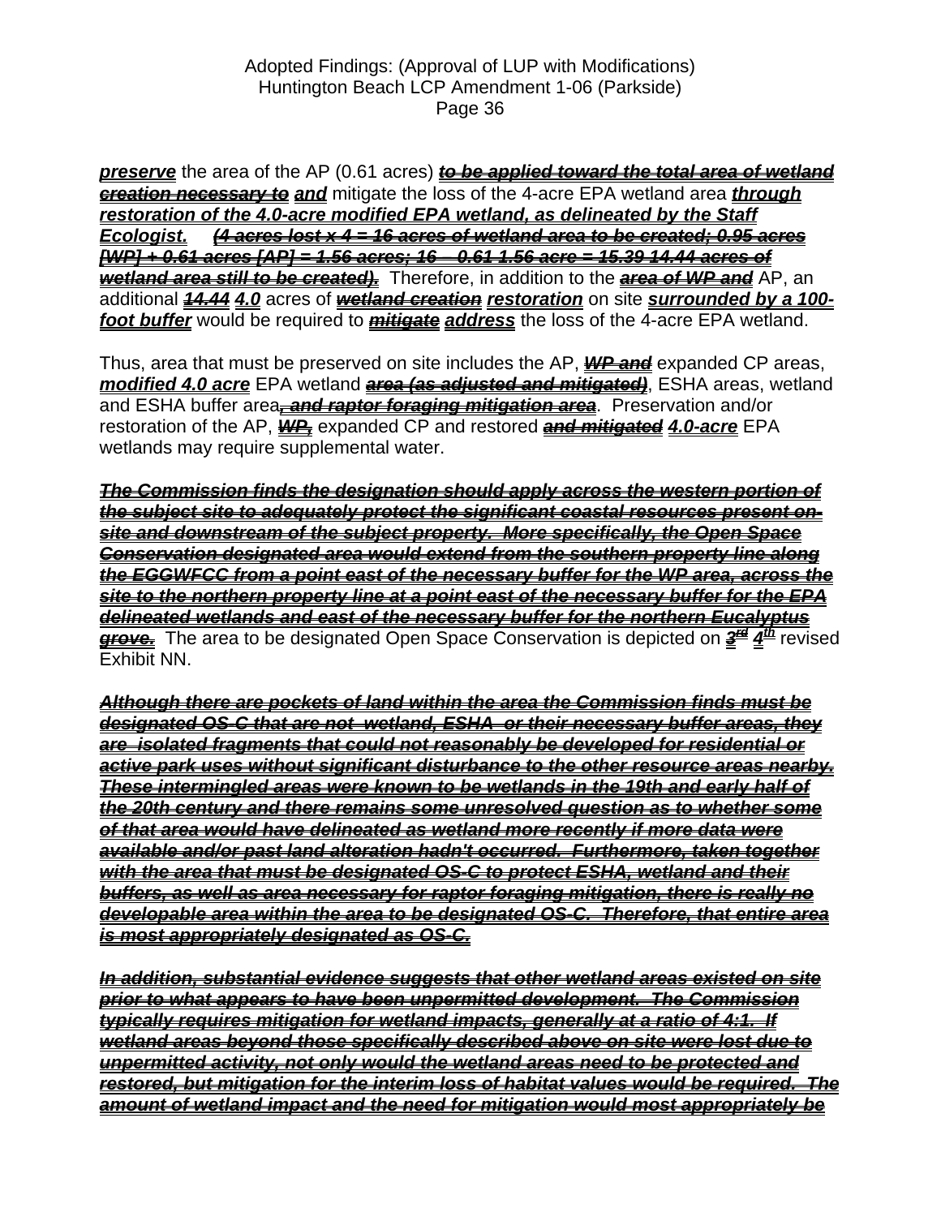***preserve*** the area of the AP (0.61 acres) ~~***to be applied toward the total area of wetland creation necessary to***~~ ***and*** mitigate the loss of the 4-acre EPA wetland area ***through restoration of the 4.0-acre modified EPA wetland, as delineated by the Staff Ecologist.*** ~~***(4 acres lost x 4 = 16 acres of wetland area to be created; 0.95 acres [WP] + 0.61 acres [AP] = 1.56 acres; 16 – 0.61 1.56 acre = 15.39 14.44 acres of wetland area still to be created).***~~ Therefore, in addition to the ~~***area of WP and***~~ AP, an additional ~~***14.44***~~ ***4.0*** acres of ~~***wetland creation***~~ ***restoration*** on site ***surrounded by a 100-foot buffer*** would be required to ~~***mitigate***~~ ***address*** the loss of the 4-acre EPA wetland.

Thus, area that must be preserved on site includes the AP, ~~***WP and***~~ expanded CP areas, ***modified 4.0 acre*** EPA wetland ~~***area (as adjusted and mitigated)***~~, ESHA areas, wetland and ESHA buffer area~~***, and raptor foraging mitigation area***~~. Preservation and/or restoration of the AP, ~~***WP,***~~ expanded CP and restored ~~***and mitigated***~~ ***4.0-acre*** EPA wetlands may require supplemental water.

~~***The Commission finds the designation should apply across the western portion of the subject site to adequately protect the significant coastal resources present on-site and downstream of the subject property. More specifically, the Open Space Conservation designated area would extend from the southern property line along the EGGWFCC from a point east of the necessary buffer for the WP area, across the site to the northern property line at a point east of the necessary buffer for the EPA delineated wetlands and east of the necessary buffer for the northern Eucalyptus grove.***~~ The area to be designated Open Space Conservation is depicted on ~~***3rd***~~ ***4th*** revised Exhibit NN.

~~***Although there are pockets of land within the area the Commission finds must be designated OS-C that are not wetland, ESHA or their necessary buffer areas, they are isolated fragments that could not reasonably be developed for residential or active park uses without significant disturbance to the other resource areas nearby. These intermingled areas were known to be wetlands in the 19th and early half of the 20th century and there remains some unresolved question as to whether some of that area would have delineated as wetland more recently if more data were available and/or past land alteration hadn't occurred. Furthermore, taken together with the area that must be designated OS-C to protect ESHA, wetland and their buffers, as well as area necessary for raptor foraging mitigation, there is really no developable area within the area to be designated OS-C. Therefore, that entire area is most appropriately designated as OS-C.***~~

~~***In addition, substantial evidence suggests that other wetland areas existed on site prior to what appears to have been unpermitted development. The Commission typically requires mitigation for wetland impacts, generally at a ratio of 4:1. If wetland areas beyond those specifically described above on site were lost due to unpermitted activity, not only would the wetland areas need to be protected and restored, but mitigation for the interim loss of habitat values would be required. The amount of wetland impact and the need for mitigation would most appropriately be***~~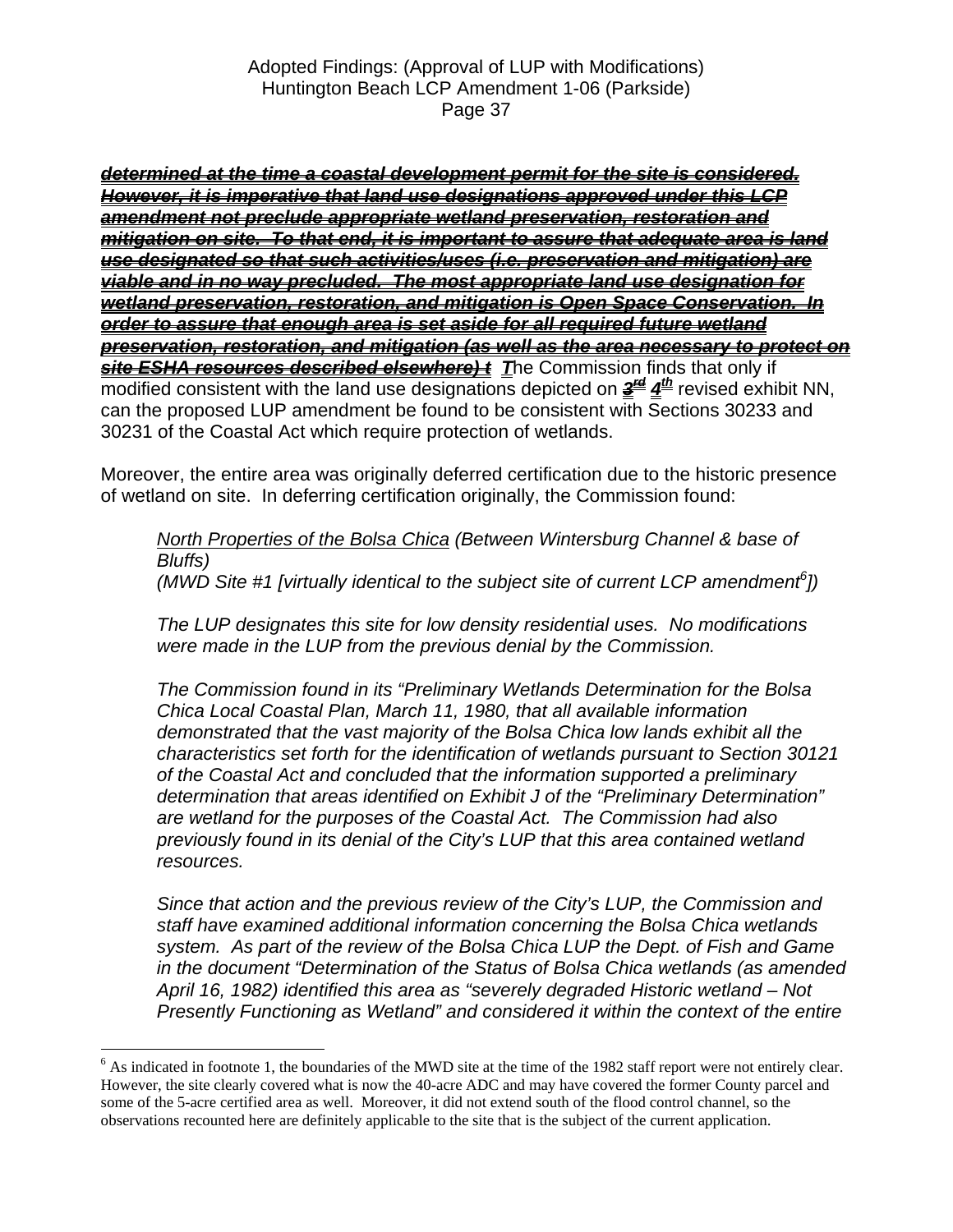~~***determined at the time a coastal development permit for the site is considered. However, it is imperative that land use designations approved under this LCP amendment not preclude appropriate wetland preservation, restoration and mitigation on site. To that end, it is important to assure that adequate area is land use designated so that such activities/uses (i.e. preservation and mitigation) are viable and in no way precluded. The most appropriate land use designation for wetland preservation, restoration, and mitigation is Open Space Conservation. In order to assure that enough area is set aside for all required future wetland preservation, restoration, and mitigation (as well as the area necessary to protect on site ESHA resources described elsewhere) t***~~ ***T***he Commission finds that only if modified consistent with the land use designations depicted on ~~***3rd***~~ ***4th*** revised exhibit NN, can the proposed LUP amendment be found to be consistent with Sections 30233 and 30231 of the Coastal Act which require protection of wetlands.

Moreover, the entire area was originally deferred certification due to the historic presence of wetland on site. In deferring certification originally, the Commission found:

> *North Properties of the Bolsa Chica (Between Wintersburg Channel & base of Bluffs)*
> *(MWD Site #1 [virtually identical to the subject site of current LCP amendment[6]])*
>
> *The LUP designates this site for low density residential uses. No modifications were made in the LUP from the previous denial by the Commission.*
>
> *The Commission found in its "Preliminary Wetlands Determination for the Bolsa Chica Local Coastal Plan, March 11, 1980, that all available information demonstrated that the vast majority of the Bolsa Chica low lands exhibit all the characteristics set forth for the identification of wetlands pursuant to Section 30121 of the Coastal Act and concluded that the information supported a preliminary determination that areas identified on Exhibit J of the "Preliminary Determination" are wetland for the purposes of the Coastal Act. The Commission had also previously found in its denial of the City's LUP that this area contained wetland resources.*
>
> *Since that action and the previous review of the City's LUP, the Commission and staff have examined additional information concerning the Bolsa Chica wetlands system. As part of the review of the Bolsa Chica LUP the Dept. of Fish and Game in the document "Determination of the Status of Bolsa Chica wetlands (as amended April 16, 1982) identified this area as "severely degraded Historic wetland – Not Presently Functioning as Wetland" and considered it within the context of the entire*

---

[6] As indicated in footnote 1, the boundaries of the MWD site at the time of the 1982 staff report were not entirely clear. However, the site clearly covered what is now the 40-acre ADC and may have covered the former County parcel and some of the 5-acre certified area as well. Moreover, it did not extend south of the flood control channel, so the observations recounted here are definitely applicable to the site that is the subject of the current application.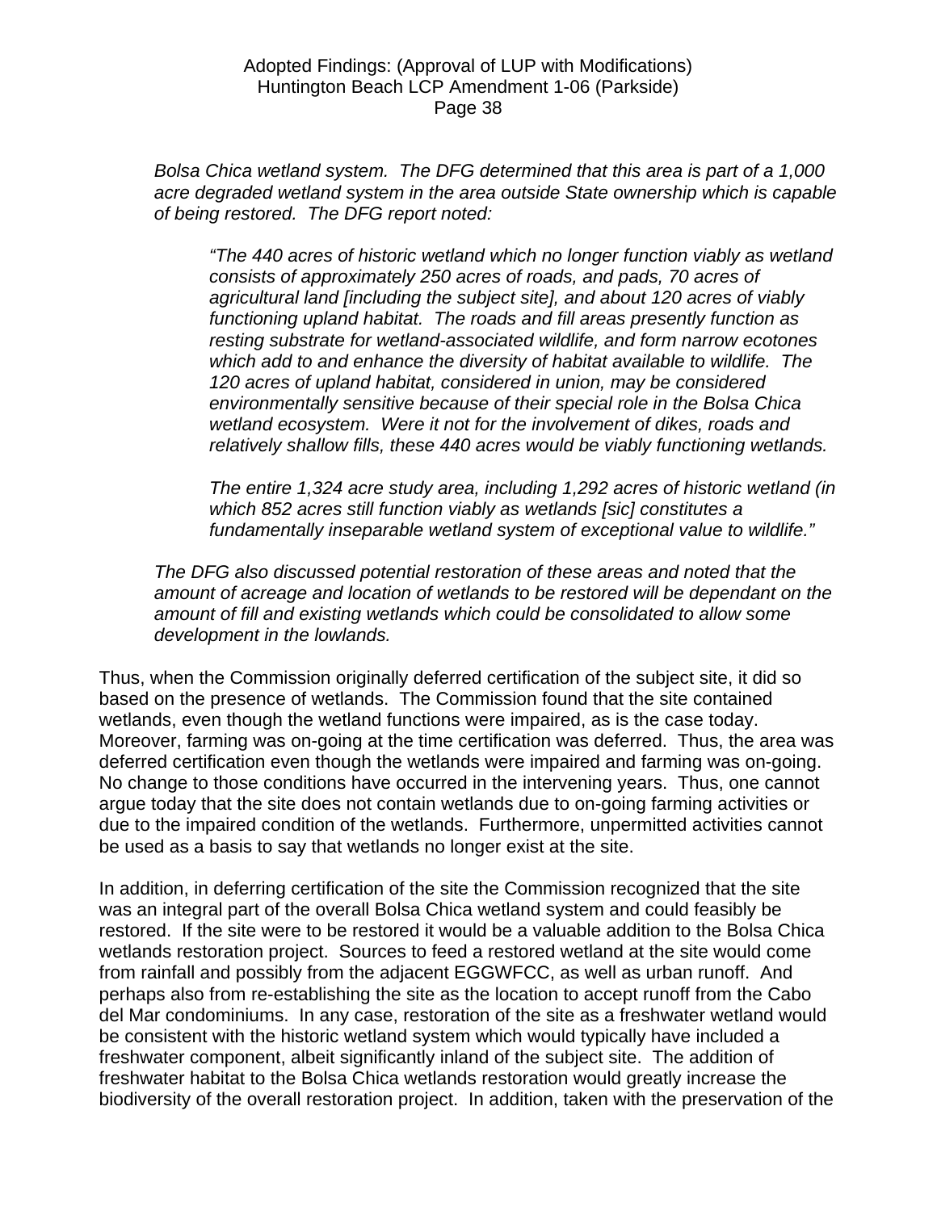*Bolsa Chica wetland system. The DFG determined that this area is part of a 1,000 acre degraded wetland system in the area outside State ownership which is capable of being restored. The DFG report noted:*

> *"The 440 acres of historic wetland which no longer function viably as wetland consists of approximately 250 acres of roads, and pads, 70 acres of agricultural land [including the subject site], and about 120 acres of viably functioning upland habitat. The roads and fill areas presently function as resting substrate for wetland-associated wildlife, and form narrow ecotones which add to and enhance the diversity of habitat available to wildlife. The 120 acres of upland habitat, considered in union, may be considered environmentally sensitive because of their special role in the Bolsa Chica wetland ecosystem. Were it not for the involvement of dikes, roads and relatively shallow fills, these 440 acres would be viably functioning wetlands.*
>
> *The entire 1,324 acre study area, including 1,292 acres of historic wetland (in which 852 acres still function viably as wetlands [sic] constitutes a fundamentally inseparable wetland system of exceptional value to wildlife."*

*The DFG also discussed potential restoration of these areas and noted that the amount of acreage and location of wetlands to be restored will be dependant on the amount of fill and existing wetlands which could be consolidated to allow some development in the lowlands.*

Thus, when the Commission originally deferred certification of the subject site, it did so based on the presence of wetlands. The Commission found that the site contained wetlands, even though the wetland functions were impaired, as is the case today. Moreover, farming was on-going at the time certification was deferred. Thus, the area was deferred certification even though the wetlands were impaired and farming was on-going. No change to those conditions have occurred in the intervening years. Thus, one cannot argue today that the site does not contain wetlands due to on-going farming activities or due to the impaired condition of the wetlands. Furthermore, unpermitted activities cannot be used as a basis to say that wetlands no longer exist at the site.

In addition, in deferring certification of the site the Commission recognized that the site was an integral part of the overall Bolsa Chica wetland system and could feasibly be restored. If the site were to be restored it would be a valuable addition to the Bolsa Chica wetlands restoration project. Sources to feed a restored wetland at the site would come from rainfall and possibly from the adjacent EGGWFCC, as well as urban runoff. And perhaps also from re-establishing the site as the location to accept runoff from the Cabo del Mar condominiums. In any case, restoration of the site as a freshwater wetland would be consistent with the historic wetland system which would typically have included a freshwater component, albeit significantly inland of the subject site. The addition of freshwater habitat to the Bolsa Chica wetlands restoration would greatly increase the biodiversity of the overall restoration project. In addition, taken with the preservation of the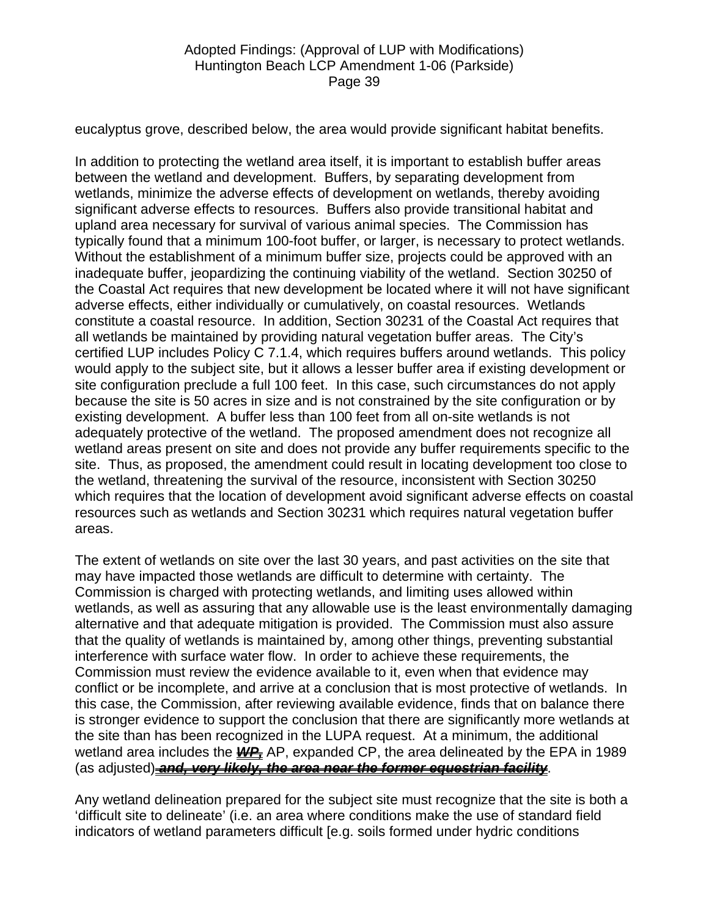eucalyptus grove, described below, the area would provide significant habitat benefits.

In addition to protecting the wetland area itself, it is important to establish buffer areas between the wetland and development. Buffers, by separating development from wetlands, minimize the adverse effects of development on wetlands, thereby avoiding significant adverse effects to resources. Buffers also provide transitional habitat and upland area necessary for survival of various animal species. The Commission has typically found that a minimum 100-foot buffer, or larger, is necessary to protect wetlands. Without the establishment of a minimum buffer size, projects could be approved with an inadequate buffer, jeopardizing the continuing viability of the wetland. Section 30250 of the Coastal Act requires that new development be located where it will not have significant adverse effects, either individually or cumulatively, on coastal resources. Wetlands constitute a coastal resource. In addition, Section 30231 of the Coastal Act requires that all wetlands be maintained by providing natural vegetation buffer areas. The City's certified LUP includes Policy C 7.1.4, which requires buffers around wetlands. This policy would apply to the subject site, but it allows a lesser buffer area if existing development or site configuration preclude a full 100 feet. In this case, such circumstances do not apply because the site is 50 acres in size and is not constrained by the site configuration or by existing development. A buffer less than 100 feet from all on-site wetlands is not adequately protective of the wetland. The proposed amendment does not recognize all wetland areas present on site and does not provide any buffer requirements specific to the site. Thus, as proposed, the amendment could result in locating development too close to the wetland, threatening the survival of the resource, inconsistent with Section 30250 which requires that the location of development avoid significant adverse effects on coastal resources such as wetlands and Section 30231 which requires natural vegetation buffer areas.

The extent of wetlands on site over the last 30 years, and past activities on the site that may have impacted those wetlands are difficult to determine with certainty. The Commission is charged with protecting wetlands, and limiting uses allowed within wetlands, as well as assuring that any allowable use is the least environmentally damaging alternative and that adequate mitigation is provided. The Commission must also assure that the quality of wetlands is maintained by, among other things, preventing substantial interference with surface water flow. In order to achieve these requirements, the Commission must review the evidence available to it, even when that evidence may conflict or be incomplete, and arrive at a conclusion that is most protective of wetlands. In this case, the Commission, after reviewing available evidence, finds that on balance there is stronger evidence to support the conclusion that there are significantly more wetlands at the site than has been recognized in the LUPA request. At a minimum, the additional wetland area includes the ***<u>WP,</u>*** ~~*,*~~ AP, expanded CP, the area delineated by the EPA in 1989 (as adjusted) ~~***and, very likely, the area near the former equestrian facility***~~.

Any wetland delineation prepared for the subject site must recognize that the site is both a 'difficult site to delineate' (i.e. an area where conditions make the use of standard field indicators of wetland parameters difficult [e.g. soils formed under hydric conditions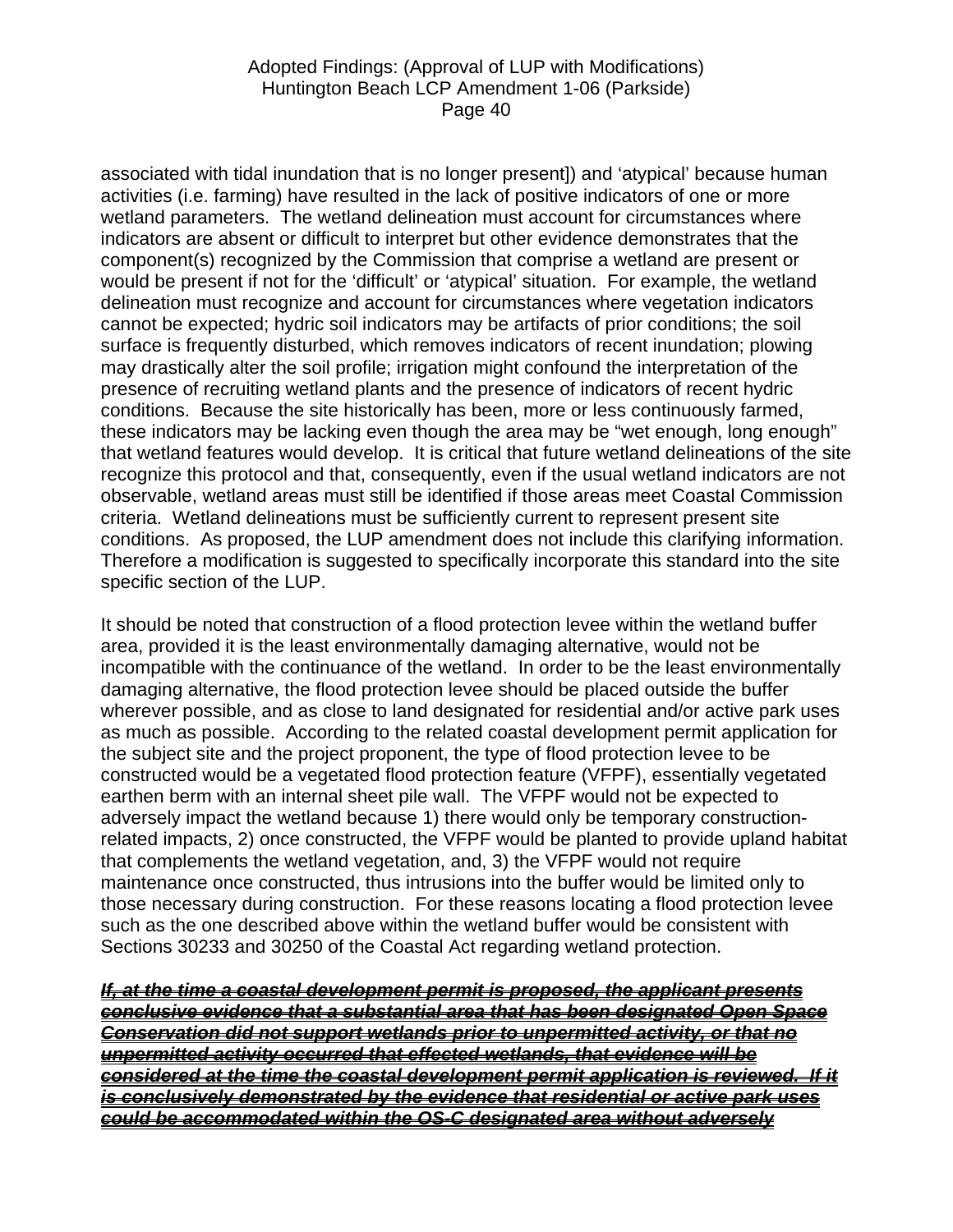associated with tidal inundation that is no longer present]) and 'atypical' because human activities (i.e. farming) have resulted in the lack of positive indicators of one or more wetland parameters. The wetland delineation must account for circumstances where indicators are absent or difficult to interpret but other evidence demonstrates that the component(s) recognized by the Commission that comprise a wetland are present or would be present if not for the 'difficult' or 'atypical' situation. For example, the wetland delineation must recognize and account for circumstances where vegetation indicators cannot be expected; hydric soil indicators may be artifacts of prior conditions; the soil surface is frequently disturbed, which removes indicators of recent inundation; plowing may drastically alter the soil profile; irrigation might confound the interpretation of the presence of recruiting wetland plants and the presence of indicators of recent hydric conditions. Because the site historically has been, more or less continuously farmed, these indicators may be lacking even though the area may be "wet enough, long enough" that wetland features would develop. It is critical that future wetland delineations of the site recognize this protocol and that, consequently, even if the usual wetland indicators are not observable, wetland areas must still be identified if those areas meet Coastal Commission criteria. Wetland delineations must be sufficiently current to represent present site conditions. As proposed, the LUP amendment does not include this clarifying information. Therefore a modification is suggested to specifically incorporate this standard into the site specific section of the LUP.

It should be noted that construction of a flood protection levee within the wetland buffer area, provided it is the least environmentally damaging alternative, would not be incompatible with the continuance of the wetland. In order to be the least environmentally damaging alternative, the flood protection levee should be placed outside the buffer wherever possible, and as close to land designated for residential and/or active park uses as much as possible. According to the related coastal development permit application for the subject site and the project proponent, the type of flood protection levee to be constructed would be a vegetated flood protection feature (VFPF), essentially vegetated earthen berm with an internal sheet pile wall. The VFPF would not be expected to adversely impact the wetland because 1) there would only be temporary construction-related impacts, 2) once constructed, the VFPF would be planted to provide upland habitat that complements the wetland vegetation, and, 3) the VFPF would not require maintenance once constructed, thus intrusions into the buffer would be limited only to those necessary during construction. For these reasons locating a flood protection levee such as the one described above within the wetland buffer would be consistent with Sections 30233 and 30250 of the Coastal Act regarding wetland protection.

~~***If, at the time a coastal development permit is proposed, the applicant presents conclusive evidence that a substantial area that has been designated Open Space Conservation did not support wetlands prior to unpermitted activity, or that no unpermitted activity occurred that effected wetlands, that evidence will be considered at the time the coastal development permit application is reviewed. If it is conclusively demonstrated by the evidence that residential or active park uses could be accommodated within the OS-C designated area without adversely***~~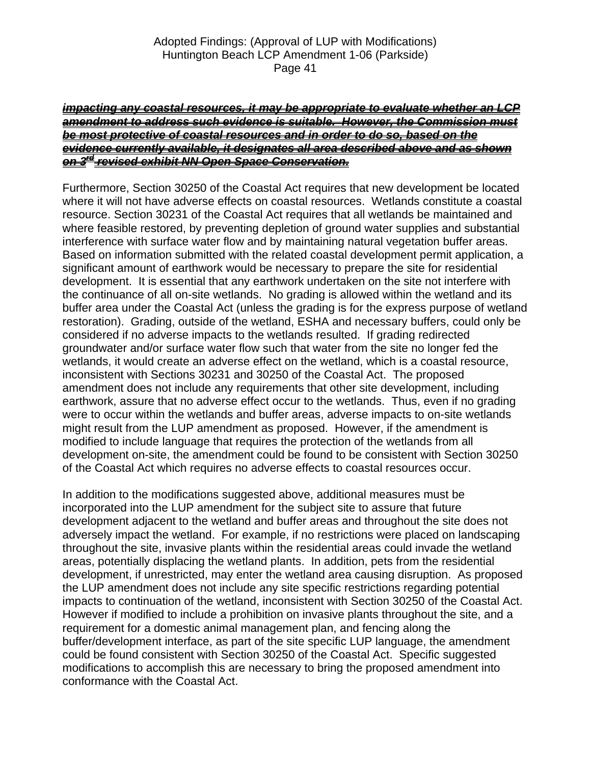~~***impacting any coastal resources, it may be appropriate to evaluate whether an LCP amendment to address such evidence is suitable. However, the Commission must be most protective of coastal resources and in order to do so, based on the evidence currently available, it designates all area described above and as shown on 3rd revised exhibit NN Open Space Conservation.***~~

Furthermore, Section 30250 of the Coastal Act requires that new development be located where it will not have adverse effects on coastal resources. Wetlands constitute a coastal resource. Section 30231 of the Coastal Act requires that all wetlands be maintained and where feasible restored, by preventing depletion of ground water supplies and substantial interference with surface water flow and by maintaining natural vegetation buffer areas. Based on information submitted with the related coastal development permit application, a significant amount of earthwork would be necessary to prepare the site for residential development. It is essential that any earthwork undertaken on the site not interfere with the continuance of all on-site wetlands. No grading is allowed within the wetland and its buffer area under the Coastal Act (unless the grading is for the express purpose of wetland restoration). Grading, outside of the wetland, ESHA and necessary buffers, could only be considered if no adverse impacts to the wetlands resulted. If grading redirected groundwater and/or surface water flow such that water from the site no longer fed the wetlands, it would create an adverse effect on the wetland, which is a coastal resource, inconsistent with Sections 30231 and 30250 of the Coastal Act. The proposed amendment does not include any requirements that other site development, including earthwork, assure that no adverse effect occur to the wetlands. Thus, even if no grading were to occur within the wetlands and buffer areas, adverse impacts to on-site wetlands might result from the LUP amendment as proposed. However, if the amendment is modified to include language that requires the protection of the wetlands from all development on-site, the amendment could be found to be consistent with Section 30250 of the Coastal Act which requires no adverse effects to coastal resources occur.

In addition to the modifications suggested above, additional measures must be incorporated into the LUP amendment for the subject site to assure that future development adjacent to the wetland and buffer areas and throughout the site does not adversely impact the wetland. For example, if no restrictions were placed on landscaping throughout the site, invasive plants within the residential areas could invade the wetland areas, potentially displacing the wetland plants. In addition, pets from the residential development, if unrestricted, may enter the wetland area causing disruption. As proposed the LUP amendment does not include any site specific restrictions regarding potential impacts to continuation of the wetland, inconsistent with Section 30250 of the Coastal Act. However if modified to include a prohibition on invasive plants throughout the site, and a requirement for a domestic animal management plan, and fencing along the buffer/development interface, as part of the site specific LUP language, the amendment could be found consistent with Section 30250 of the Coastal Act. Specific suggested modifications to accomplish this are necessary to bring the proposed amendment into conformance with the Coastal Act.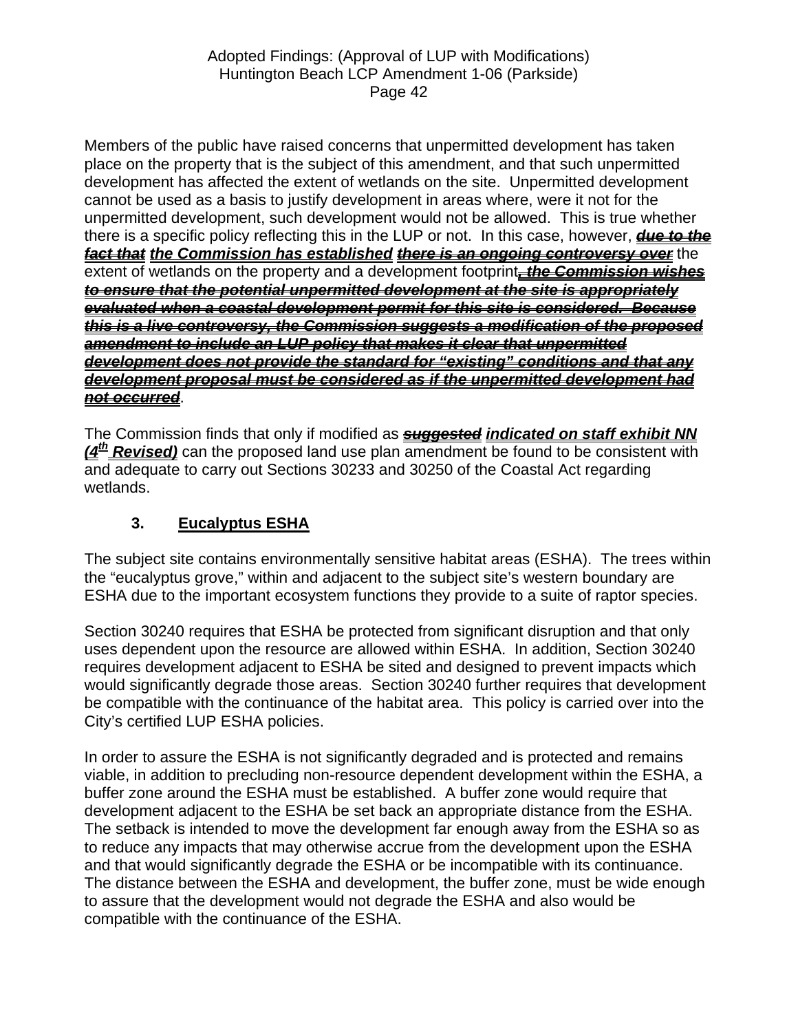Members of the public have raised concerns that unpermitted development has taken place on the property that is the subject of this amendment, and that such unpermitted development has affected the extent of wetlands on the site. Unpermitted development cannot be used as a basis to justify development in areas where, were it not for the unpermitted development, such development would not be allowed. This is true whether there is a specific policy reflecting this in the LUP or not. In this case, however, ~~***due to the fact that***~~ ***the Commission has established*** ~~***there is an ongoing controversy over***~~ the extent of wetlands on the property and a development footprint~~***, the Commission wishes to ensure that the potential unpermitted development at the site is appropriately evaluated when a coastal development permit for this site is considered. Because this is a live controversy, the Commission suggests a modification of the proposed amendment to include an LUP policy that makes it clear that unpermitted development does not provide the standard for "existing" conditions and that any development proposal must be considered as if the unpermitted development had not occurred***~~.

The Commission finds that only if modified as ~~***suggested***~~ ***indicated on staff exhibit NN (4th Revised)*** can the proposed land use plan amendment be found to be consistent with and adequate to carry out Sections 30233 and 30250 of the Coastal Act regarding wetlands.

### 3. Eucalyptus ESHA

The subject site contains environmentally sensitive habitat areas (ESHA). The trees within the "eucalyptus grove," within and adjacent to the subject site's western boundary are ESHA due to the important ecosystem functions they provide to a suite of raptor species.

Section 30240 requires that ESHA be protected from significant disruption and that only uses dependent upon the resource are allowed within ESHA. In addition, Section 30240 requires development adjacent to ESHA be sited and designed to prevent impacts which would significantly degrade those areas. Section 30240 further requires that development be compatible with the continuance of the habitat area. This policy is carried over into the City's certified LUP ESHA policies.

In order to assure the ESHA is not significantly degraded and is protected and remains viable, in addition to precluding non-resource dependent development within the ESHA, a buffer zone around the ESHA must be established. A buffer zone would require that development adjacent to the ESHA be set back an appropriate distance from the ESHA. The setback is intended to move the development far enough away from the ESHA so as to reduce any impacts that may otherwise accrue from the development upon the ESHA and that would significantly degrade the ESHA or be incompatible with its continuance. The distance between the ESHA and development, the buffer zone, must be wide enough to assure that the development would not degrade the ESHA and also would be compatible with the continuance of the ESHA.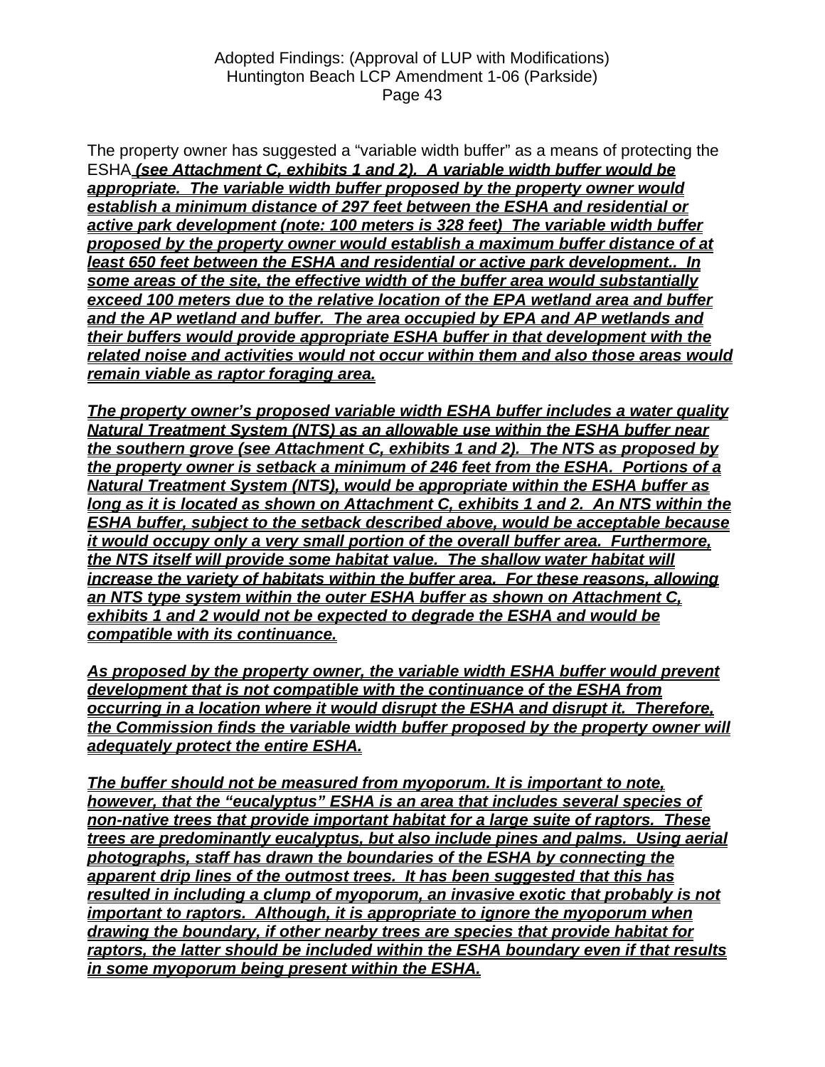The property owner has suggested a "variable width buffer" as a means of protecting the ESHA ***(see Attachment C, exhibits 1 and 2). A variable width buffer would be appropriate. The variable width buffer proposed by the property owner would establish a minimum distance of 297 feet between the ESHA and residential or active park development (note: 100 meters is 328 feet) The variable width buffer proposed by the property owner would establish a maximum buffer distance of at least 650 feet between the ESHA and residential or active park development.. In some areas of the site, the effective width of the buffer area would substantially exceed 100 meters due to the relative location of the EPA wetland area and buffer and the AP wetland and buffer. The area occupied by EPA and AP wetlands and their buffers would provide appropriate ESHA buffer in that development with the related noise and activities would not occur within them and also those areas would remain viable as raptor foraging area.***

***The property owner's proposed variable width ESHA buffer includes a water quality Natural Treatment System (NTS) as an allowable use within the ESHA buffer near the southern grove (see Attachment C, exhibits 1 and 2). The NTS as proposed by the property owner is setback a minimum of 246 feet from the ESHA. Portions of a Natural Treatment System (NTS), would be appropriate within the ESHA buffer as long as it is located as shown on Attachment C, exhibits 1 and 2. An NTS within the ESHA buffer, subject to the setback described above, would be acceptable because it would occupy only a very small portion of the overall buffer area. Furthermore, the NTS itself will provide some habitat value. The shallow water habitat will increase the variety of habitats within the buffer area. For these reasons, allowing an NTS type system within the outer ESHA buffer as shown on Attachment C, exhibits 1 and 2 would not be expected to degrade the ESHA and would be compatible with its continuance.***

***As proposed by the property owner, the variable width ESHA buffer would prevent development that is not compatible with the continuance of the ESHA from occurring in a location where it would disrupt the ESHA and disrupt it. Therefore, the Commission finds the variable width buffer proposed by the property owner will adequately protect the entire ESHA.***

***The buffer should not be measured from myoporum. It is important to note, however, that the "eucalyptus" ESHA is an area that includes several species of non-native trees that provide important habitat for a large suite of raptors. These trees are predominantly eucalyptus, but also include pines and palms. Using aerial photographs, staff has drawn the boundaries of the ESHA by connecting the apparent drip lines of the outmost trees. It has been suggested that this has resulted in including a clump of myoporum, an invasive exotic that probably is not important to raptors. Although, it is appropriate to ignore the myoporum when drawing the boundary, if other nearby trees are species that provide habitat for raptors, the latter should be included within the ESHA boundary even if that results in some myoporum being present within the ESHA.***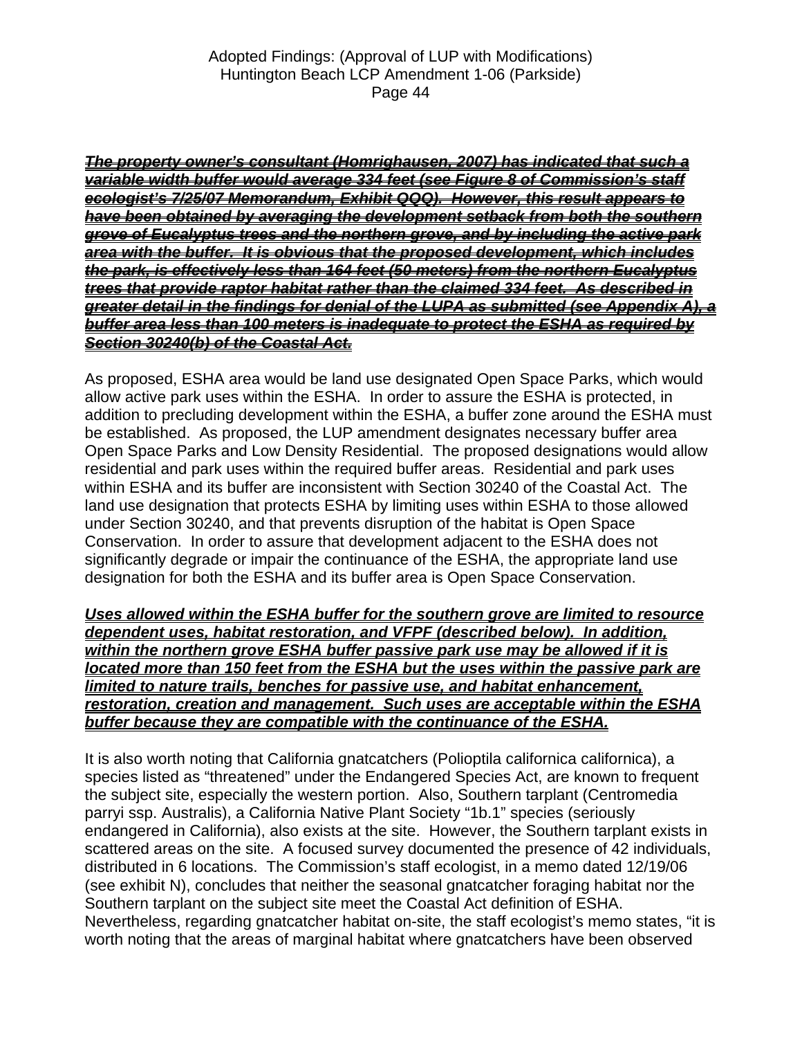***~~<u>The property owner's consultant (Homrighausen, 2007) has indicated that such a variable width buffer would average 334 feet (see Figure 8 of Commission's staff ecologist's 7/25/07 Memorandum, Exhibit QQQ). However, this result appears to have been obtained by averaging the development setback from both the southern grove of Eucalyptus trees and the northern grove, and by including the active park area with the buffer. It is obvious that the proposed development, which includes the park, is effectively less than 164 feet (50 meters) from the northern Eucalyptus trees that provide raptor habitat rather than the claimed 334 feet. As described in greater detail in the findings for denial of the LUPA as submitted (see Appendix A), a buffer area less than 100 meters is inadequate to protect the ESHA as required by Section 30240(b) of the Coastal Act.</u>~~***

As proposed, ESHA area would be land use designated Open Space Parks, which would allow active park uses within the ESHA. In order to assure the ESHA is protected, in addition to precluding development within the ESHA, a buffer zone around the ESHA must be established. As proposed, the LUP amendment designates necessary buffer area Open Space Parks and Low Density Residential. The proposed designations would allow residential and park uses within the required buffer areas. Residential and park uses within ESHA and its buffer are inconsistent with Section 30240 of the Coastal Act. The land use designation that protects ESHA by limiting uses within ESHA to those allowed under Section 30240, and that prevents disruption of the habitat is Open Space Conservation. In order to assure that development adjacent to the ESHA does not significantly degrade or impair the continuance of the ESHA, the appropriate land use designation for both the ESHA and its buffer area is Open Space Conservation.

***<u>Uses allowed within the ESHA buffer for the southern grove are limited to resource dependent uses, habitat restoration, and VFPF (described below). In addition, within the northern grove ESHA buffer passive park use may be allowed if it is located more than 150 feet from the ESHA but the uses within the passive park are limited to nature trails, benches for passive use, and habitat enhancement, restoration, creation and management. Such uses are acceptable within the ESHA buffer because they are compatible with the continuance of the ESHA.</u>***

It is also worth noting that California gnatcatchers (Polioptila californica californica), a species listed as "threatened" under the Endangered Species Act, are known to frequent the subject site, especially the western portion. Also, Southern tarplant (Centromedia parryi ssp. Australis), a California Native Plant Society "1b.1" species (seriously endangered in California), also exists at the site. However, the Southern tarplant exists in scattered areas on the site. A focused survey documented the presence of 42 individuals, distributed in 6 locations. The Commission's staff ecologist, in a memo dated 12/19/06 (see exhibit N), concludes that neither the seasonal gnatcatcher foraging habitat nor the Southern tarplant on the subject site meet the Coastal Act definition of ESHA. Nevertheless, regarding gnatcatcher habitat on-site, the staff ecologist's memo states, "it is worth noting that the areas of marginal habitat where gnatcatchers have been observed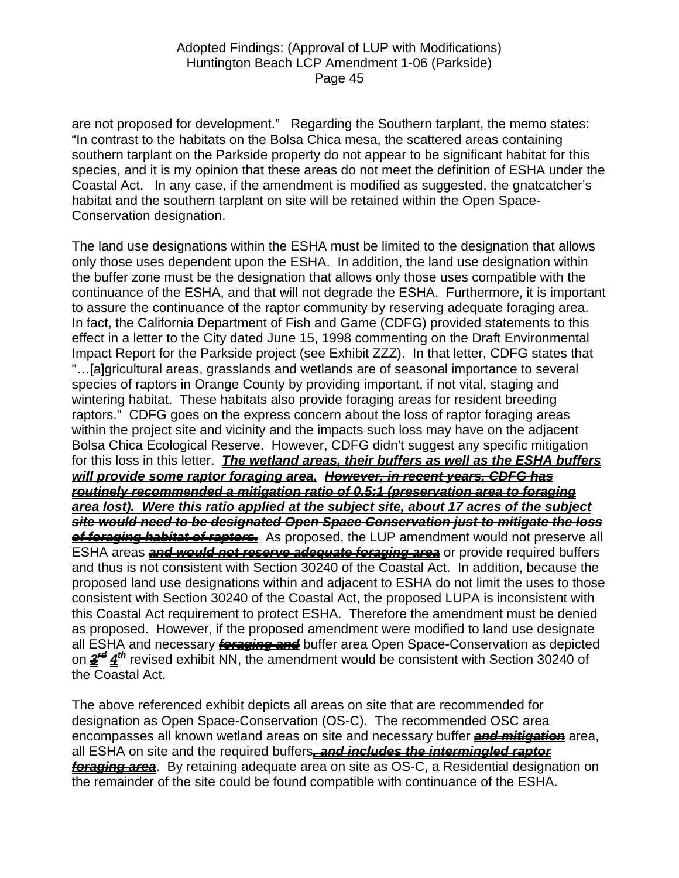are not proposed for development." Regarding the Southern tarplant, the memo states: "In contrast to the habitats on the Bolsa Chica mesa, the scattered areas containing southern tarplant on the Parkside property do not appear to be significant habitat for this species, and it is my opinion that these areas do not meet the definition of ESHA under the Coastal Act. In any case, if the amendment is modified as suggested, the gnatcatcher's habitat and the southern tarplant on site will be retained within the Open Space-Conservation designation.

The land use designations within the ESHA must be limited to the designation that allows only those uses dependent upon the ESHA. In addition, the land use designation within the buffer zone must be the designation that allows only those uses compatible with the continuance of the ESHA, and that will not degrade the ESHA. Furthermore, it is important to assure the continuance of the raptor community by reserving adequate foraging area. In fact, the California Department of Fish and Game (CDFG) provided statements to this effect in a letter to the City dated June 15, 1998 commenting on the Draft Environmental Impact Report for the Parkside project (see Exhibit ZZZ). In that letter, CDFG states that "…[a]gricultural areas, grasslands and wetlands are of seasonal importance to several species of raptors in Orange County by providing important, if not vital, staging and wintering habitat. These habitats also provide foraging areas for resident breeding raptors." CDFG goes on the express concern about the loss of raptor foraging areas within the project site and vicinity and the impacts such loss may have on the adjacent Bolsa Chica Ecological Reserve. However, CDFG didn't suggest any specific mitigation for this loss in this letter. ***The wetland areas, their buffers as well as the ESHA buffers will provide some raptor foraging area.*** ~~***However, in recent years, CDFG has routinely recommended a mitigation ratio of 0.5:1 (preservation area to foraging area lost). Were this ratio applied at the subject site, about 17 acres of the subject site would need to be designated Open Space Conservation just to mitigate the loss of foraging habitat of raptors.***~~ As proposed, the LUP amendment would not preserve all ESHA areas ~~***and would not reserve adequate foraging area***~~ or provide required buffers and thus is not consistent with Section 30240 of the Coastal Act. In addition, because the proposed land use designations within and adjacent to ESHA do not limit the uses to those consistent with Section 30240 of the Coastal Act, the proposed LUPA is inconsistent with this Coastal Act requirement to protect ESHA. Therefore the amendment must be denied as proposed. However, if the proposed amendment were modified to land use designate all ESHA and necessary ~~***foraging and***~~ buffer area Open Space-Conservation as depicted on ~~***3rd***~~ ***4th*** revised exhibit NN, the amendment would be consistent with Section 30240 of the Coastal Act.

The above referenced exhibit depicts all areas on site that are recommended for designation as Open Space-Conservation (OS-C). The recommended OSC area encompasses all known wetland areas on site and necessary buffer ~~***and mitigation***~~ area, all ESHA on site and the required buffers~~***, and includes the intermingled raptor foraging area***~~. By retaining adequate area on site as OS-C, a Residential designation on the remainder of the site could be found compatible with continuance of the ESHA.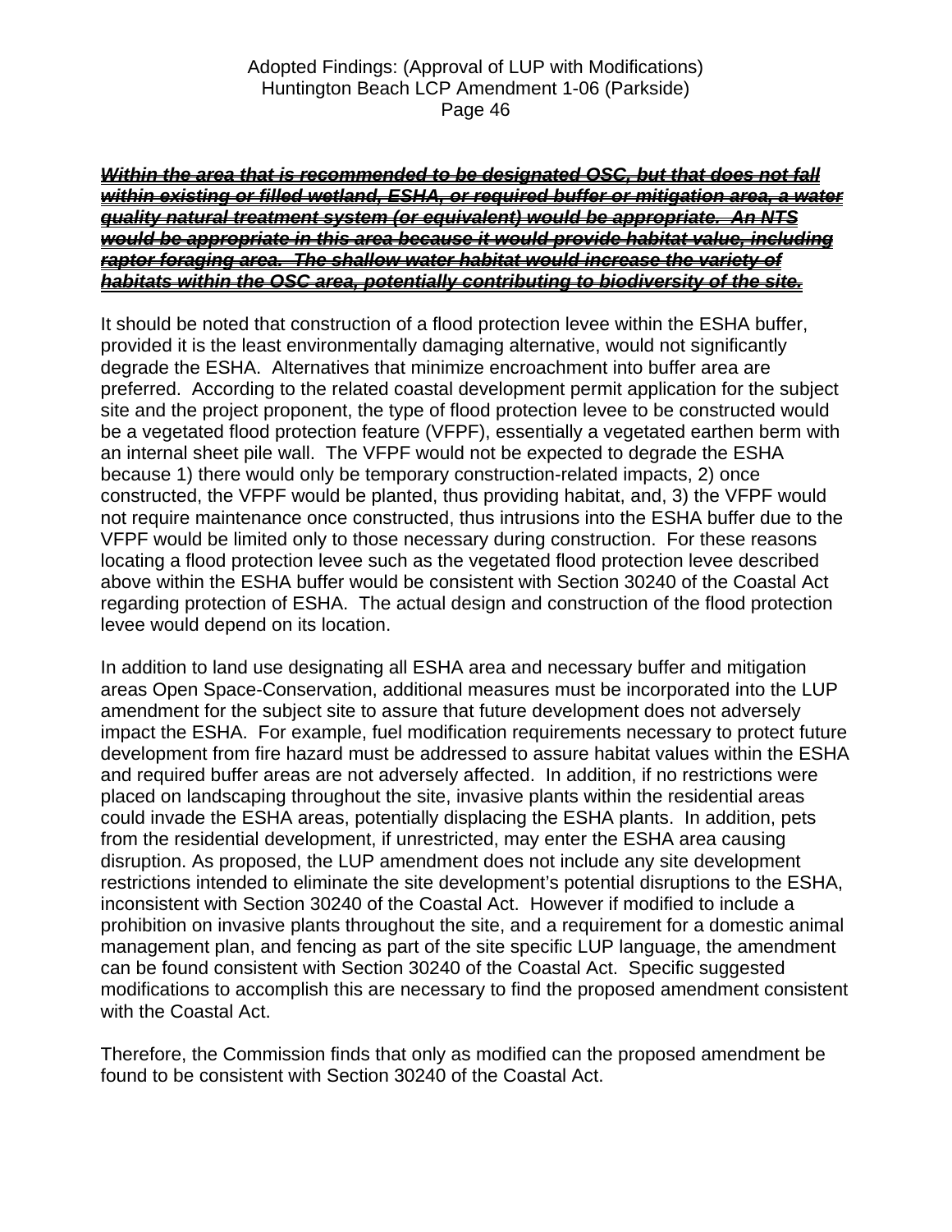~~***Within the area that is recommended to be designated OSC, but that does not fall within existing or filled wetland, ESHA, or required buffer or mitigation area, a water quality natural treatment system (or equivalent) would be appropriate. An NTS would be appropriate in this area because it would provide habitat value, including raptor foraging area. The shallow water habitat would increase the variety of habitats within the OSC area, potentially contributing to biodiversity of the site.***~~

It should be noted that construction of a flood protection levee within the ESHA buffer, provided it is the least environmentally damaging alternative, would not significantly degrade the ESHA. Alternatives that minimize encroachment into buffer area are preferred. According to the related coastal development permit application for the subject site and the project proponent, the type of flood protection levee to be constructed would be a vegetated flood protection feature (VFPF), essentially a vegetated earthen berm with an internal sheet pile wall. The VFPF would not be expected to degrade the ESHA because 1) there would only be temporary construction-related impacts, 2) once constructed, the VFPF would be planted, thus providing habitat, and, 3) the VFPF would not require maintenance once constructed, thus intrusions into the ESHA buffer due to the VFPF would be limited only to those necessary during construction. For these reasons locating a flood protection levee such as the vegetated flood protection levee described above within the ESHA buffer would be consistent with Section 30240 of the Coastal Act regarding protection of ESHA. The actual design and construction of the flood protection levee would depend on its location.

In addition to land use designating all ESHA area and necessary buffer and mitigation areas Open Space-Conservation, additional measures must be incorporated into the LUP amendment for the subject site to assure that future development does not adversely impact the ESHA. For example, fuel modification requirements necessary to protect future development from fire hazard must be addressed to assure habitat values within the ESHA and required buffer areas are not adversely affected. In addition, if no restrictions were placed on landscaping throughout the site, invasive plants within the residential areas could invade the ESHA areas, potentially displacing the ESHA plants. In addition, pets from the residential development, if unrestricted, may enter the ESHA area causing disruption. As proposed, the LUP amendment does not include any site development restrictions intended to eliminate the site development's potential disruptions to the ESHA, inconsistent with Section 30240 of the Coastal Act. However if modified to include a prohibition on invasive plants throughout the site, and a requirement for a domestic animal management plan, and fencing as part of the site specific LUP language, the amendment can be found consistent with Section 30240 of the Coastal Act. Specific suggested modifications to accomplish this are necessary to find the proposed amendment consistent with the Coastal Act.

Therefore, the Commission finds that only as modified can the proposed amendment be found to be consistent with Section 30240 of the Coastal Act.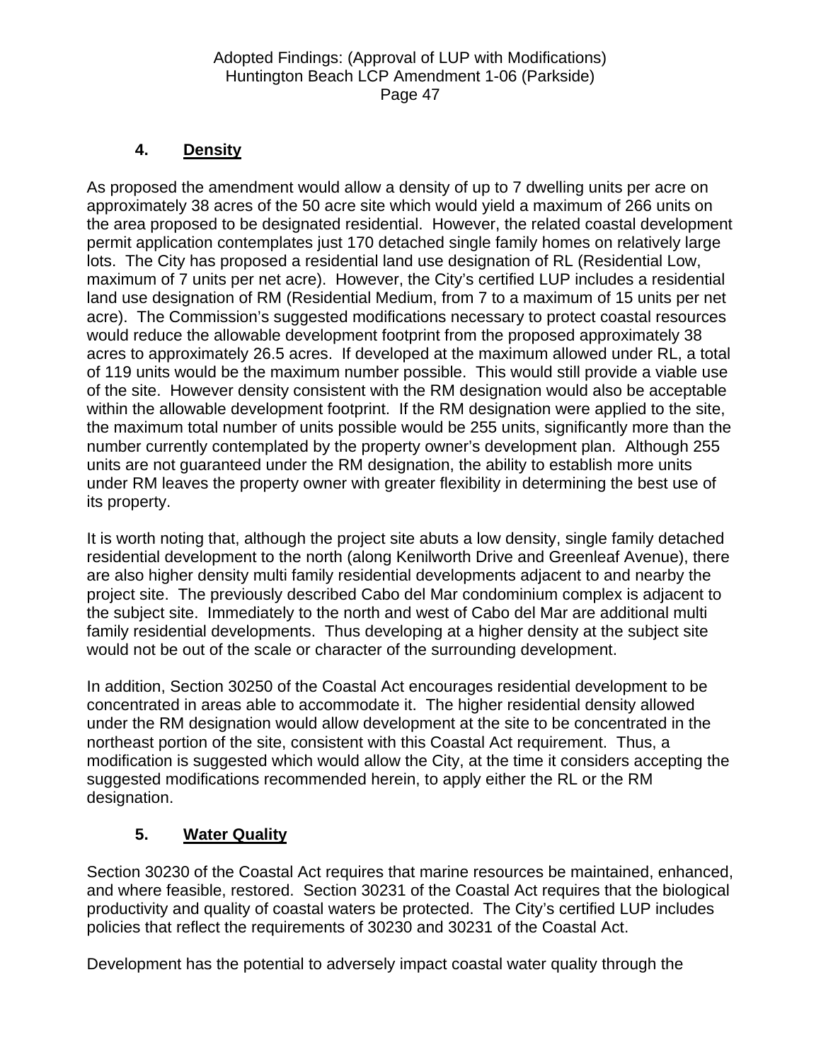### 4. Density

As proposed the amendment would allow a density of up to 7 dwelling units per acre on approximately 38 acres of the 50 acre site which would yield a maximum of 266 units on the area proposed to be designated residential. However, the related coastal development permit application contemplates just 170 detached single family homes on relatively large lots. The City has proposed a residential land use designation of RL (Residential Low, maximum of 7 units per net acre). However, the City's certified LUP includes a residential land use designation of RM (Residential Medium, from 7 to a maximum of 15 units per net acre). The Commission's suggested modifications necessary to protect coastal resources would reduce the allowable development footprint from the proposed approximately 38 acres to approximately 26.5 acres. If developed at the maximum allowed under RL, a total of 119 units would be the maximum number possible. This would still provide a viable use of the site. However density consistent with the RM designation would also be acceptable within the allowable development footprint. If the RM designation were applied to the site, the maximum total number of units possible would be 255 units, significantly more than the number currently contemplated by the property owner's development plan. Although 255 units are not guaranteed under the RM designation, the ability to establish more units under RM leaves the property owner with greater flexibility in determining the best use of its property.

It is worth noting that, although the project site abuts a low density, single family detached residential development to the north (along Kenilworth Drive and Greenleaf Avenue), there are also higher density multi family residential developments adjacent to and nearby the project site. The previously described Cabo del Mar condominium complex is adjacent to the subject site. Immediately to the north and west of Cabo del Mar are additional multi family residential developments. Thus developing at a higher density at the subject site would not be out of the scale or character of the surrounding development.

In addition, Section 30250 of the Coastal Act encourages residential development to be concentrated in areas able to accommodate it. The higher residential density allowed under the RM designation would allow development at the site to be concentrated in the northeast portion of the site, consistent with this Coastal Act requirement. Thus, a modification is suggested which would allow the City, at the time it considers accepting the suggested modifications recommended herein, to apply either the RL or the RM designation.

### 5. Water Quality

Section 30230 of the Coastal Act requires that marine resources be maintained, enhanced, and where feasible, restored. Section 30231 of the Coastal Act requires that the biological productivity and quality of coastal waters be protected. The City's certified LUP includes policies that reflect the requirements of 30230 and 30231 of the Coastal Act.

Development has the potential to adversely impact coastal water quality through the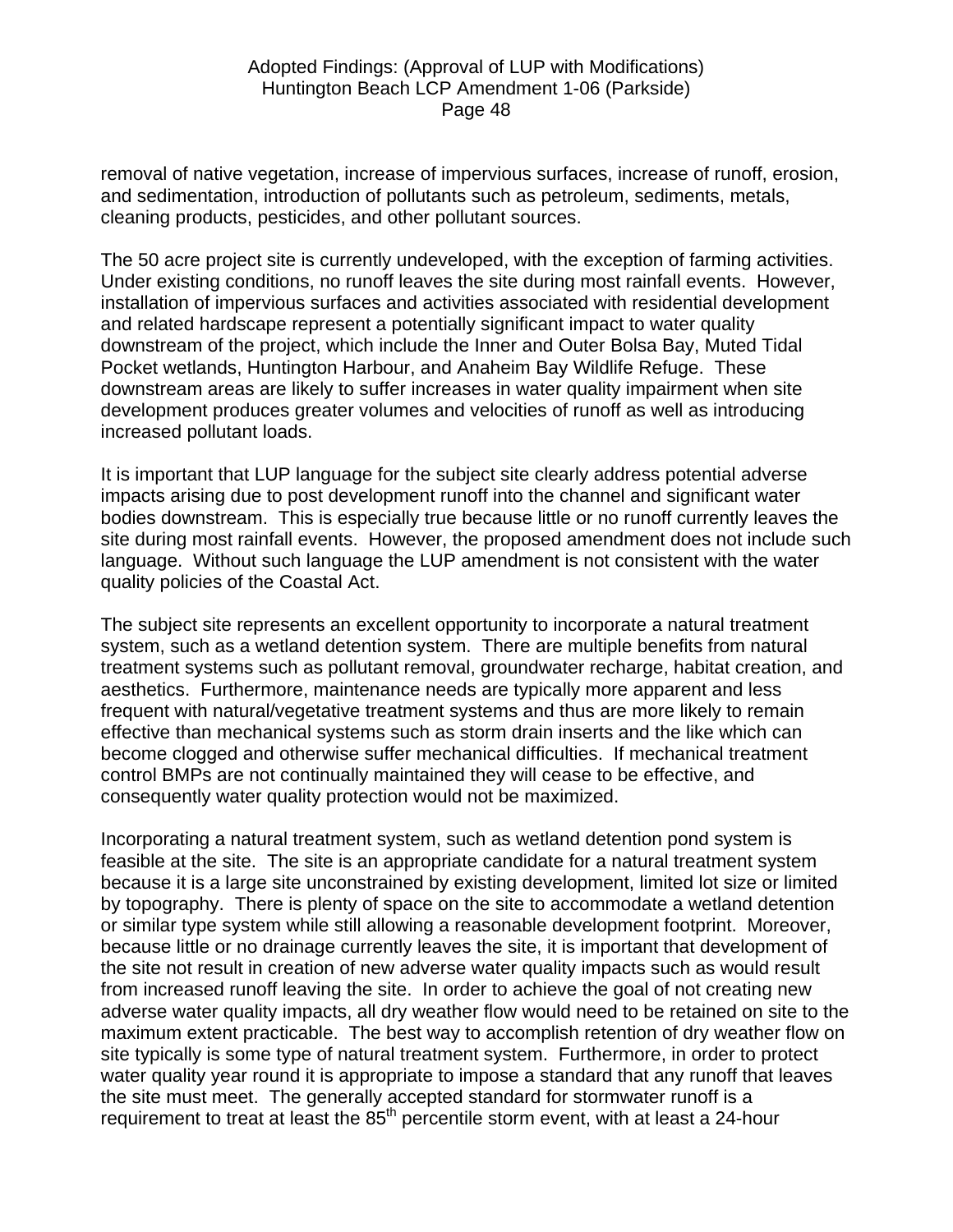removal of native vegetation, increase of impervious surfaces, increase of runoff, erosion, and sedimentation, introduction of pollutants such as petroleum, sediments, metals, cleaning products, pesticides, and other pollutant sources.

The 50 acre project site is currently undeveloped, with the exception of farming activities. Under existing conditions, no runoff leaves the site during most rainfall events. However, installation of impervious surfaces and activities associated with residential development and related hardscape represent a potentially significant impact to water quality downstream of the project, which include the Inner and Outer Bolsa Bay, Muted Tidal Pocket wetlands, Huntington Harbour, and Anaheim Bay Wildlife Refuge. These downstream areas are likely to suffer increases in water quality impairment when site development produces greater volumes and velocities of runoff as well as introducing increased pollutant loads.

It is important that LUP language for the subject site clearly address potential adverse impacts arising due to post development runoff into the channel and significant water bodies downstream. This is especially true because little or no runoff currently leaves the site during most rainfall events. However, the proposed amendment does not include such language. Without such language the LUP amendment is not consistent with the water quality policies of the Coastal Act.

The subject site represents an excellent opportunity to incorporate a natural treatment system, such as a wetland detention system. There are multiple benefits from natural treatment systems such as pollutant removal, groundwater recharge, habitat creation, and aesthetics. Furthermore, maintenance needs are typically more apparent and less frequent with natural/vegetative treatment systems and thus are more likely to remain effective than mechanical systems such as storm drain inserts and the like which can become clogged and otherwise suffer mechanical difficulties. If mechanical treatment control BMPs are not continually maintained they will cease to be effective, and consequently water quality protection would not be maximized.

Incorporating a natural treatment system, such as wetland detention pond system is feasible at the site. The site is an appropriate candidate for a natural treatment system because it is a large site unconstrained by existing development, limited lot size or limited by topography. There is plenty of space on the site to accommodate a wetland detention or similar type system while still allowing a reasonable development footprint. Moreover, because little or no drainage currently leaves the site, it is important that development of the site not result in creation of new adverse water quality impacts such as would result from increased runoff leaving the site. In order to achieve the goal of not creating new adverse water quality impacts, all dry weather flow would need to be retained on site to the maximum extent practicable. The best way to accomplish retention of dry weather flow on site typically is some type of natural treatment system. Furthermore, in order to protect water quality year round it is appropriate to impose a standard that any runoff that leaves the site must meet. The generally accepted standard for stormwater runoff is a requirement to treat at least the 85$^{th}$ percentile storm event, with at least a 24-hour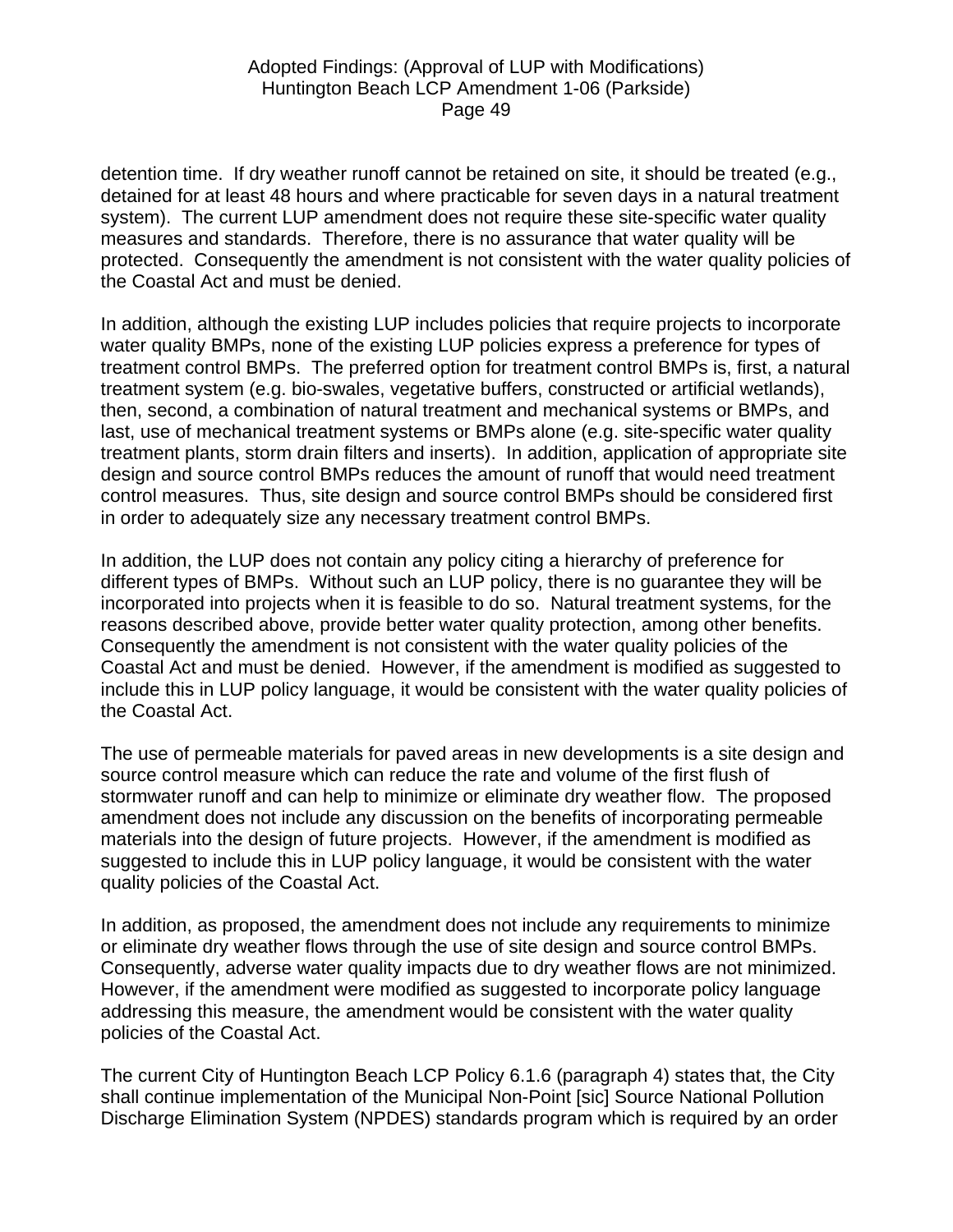detention time. If dry weather runoff cannot be retained on site, it should be treated (e.g., detained for at least 48 hours and where practicable for seven days in a natural treatment system). The current LUP amendment does not require these site-specific water quality measures and standards. Therefore, there is no assurance that water quality will be protected. Consequently the amendment is not consistent with the water quality policies of the Coastal Act and must be denied.

In addition, although the existing LUP includes policies that require projects to incorporate water quality BMPs, none of the existing LUP policies express a preference for types of treatment control BMPs. The preferred option for treatment control BMPs is, first, a natural treatment system (e.g. bio-swales, vegetative buffers, constructed or artificial wetlands), then, second, a combination of natural treatment and mechanical systems or BMPs, and last, use of mechanical treatment systems or BMPs alone (e.g. site-specific water quality treatment plants, storm drain filters and inserts). In addition, application of appropriate site design and source control BMPs reduces the amount of runoff that would need treatment control measures. Thus, site design and source control BMPs should be considered first in order to adequately size any necessary treatment control BMPs.

In addition, the LUP does not contain any policy citing a hierarchy of preference for different types of BMPs. Without such an LUP policy, there is no guarantee they will be incorporated into projects when it is feasible to do so. Natural treatment systems, for the reasons described above, provide better water quality protection, among other benefits. Consequently the amendment is not consistent with the water quality policies of the Coastal Act and must be denied. However, if the amendment is modified as suggested to include this in LUP policy language, it would be consistent with the water quality policies of the Coastal Act.

The use of permeable materials for paved areas in new developments is a site design and source control measure which can reduce the rate and volume of the first flush of stormwater runoff and can help to minimize or eliminate dry weather flow. The proposed amendment does not include any discussion on the benefits of incorporating permeable materials into the design of future projects. However, if the amendment is modified as suggested to include this in LUP policy language, it would be consistent with the water quality policies of the Coastal Act.

In addition, as proposed, the amendment does not include any requirements to minimize or eliminate dry weather flows through the use of site design and source control BMPs. Consequently, adverse water quality impacts due to dry weather flows are not minimized. However, if the amendment were modified as suggested to incorporate policy language addressing this measure, the amendment would be consistent with the water quality policies of the Coastal Act.

The current City of Huntington Beach LCP Policy 6.1.6 (paragraph 4) states that, the City shall continue implementation of the Municipal Non-Point [sic] Source National Pollution Discharge Elimination System (NPDES) standards program which is required by an order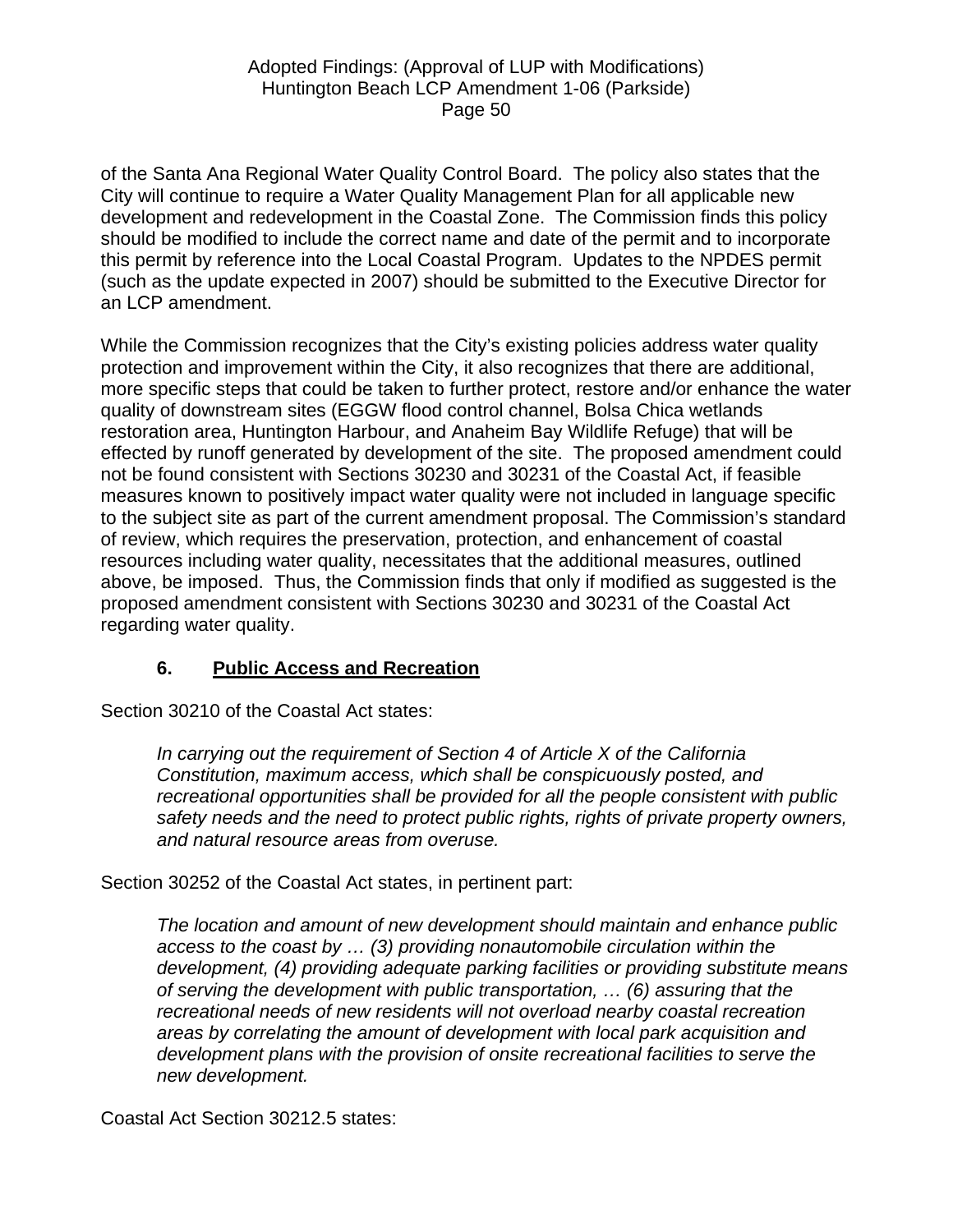of the Santa Ana Regional Water Quality Control Board. The policy also states that the City will continue to require a Water Quality Management Plan for all applicable new development and redevelopment in the Coastal Zone. The Commission finds this policy should be modified to include the correct name and date of the permit and to incorporate this permit by reference into the Local Coastal Program. Updates to the NPDES permit (such as the update expected in 2007) should be submitted to the Executive Director for an LCP amendment.

While the Commission recognizes that the City's existing policies address water quality protection and improvement within the City, it also recognizes that there are additional, more specific steps that could be taken to further protect, restore and/or enhance the water quality of downstream sites (EGGW flood control channel, Bolsa Chica wetlands restoration area, Huntington Harbour, and Anaheim Bay Wildlife Refuge) that will be effected by runoff generated by development of the site. The proposed amendment could not be found consistent with Sections 30230 and 30231 of the Coastal Act, if feasible measures known to positively impact water quality were not included in language specific to the subject site as part of the current amendment proposal. The Commission's standard of review, which requires the preservation, protection, and enhancement of coastal resources including water quality, necessitates that the additional measures, outlined above, be imposed. Thus, the Commission finds that only if modified as suggested is the proposed amendment consistent with Sections 30230 and 30231 of the Coastal Act regarding water quality.

### 6. Public Access and Recreation

Section 30210 of the Coastal Act states:

> *In carrying out the requirement of Section 4 of Article X of the California Constitution, maximum access, which shall be conspicuously posted, and recreational opportunities shall be provided for all the people consistent with public safety needs and the need to protect public rights, rights of private property owners, and natural resource areas from overuse.*

Section 30252 of the Coastal Act states, in pertinent part:

> *The location and amount of new development should maintain and enhance public access to the coast by … (3) providing nonautomobile circulation within the development, (4) providing adequate parking facilities or providing substitute means of serving the development with public transportation, … (6) assuring that the recreational needs of new residents will not overload nearby coastal recreation areas by correlating the amount of development with local park acquisition and development plans with the provision of onsite recreational facilities to serve the new development.*

Coastal Act Section 30212.5 states: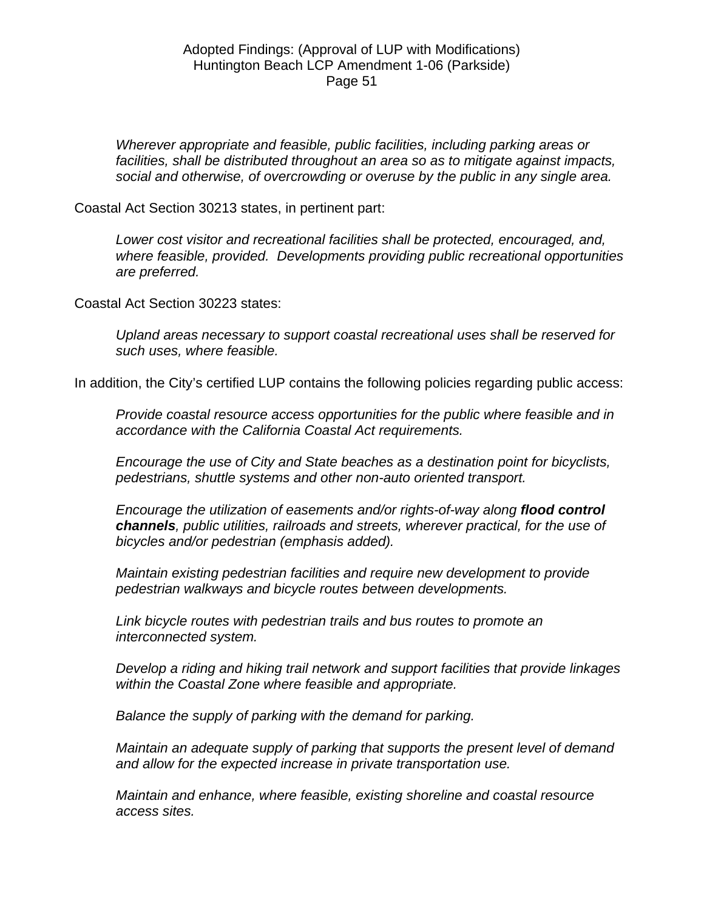*Wherever appropriate and feasible, public facilities, including parking areas or facilities, shall be distributed throughout an area so as to mitigate against impacts, social and otherwise, of overcrowding or overuse by the public in any single area.*

Coastal Act Section 30213 states, in pertinent part:

*Lower cost visitor and recreational facilities shall be protected, encouraged, and, where feasible, provided. Developments providing public recreational opportunities are preferred.*

Coastal Act Section 30223 states:

*Upland areas necessary to support coastal recreational uses shall be reserved for such uses, where feasible.*

In addition, the City's certified LUP contains the following policies regarding public access:

*Provide coastal resource access opportunities for the public where feasible and in accordance with the California Coastal Act requirements.*

*Encourage the use of City and State beaches as a destination point for bicyclists, pedestrians, shuttle systems and other non-auto oriented transport.*

*Encourage the utilization of easements and/or rights-of-way along **flood control channels**, public utilities, railroads and streets, wherever practical, for the use of bicycles and/or pedestrian (emphasis added).*

*Maintain existing pedestrian facilities and require new development to provide pedestrian walkways and bicycle routes between developments.*

*Link bicycle routes with pedestrian trails and bus routes to promote an interconnected system.*

*Develop a riding and hiking trail network and support facilities that provide linkages within the Coastal Zone where feasible and appropriate.*

*Balance the supply of parking with the demand for parking.*

*Maintain an adequate supply of parking that supports the present level of demand and allow for the expected increase in private transportation use.*

*Maintain and enhance, where feasible, existing shoreline and coastal resource access sites.*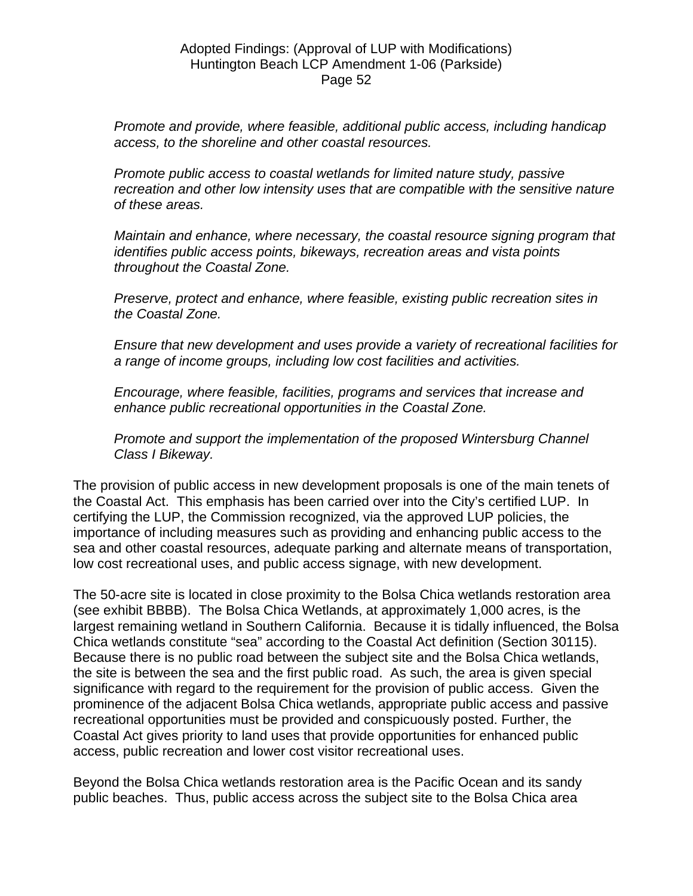*Promote and provide, where feasible, additional public access, including handicap access, to the shoreline and other coastal resources.*

*Promote public access to coastal wetlands for limited nature study, passive recreation and other low intensity uses that are compatible with the sensitive nature of these areas.*

*Maintain and enhance, where necessary, the coastal resource signing program that identifies public access points, bikeways, recreation areas and vista points throughout the Coastal Zone.*

*Preserve, protect and enhance, where feasible, existing public recreation sites in the Coastal Zone.*

*Ensure that new development and uses provide a variety of recreational facilities for a range of income groups, including low cost facilities and activities.*

*Encourage, where feasible, facilities, programs and services that increase and enhance public recreational opportunities in the Coastal Zone.*

*Promote and support the implementation of the proposed Wintersburg Channel Class I Bikeway.*

The provision of public access in new development proposals is one of the main tenets of the Coastal Act. This emphasis has been carried over into the City's certified LUP. In certifying the LUP, the Commission recognized, via the approved LUP policies, the importance of including measures such as providing and enhancing public access to the sea and other coastal resources, adequate parking and alternate means of transportation, low cost recreational uses, and public access signage, with new development.

The 50-acre site is located in close proximity to the Bolsa Chica wetlands restoration area (see exhibit BBBB). The Bolsa Chica Wetlands, at approximately 1,000 acres, is the largest remaining wetland in Southern California. Because it is tidally influenced, the Bolsa Chica wetlands constitute "sea" according to the Coastal Act definition (Section 30115). Because there is no public road between the subject site and the Bolsa Chica wetlands, the site is between the sea and the first public road. As such, the area is given special significance with regard to the requirement for the provision of public access. Given the prominence of the adjacent Bolsa Chica wetlands, appropriate public access and passive recreational opportunities must be provided and conspicuously posted. Further, the Coastal Act gives priority to land uses that provide opportunities for enhanced public access, public recreation and lower cost visitor recreational uses.

Beyond the Bolsa Chica wetlands restoration area is the Pacific Ocean and its sandy public beaches. Thus, public access across the subject site to the Bolsa Chica area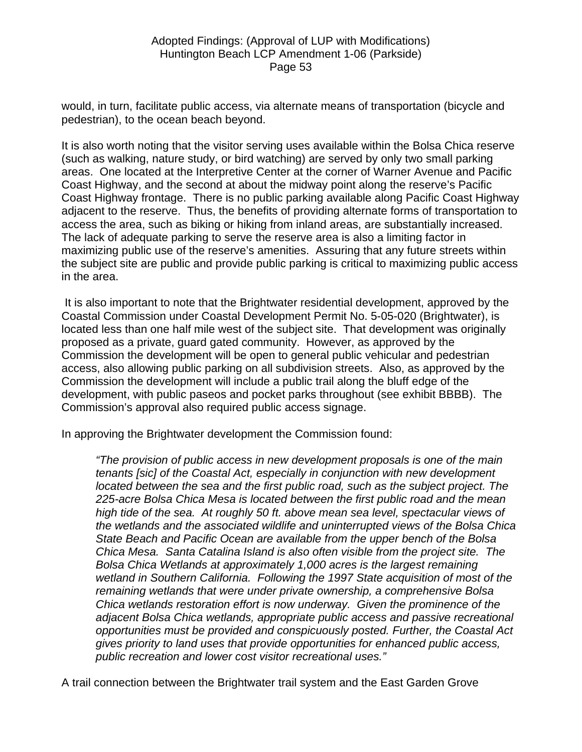would, in turn, facilitate public access, via alternate means of transportation (bicycle and pedestrian), to the ocean beach beyond.

It is also worth noting that the visitor serving uses available within the Bolsa Chica reserve (such as walking, nature study, or bird watching) are served by only two small parking areas. One located at the Interpretive Center at the corner of Warner Avenue and Pacific Coast Highway, and the second at about the midway point along the reserve's Pacific Coast Highway frontage. There is no public parking available along Pacific Coast Highway adjacent to the reserve. Thus, the benefits of providing alternate forms of transportation to access the area, such as biking or hiking from inland areas, are substantially increased. The lack of adequate parking to serve the reserve area is also a limiting factor in maximizing public use of the reserve's amenities. Assuring that any future streets within the subject site are public and provide public parking is critical to maximizing public access in the area.

It is also important to note that the Brightwater residential development, approved by the Coastal Commission under Coastal Development Permit No. 5-05-020 (Brightwater), is located less than one half mile west of the subject site. That development was originally proposed as a private, guard gated community. However, as approved by the Commission the development will be open to general public vehicular and pedestrian access, also allowing public parking on all subdivision streets. Also, as approved by the Commission the development will include a public trail along the bluff edge of the development, with public paseos and pocket parks throughout (see exhibit BBBB). The Commission's approval also required public access signage.

In approving the Brightwater development the Commission found:

> *"The provision of public access in new development proposals is one of the main tenants [sic] of the Coastal Act, especially in conjunction with new development located between the sea and the first public road, such as the subject project. The 225-acre Bolsa Chica Mesa is located between the first public road and the mean high tide of the sea. At roughly 50 ft. above mean sea level, spectacular views of the wetlands and the associated wildlife and uninterrupted views of the Bolsa Chica State Beach and Pacific Ocean are available from the upper bench of the Bolsa Chica Mesa. Santa Catalina Island is also often visible from the project site. The Bolsa Chica Wetlands at approximately 1,000 acres is the largest remaining wetland in Southern California. Following the 1997 State acquisition of most of the remaining wetlands that were under private ownership, a comprehensive Bolsa Chica wetlands restoration effort is now underway. Given the prominence of the adjacent Bolsa Chica wetlands, appropriate public access and passive recreational opportunities must be provided and conspicuously posted. Further, the Coastal Act gives priority to land uses that provide opportunities for enhanced public access, public recreation and lower cost visitor recreational uses."*

A trail connection between the Brightwater trail system and the East Garden Grove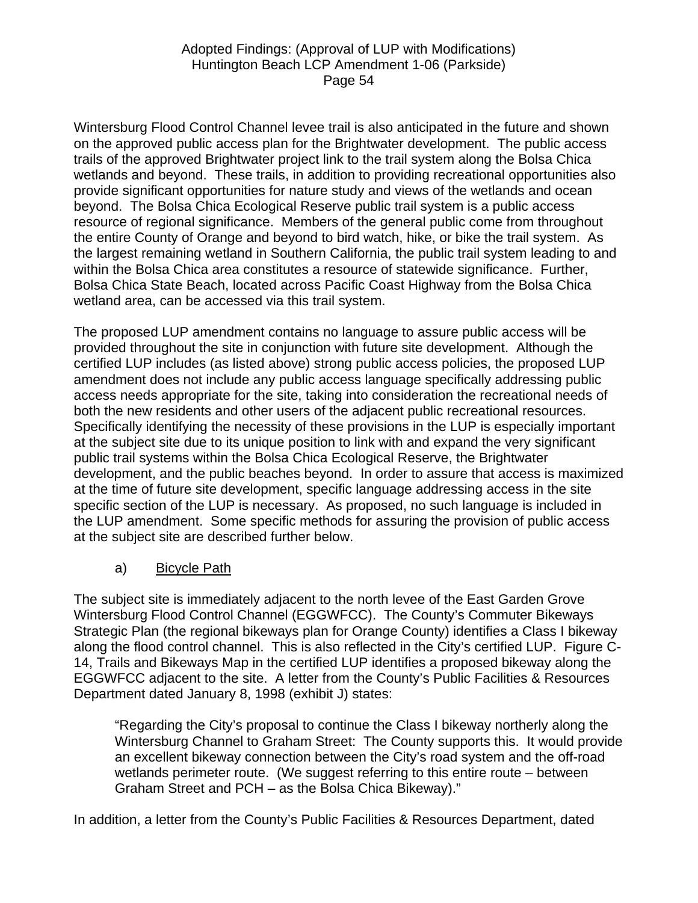Wintersburg Flood Control Channel levee trail is also anticipated in the future and shown on the approved public access plan for the Brightwater development. The public access trails of the approved Brightwater project link to the trail system along the Bolsa Chica wetlands and beyond. These trails, in addition to providing recreational opportunities also provide significant opportunities for nature study and views of the wetlands and ocean beyond. The Bolsa Chica Ecological Reserve public trail system is a public access resource of regional significance. Members of the general public come from throughout the entire County of Orange and beyond to bird watch, hike, or bike the trail system. As the largest remaining wetland in Southern California, the public trail system leading to and within the Bolsa Chica area constitutes a resource of statewide significance. Further, Bolsa Chica State Beach, located across Pacific Coast Highway from the Bolsa Chica wetland area, can be accessed via this trail system.

The proposed LUP amendment contains no language to assure public access will be provided throughout the site in conjunction with future site development. Although the certified LUP includes (as listed above) strong public access policies, the proposed LUP amendment does not include any public access language specifically addressing public access needs appropriate for the site, taking into consideration the recreational needs of both the new residents and other users of the adjacent public recreational resources. Specifically identifying the necessity of these provisions in the LUP is especially important at the subject site due to its unique position to link with and expand the very significant public trail systems within the Bolsa Chica Ecological Reserve, the Brightwater development, and the public beaches beyond. In order to assure that access is maximized at the time of future site development, specific language addressing access in the site specific section of the LUP is necessary. As proposed, no such language is included in the LUP amendment. Some specific methods for assuring the provision of public access at the subject site are described further below.

a) <u>Bicycle Path</u>

The subject site is immediately adjacent to the north levee of the East Garden Grove Wintersburg Flood Control Channel (EGGWFCC). The County's Commuter Bikeways Strategic Plan (the regional bikeways plan for Orange County) identifies a Class I bikeway along the flood control channel. This is also reflected in the City's certified LUP. Figure C-14, Trails and Bikeways Map in the certified LUP identifies a proposed bikeway along the EGGWFCC adjacent to the site. A letter from the County's Public Facilities & Resources Department dated January 8, 1998 (exhibit J) states:

> "Regarding the City's proposal to continue the Class I bikeway northerly along the Wintersburg Channel to Graham Street: The County supports this. It would provide an excellent bikeway connection between the City's road system and the off-road wetlands perimeter route. (We suggest referring to this entire route – between Graham Street and PCH – as the Bolsa Chica Bikeway)."

In addition, a letter from the County's Public Facilities & Resources Department, dated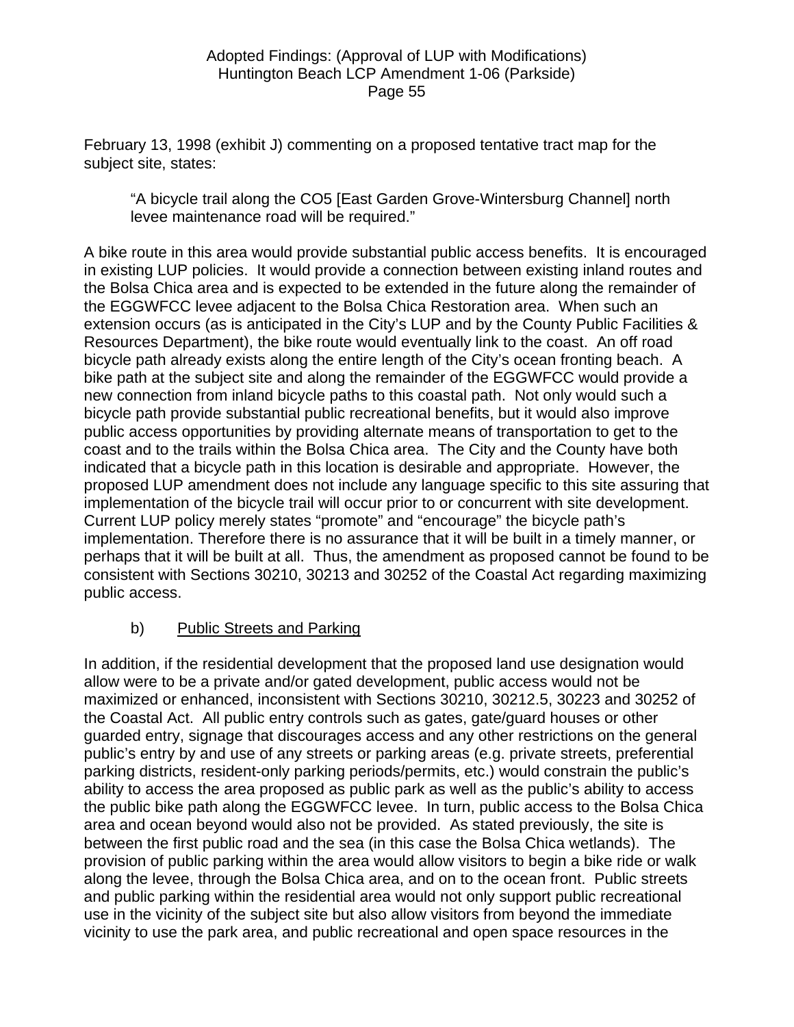February 13, 1998 (exhibit J) commenting on a proposed tentative tract map for the subject site, states:

> "A bicycle trail along the CO5 [East Garden Grove-Wintersburg Channel] north levee maintenance road will be required."

A bike route in this area would provide substantial public access benefits. It is encouraged in existing LUP policies. It would provide a connection between existing inland routes and the Bolsa Chica area and is expected to be extended in the future along the remainder of the EGGWFCC levee adjacent to the Bolsa Chica Restoration area. When such an extension occurs (as is anticipated in the City's LUP and by the County Public Facilities & Resources Department), the bike route would eventually link to the coast. An off road bicycle path already exists along the entire length of the City's ocean fronting beach. A bike path at the subject site and along the remainder of the EGGWFCC would provide a new connection from inland bicycle paths to this coastal path. Not only would such a bicycle path provide substantial public recreational benefits, but it would also improve public access opportunities by providing alternate means of transportation to get to the coast and to the trails within the Bolsa Chica area. The City and the County have both indicated that a bicycle path in this location is desirable and appropriate. However, the proposed LUP amendment does not include any language specific to this site assuring that implementation of the bicycle trail will occur prior to or concurrent with site development. Current LUP policy merely states "promote" and "encourage" the bicycle path's implementation. Therefore there is no assurance that it will be built in a timely manner, or perhaps that it will be built at all. Thus, the amendment as proposed cannot be found to be consistent with Sections 30210, 30213 and 30252 of the Coastal Act regarding maximizing public access.

b) <u>Public Streets and Parking</u>

In addition, if the residential development that the proposed land use designation would allow were to be a private and/or gated development, public access would not be maximized or enhanced, inconsistent with Sections 30210, 30212.5, 30223 and 30252 of the Coastal Act. All public entry controls such as gates, gate/guard houses or other guarded entry, signage that discourages access and any other restrictions on the general public's entry by and use of any streets or parking areas (e.g. private streets, preferential parking districts, resident-only parking periods/permits, etc.) would constrain the public's ability to access the area proposed as public park as well as the public's ability to access the public bike path along the EGGWFCC levee. In turn, public access to the Bolsa Chica area and ocean beyond would also not be provided. As stated previously, the site is between the first public road and the sea (in this case the Bolsa Chica wetlands). The provision of public parking within the area would allow visitors to begin a bike ride or walk along the levee, through the Bolsa Chica area, and on to the ocean front. Public streets and public parking within the residential area would not only support public recreational use in the vicinity of the subject site but also allow visitors from beyond the immediate vicinity to use the park area, and public recreational and open space resources in the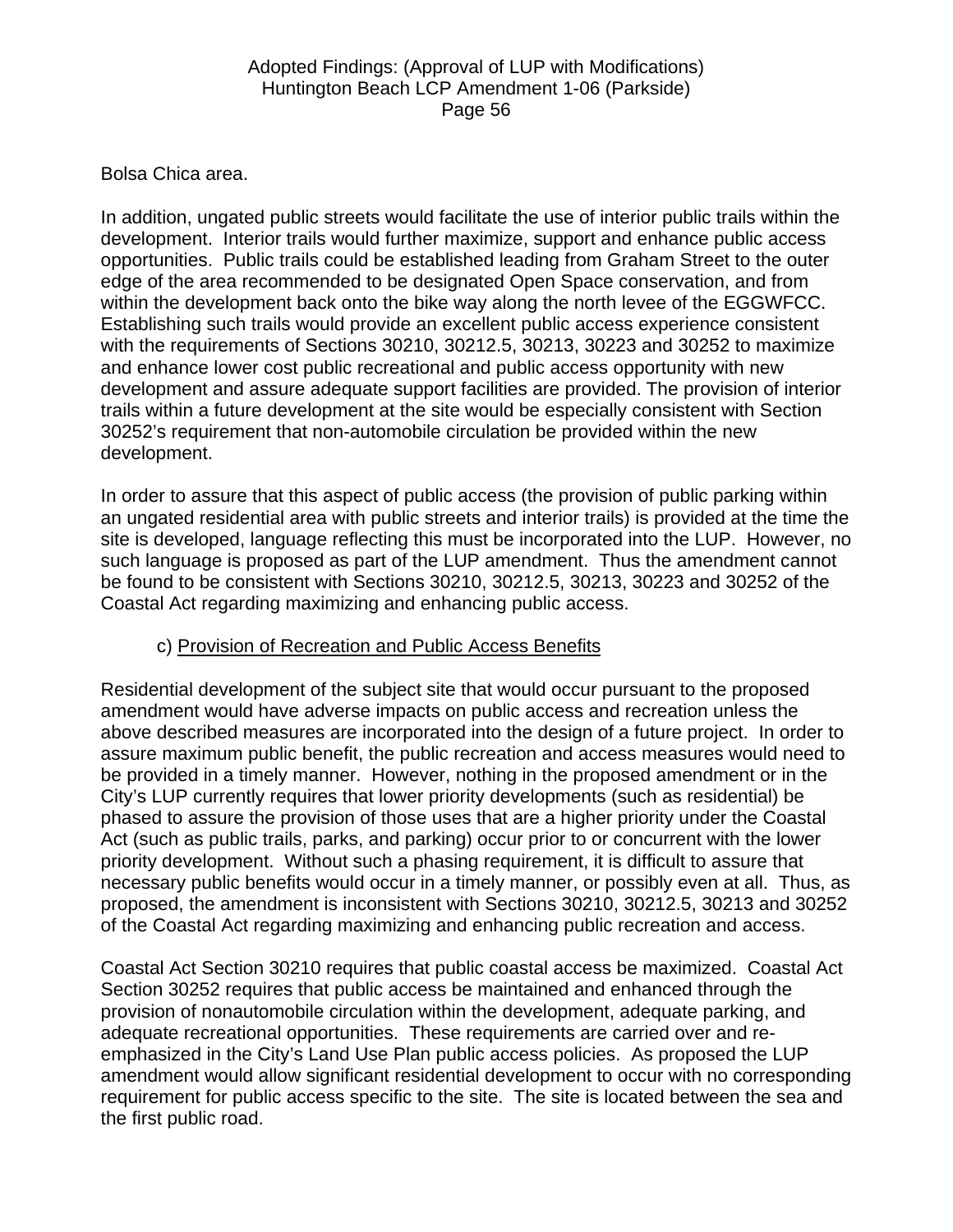Bolsa Chica area.

In addition, ungated public streets would facilitate the use of interior public trails within the development. Interior trails would further maximize, support and enhance public access opportunities. Public trails could be established leading from Graham Street to the outer edge of the area recommended to be designated Open Space conservation, and from within the development back onto the bike way along the north levee of the EGGWFCC. Establishing such trails would provide an excellent public access experience consistent with the requirements of Sections 30210, 30212.5, 30213, 30223 and 30252 to maximize and enhance lower cost public recreational and public access opportunity with new development and assure adequate support facilities are provided. The provision of interior trails within a future development at the site would be especially consistent with Section 30252's requirement that non-automobile circulation be provided within the new development.

In order to assure that this aspect of public access (the provision of public parking within an ungated residential area with public streets and interior trails) is provided at the time the site is developed, language reflecting this must be incorporated into the LUP. However, no such language is proposed as part of the LUP amendment. Thus the amendment cannot be found to be consistent with Sections 30210, 30212.5, 30213, 30223 and 30252 of the Coastal Act regarding maximizing and enhancing public access.

c) Provision of Recreation and Public Access Benefits

Residential development of the subject site that would occur pursuant to the proposed amendment would have adverse impacts on public access and recreation unless the above described measures are incorporated into the design of a future project. In order to assure maximum public benefit, the public recreation and access measures would need to be provided in a timely manner. However, nothing in the proposed amendment or in the City's LUP currently requires that lower priority developments (such as residential) be phased to assure the provision of those uses that are a higher priority under the Coastal Act (such as public trails, parks, and parking) occur prior to or concurrent with the lower priority development. Without such a phasing requirement, it is difficult to assure that necessary public benefits would occur in a timely manner, or possibly even at all. Thus, as proposed, the amendment is inconsistent with Sections 30210, 30212.5, 30213 and 30252 of the Coastal Act regarding maximizing and enhancing public recreation and access.

Coastal Act Section 30210 requires that public coastal access be maximized. Coastal Act Section 30252 requires that public access be maintained and enhanced through the provision of nonautomobile circulation within the development, adequate parking, and adequate recreational opportunities. These requirements are carried over and re-emphasized in the City's Land Use Plan public access policies. As proposed the LUP amendment would allow significant residential development to occur with no corresponding requirement for public access specific to the site. The site is located between the sea and the first public road.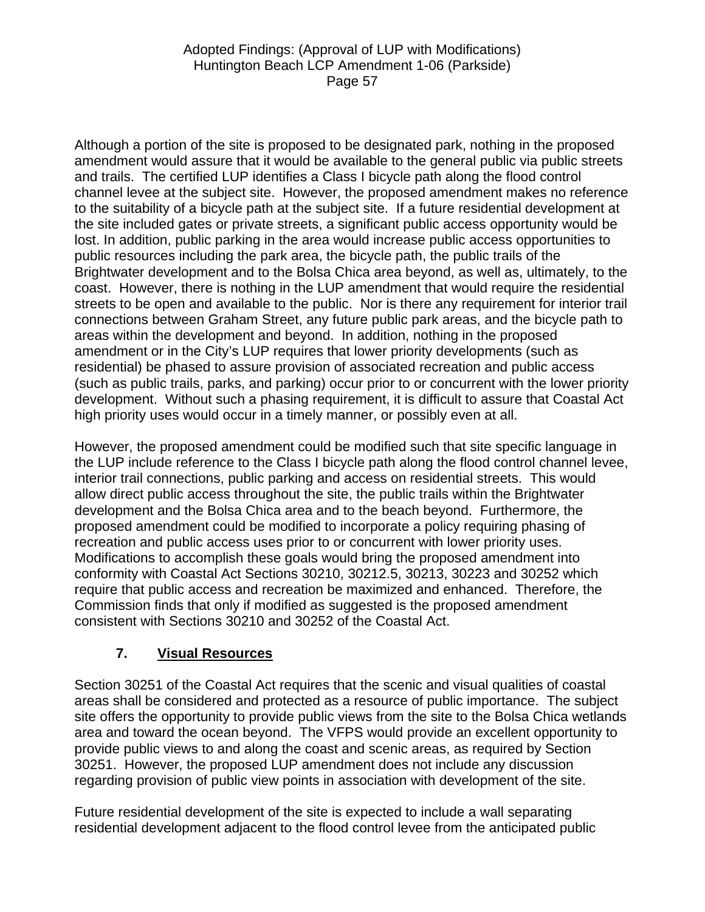Although a portion of the site is proposed to be designated park, nothing in the proposed amendment would assure that it would be available to the general public via public streets and trails. The certified LUP identifies a Class I bicycle path along the flood control channel levee at the subject site. However, the proposed amendment makes no reference to the suitability of a bicycle path at the subject site. If a future residential development at the site included gates or private streets, a significant public access opportunity would be lost. In addition, public parking in the area would increase public access opportunities to public resources including the park area, the bicycle path, the public trails of the Brightwater development and to the Bolsa Chica area beyond, as well as, ultimately, to the coast. However, there is nothing in the LUP amendment that would require the residential streets to be open and available to the public. Nor is there any requirement for interior trail connections between Graham Street, any future public park areas, and the bicycle path to areas within the development and beyond. In addition, nothing in the proposed amendment or in the City's LUP requires that lower priority developments (such as residential) be phased to assure provision of associated recreation and public access (such as public trails, parks, and parking) occur prior to or concurrent with the lower priority development. Without such a phasing requirement, it is difficult to assure that Coastal Act high priority uses would occur in a timely manner, or possibly even at all.

However, the proposed amendment could be modified such that site specific language in the LUP include reference to the Class I bicycle path along the flood control channel levee, interior trail connections, public parking and access on residential streets. This would allow direct public access throughout the site, the public trails within the Brightwater development and the Bolsa Chica area and to the beach beyond. Furthermore, the proposed amendment could be modified to incorporate a policy requiring phasing of recreation and public access uses prior to or concurrent with lower priority uses. Modifications to accomplish these goals would bring the proposed amendment into conformity with Coastal Act Sections 30210, 30212.5, 30213, 30223 and 30252 which require that public access and recreation be maximized and enhanced. Therefore, the Commission finds that only if modified as suggested is the proposed amendment consistent with Sections 30210 and 30252 of the Coastal Act.

### 7. Visual Resources

Section 30251 of the Coastal Act requires that the scenic and visual qualities of coastal areas shall be considered and protected as a resource of public importance. The subject site offers the opportunity to provide public views from the site to the Bolsa Chica wetlands area and toward the ocean beyond. The VFPS would provide an excellent opportunity to provide public views to and along the coast and scenic areas, as required by Section 30251. However, the proposed LUP amendment does not include any discussion regarding provision of public view points in association with development of the site.

Future residential development of the site is expected to include a wall separating residential development adjacent to the flood control levee from the anticipated public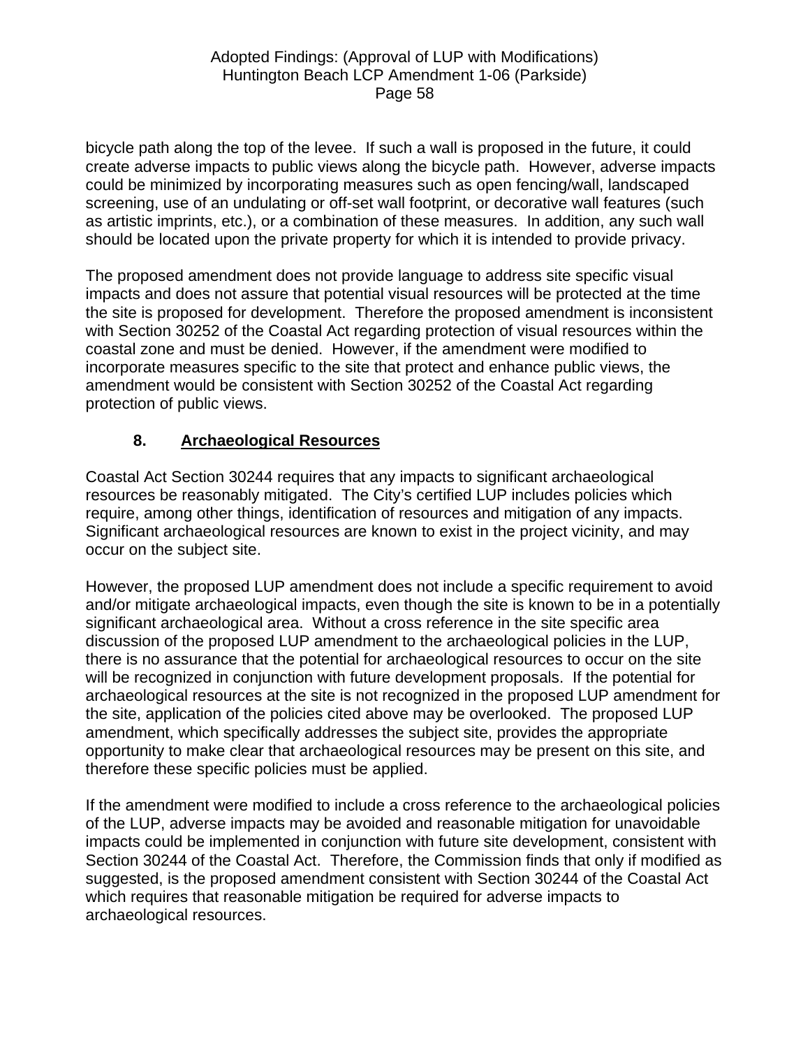bicycle path along the top of the levee. If such a wall is proposed in the future, it could create adverse impacts to public views along the bicycle path. However, adverse impacts could be minimized by incorporating measures such as open fencing/wall, landscaped screening, use of an undulating or off-set wall footprint, or decorative wall features (such as artistic imprints, etc.), or a combination of these measures. In addition, any such wall should be located upon the private property for which it is intended to provide privacy.

The proposed amendment does not provide language to address site specific visual impacts and does not assure that potential visual resources will be protected at the time the site is proposed for development. Therefore the proposed amendment is inconsistent with Section 30252 of the Coastal Act regarding protection of visual resources within the coastal zone and must be denied. However, if the amendment were modified to incorporate measures specific to the site that protect and enhance public views, the amendment would be consistent with Section 30252 of the Coastal Act regarding protection of public views.

### 8. Archaeological Resources

Coastal Act Section 30244 requires that any impacts to significant archaeological resources be reasonably mitigated. The City's certified LUP includes policies which require, among other things, identification of resources and mitigation of any impacts. Significant archaeological resources are known to exist in the project vicinity, and may occur on the subject site.

However, the proposed LUP amendment does not include a specific requirement to avoid and/or mitigate archaeological impacts, even though the site is known to be in a potentially significant archaeological area. Without a cross reference in the site specific area discussion of the proposed LUP amendment to the archaeological policies in the LUP, there is no assurance that the potential for archaeological resources to occur on the site will be recognized in conjunction with future development proposals. If the potential for archaeological resources at the site is not recognized in the proposed LUP amendment for the site, application of the policies cited above may be overlooked. The proposed LUP amendment, which specifically addresses the subject site, provides the appropriate opportunity to make clear that archaeological resources may be present on this site, and therefore these specific policies must be applied.

If the amendment were modified to include a cross reference to the archaeological policies of the LUP, adverse impacts may be avoided and reasonable mitigation for unavoidable impacts could be implemented in conjunction with future site development, consistent with Section 30244 of the Coastal Act. Therefore, the Commission finds that only if modified as suggested, is the proposed amendment consistent with Section 30244 of the Coastal Act which requires that reasonable mitigation be required for adverse impacts to archaeological resources.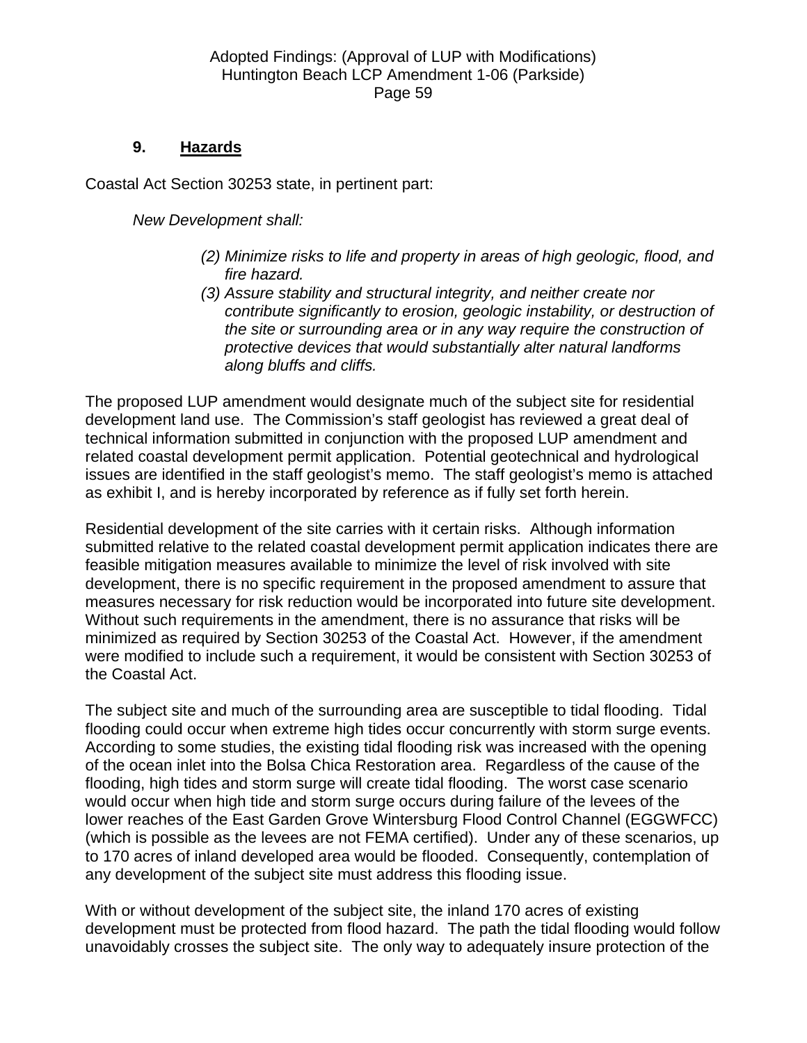## 9. Hazards

Coastal Act Section 30253 state, in pertinent part:

*New Development shall:*

> *(2) Minimize risks to life and property in areas of high geologic, flood, and fire hazard.*
>
> *(3) Assure stability and structural integrity, and neither create nor contribute significantly to erosion, geologic instability, or destruction of the site or surrounding area or in any way require the construction of protective devices that would substantially alter natural landforms along bluffs and cliffs.*

The proposed LUP amendment would designate much of the subject site for residential development land use. The Commission's staff geologist has reviewed a great deal of technical information submitted in conjunction with the proposed LUP amendment and related coastal development permit application. Potential geotechnical and hydrological issues are identified in the staff geologist's memo. The staff geologist's memo is attached as exhibit I, and is hereby incorporated by reference as if fully set forth herein.

Residential development of the site carries with it certain risks. Although information submitted relative to the related coastal development permit application indicates there are feasible mitigation measures available to minimize the level of risk involved with site development, there is no specific requirement in the proposed amendment to assure that measures necessary for risk reduction would be incorporated into future site development. Without such requirements in the amendment, there is no assurance that risks will be minimized as required by Section 30253 of the Coastal Act. However, if the amendment were modified to include such a requirement, it would be consistent with Section 30253 of the Coastal Act.

The subject site and much of the surrounding area are susceptible to tidal flooding. Tidal flooding could occur when extreme high tides occur concurrently with storm surge events. According to some studies, the existing tidal flooding risk was increased with the opening of the ocean inlet into the Bolsa Chica Restoration area. Regardless of the cause of the flooding, high tides and storm surge will create tidal flooding. The worst case scenario would occur when high tide and storm surge occurs during failure of the levees of the lower reaches of the East Garden Grove Wintersburg Flood Control Channel (EGGWFCC) (which is possible as the levees are not FEMA certified). Under any of these scenarios, up to 170 acres of inland developed area would be flooded. Consequently, contemplation of any development of the subject site must address this flooding issue.

With or without development of the subject site, the inland 170 acres of existing development must be protected from flood hazard. The path the tidal flooding would follow unavoidably crosses the subject site. The only way to adequately insure protection of the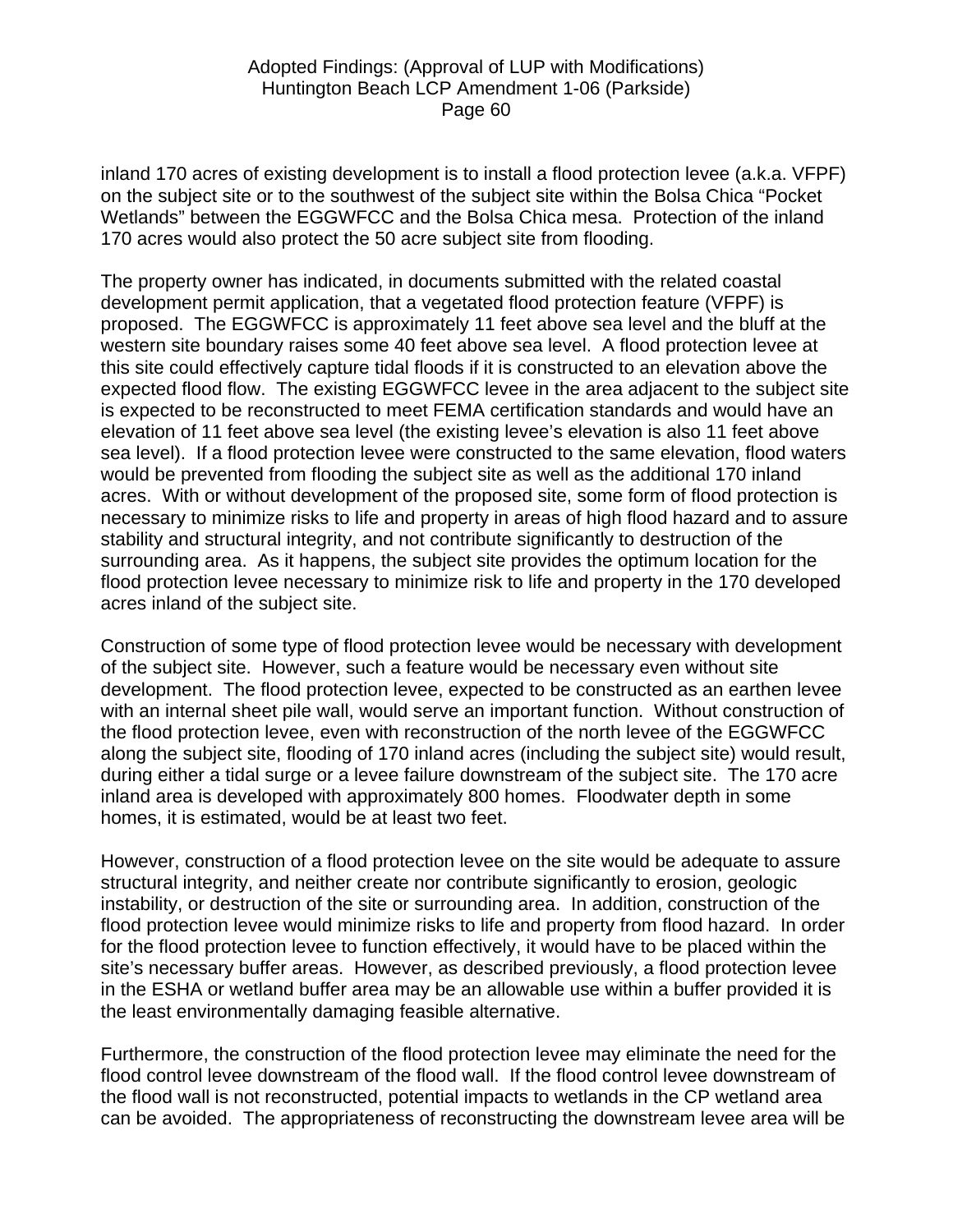inland 170 acres of existing development is to install a flood protection levee (a.k.a. VFPF) on the subject site or to the southwest of the subject site within the Bolsa Chica "Pocket Wetlands" between the EGGWFCC and the Bolsa Chica mesa. Protection of the inland 170 acres would also protect the 50 acre subject site from flooding.

The property owner has indicated, in documents submitted with the related coastal development permit application, that a vegetated flood protection feature (VFPF) is proposed. The EGGWFCC is approximately 11 feet above sea level and the bluff at the western site boundary raises some 40 feet above sea level. A flood protection levee at this site could effectively capture tidal floods if it is constructed to an elevation above the expected flood flow. The existing EGGWFCC levee in the area adjacent to the subject site is expected to be reconstructed to meet FEMA certification standards and would have an elevation of 11 feet above sea level (the existing levee's elevation is also 11 feet above sea level). If a flood protection levee were constructed to the same elevation, flood waters would be prevented from flooding the subject site as well as the additional 170 inland acres. With or without development of the proposed site, some form of flood protection is necessary to minimize risks to life and property in areas of high flood hazard and to assure stability and structural integrity, and not contribute significantly to destruction of the surrounding area. As it happens, the subject site provides the optimum location for the flood protection levee necessary to minimize risk to life and property in the 170 developed acres inland of the subject site.

Construction of some type of flood protection levee would be necessary with development of the subject site. However, such a feature would be necessary even without site development. The flood protection levee, expected to be constructed as an earthen levee with an internal sheet pile wall, would serve an important function. Without construction of the flood protection levee, even with reconstruction of the north levee of the EGGWFCC along the subject site, flooding of 170 inland acres (including the subject site) would result, during either a tidal surge or a levee failure downstream of the subject site. The 170 acre inland area is developed with approximately 800 homes. Floodwater depth in some homes, it is estimated, would be at least two feet.

However, construction of a flood protection levee on the site would be adequate to assure structural integrity, and neither create nor contribute significantly to erosion, geologic instability, or destruction of the site or surrounding area. In addition, construction of the flood protection levee would minimize risks to life and property from flood hazard. In order for the flood protection levee to function effectively, it would have to be placed within the site's necessary buffer areas. However, as described previously, a flood protection levee in the ESHA or wetland buffer area may be an allowable use within a buffer provided it is the least environmentally damaging feasible alternative.

Furthermore, the construction of the flood protection levee may eliminate the need for the flood control levee downstream of the flood wall. If the flood control levee downstream of the flood wall is not reconstructed, potential impacts to wetlands in the CP wetland area can be avoided. The appropriateness of reconstructing the downstream levee area will be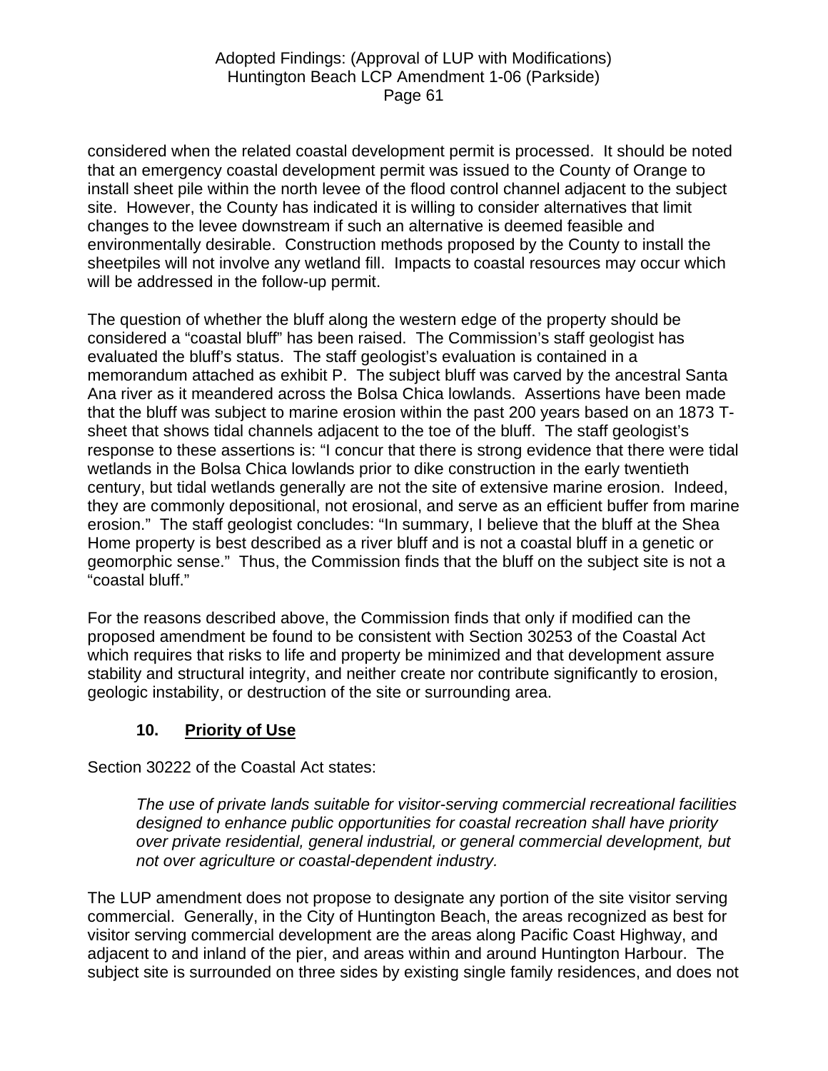considered when the related coastal development permit is processed. It should be noted that an emergency coastal development permit was issued to the County of Orange to install sheet pile within the north levee of the flood control channel adjacent to the subject site. However, the County has indicated it is willing to consider alternatives that limit changes to the levee downstream if such an alternative is deemed feasible and environmentally desirable. Construction methods proposed by the County to install the sheetpiles will not involve any wetland fill. Impacts to coastal resources may occur which will be addressed in the follow-up permit.

The question of whether the bluff along the western edge of the property should be considered a "coastal bluff" has been raised. The Commission's staff geologist has evaluated the bluff's status. The staff geologist's evaluation is contained in a memorandum attached as exhibit P. The subject bluff was carved by the ancestral Santa Ana river as it meandered across the Bolsa Chica lowlands. Assertions have been made that the bluff was subject to marine erosion within the past 200 years based on an 1873 T-sheet that shows tidal channels adjacent to the toe of the bluff. The staff geologist's response to these assertions is: "I concur that there is strong evidence that there were tidal wetlands in the Bolsa Chica lowlands prior to dike construction in the early twentieth century, but tidal wetlands generally are not the site of extensive marine erosion. Indeed, they are commonly depositional, not erosional, and serve as an efficient buffer from marine erosion." The staff geologist concludes: "In summary, I believe that the bluff at the Shea Home property is best described as a river bluff and is not a coastal bluff in a genetic or geomorphic sense." Thus, the Commission finds that the bluff on the subject site is not a "coastal bluff."

For the reasons described above, the Commission finds that only if modified can the proposed amendment be found to be consistent with Section 30253 of the Coastal Act which requires that risks to life and property be minimized and that development assure stability and structural integrity, and neither create nor contribute significantly to erosion, geologic instability, or destruction of the site or surrounding area.

### 10. Priority of Use

Section 30222 of the Coastal Act states:

> *The use of private lands suitable for visitor-serving commercial recreational facilities designed to enhance public opportunities for coastal recreation shall have priority over private residential, general industrial, or general commercial development, but not over agriculture or coastal-dependent industry.*

The LUP amendment does not propose to designate any portion of the site visitor serving commercial. Generally, in the City of Huntington Beach, the areas recognized as best for visitor serving commercial development are the areas along Pacific Coast Highway, and adjacent to and inland of the pier, and areas within and around Huntington Harbour. The subject site is surrounded on three sides by existing single family residences, and does not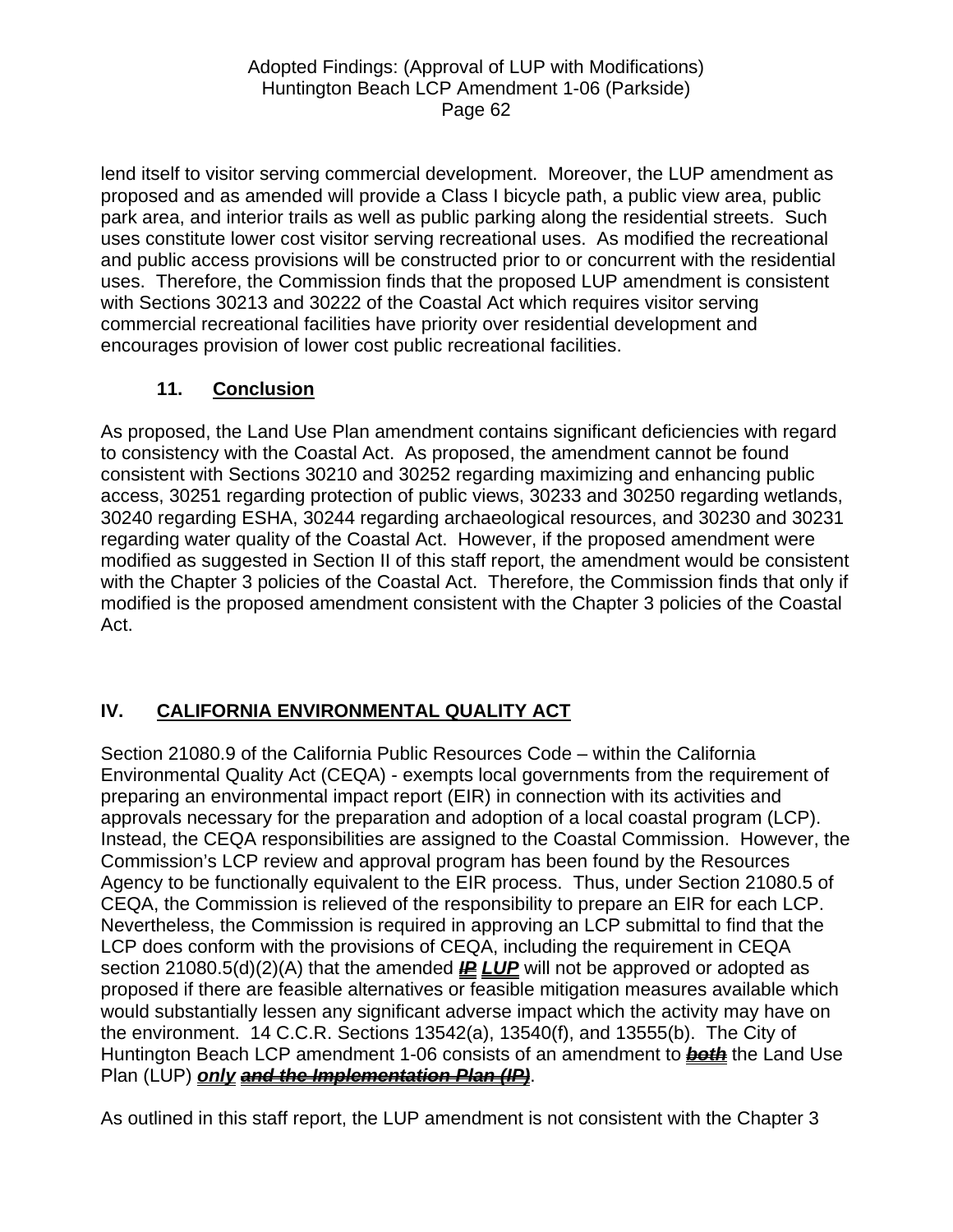lend itself to visitor serving commercial development. Moreover, the LUP amendment as proposed and as amended will provide a Class I bicycle path, a public view area, public park area, and interior trails as well as public parking along the residential streets. Such uses constitute lower cost visitor serving recreational uses. As modified the recreational and public access provisions will be constructed prior to or concurrent with the residential uses. Therefore, the Commission finds that the proposed LUP amendment is consistent with Sections 30213 and 30222 of the Coastal Act which requires visitor serving commercial recreational facilities have priority over residential development and encourages provision of lower cost public recreational facilities.

### 11. Conclusion

As proposed, the Land Use Plan amendment contains significant deficiencies with regard to consistency with the Coastal Act. As proposed, the amendment cannot be found consistent with Sections 30210 and 30252 regarding maximizing and enhancing public access, 30251 regarding protection of public views, 30233 and 30250 regarding wetlands, 30240 regarding ESHA, 30244 regarding archaeological resources, and 30230 and 30231 regarding water quality of the Coastal Act. However, if the proposed amendment were modified as suggested in Section II of this staff report, the amendment would be consistent with the Chapter 3 policies of the Coastal Act. Therefore, the Commission finds that only if modified is the proposed amendment consistent with the Chapter 3 policies of the Coastal Act.

## IV. CALIFORNIA ENVIRONMENTAL QUALITY ACT

Section 21080.9 of the California Public Resources Code – within the California Environmental Quality Act (CEQA) - exempts local governments from the requirement of preparing an environmental impact report (EIR) in connection with its activities and approvals necessary for the preparation and adoption of a local coastal program (LCP). Instead, the CEQA responsibilities are assigned to the Coastal Commission. However, the Commission's LCP review and approval program has been found by the Resources Agency to be functionally equivalent to the EIR process. Thus, under Section 21080.5 of CEQA, the Commission is relieved of the responsibility to prepare an EIR for each LCP. Nevertheless, the Commission is required in approving an LCP submittal to find that the LCP does conform with the provisions of CEQA, including the requirement in CEQA section 21080.5(d)(2)(A) that the amended ~~***IP***~~ ***LUP*** will not be approved or adopted as proposed if there are feasible alternatives or feasible mitigation measures available which would substantially lessen any significant adverse impact which the activity may have on the environment. 14 C.C.R. Sections 13542(a), 13540(f), and 13555(b). The City of Huntington Beach LCP amendment 1-06 consists of an amendment to ~~***both***~~ the Land Use Plan (LUP) ***only*** ~~***and the Implementation Plan (IP)***~~.

As outlined in this staff report, the LUP amendment is not consistent with the Chapter 3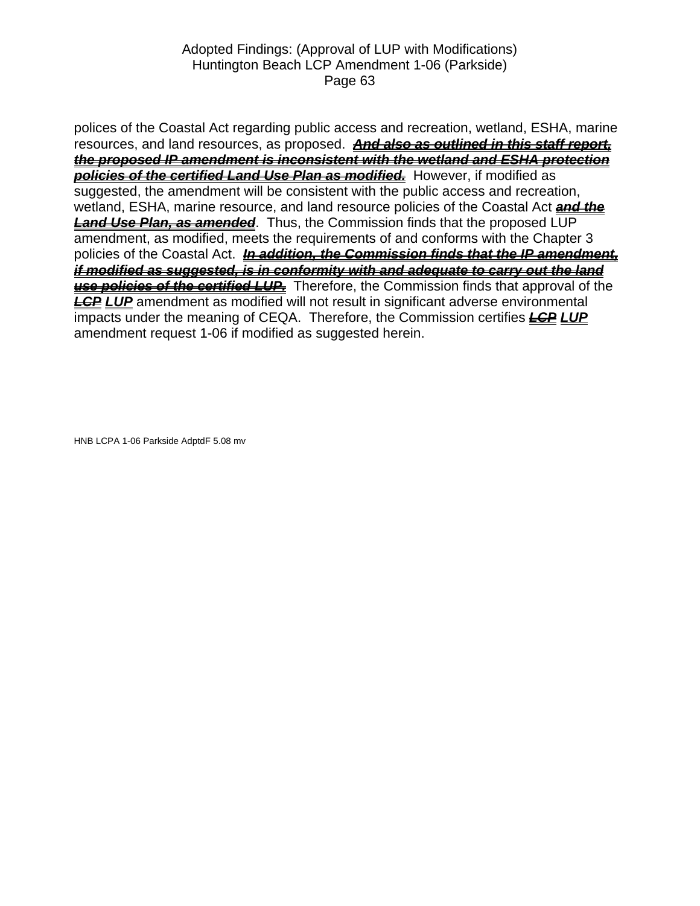polices of the Coastal Act regarding public access and recreation, wetland, ESHA, marine resources, and land resources, as proposed. ***~~And also as outlined in this staff report, the proposed IP amendment is inconsistent with the wetland and ESHA protection policies of the certified Land Use Plan as modified.~~*** However, if modified as suggested, the amendment will be consistent with the public access and recreation, wetland, ESHA, marine resource, and land resource policies of the Coastal Act ***~~and the Land Use Plan, as amended~~***. Thus, the Commission finds that the proposed LUP amendment, as modified, meets the requirements of and conforms with the Chapter 3 policies of the Coastal Act. ***~~In addition, the Commission finds that the IP amendment, if modified as suggested, is in conformity with and adequate to carry out the land use policies of the certified LUP.~~*** Therefore, the Commission finds that approval of the ***~~LCP~~*** ***LUP*** amendment as modified will not result in significant adverse environmental impacts under the meaning of CEQA. Therefore, the Commission certifies ***~~LCP~~*** ***LUP*** amendment request 1-06 if modified as suggested herein.